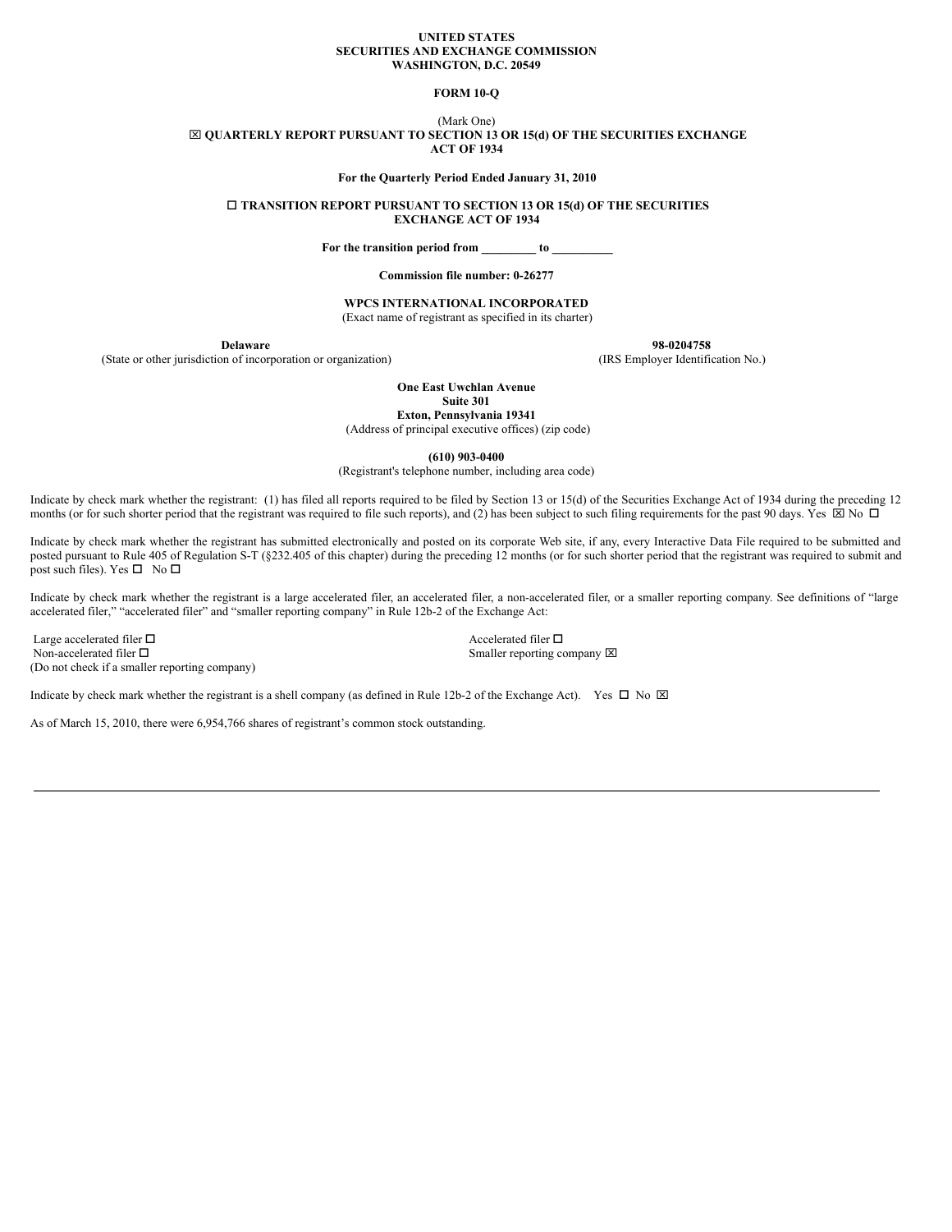**UNITED STATES**
**SECURITIES AND EXCHANGE COMMISSION**
**WASHINGTON, D.C. 20549**

**FORM 10-Q**

(Mark One)

☒ **QUARTERLY REPORT PURSUANT TO SECTION 13 OR 15(d) OF THE SECURITIES EXCHANGE ACT OF 1934**

**For the Quarterly Period Ended January 31, 2010**

☐ **TRANSITION REPORT PURSUANT TO SECTION 13 OR 15(d) OF THE SECURITIES EXCHANGE ACT OF 1934**

**For the transition period from _________ to __________**

**Commission file number: 0-26277**

**WPCS INTERNATIONAL INCORPORATED**
(Exact name of registrant as specified in its charter)

| **Delaware** | **98-0204758** |
|---|---|
| (State or other jurisdiction of incorporation or organization) | (IRS Employer Identification No.) |

**One East Uwchlan Avenue**
**Suite 301**
**Exton, Pennsylvania 19341**
(Address of principal executive offices) (zip code)

**(610) 903-0400**
(Registrant's telephone number, including area code)

Indicate by check mark whether the registrant: (1) has filed all reports required to be filed by Section 13 or 15(d) of the Securities Exchange Act of 1934 during the preceding 12 months (or for such shorter period that the registrant was required to file such reports), and (2) has been subject to such filing requirements for the past 90 days. Yes ☒ No ☐

Indicate by check mark whether the registrant has submitted electronically and posted on its corporate Web site, if any, every Interactive Data File required to be submitted and posted pursuant to Rule 405 of Regulation S-T (§232.405 of this chapter) during the preceding 12 months (or for such shorter period that the registrant was required to submit and post such files). Yes ☐ No ☐

Indicate by check mark whether the registrant is a large accelerated filer, an accelerated filer, a non-accelerated filer, or a smaller reporting company. See definitions of "large accelerated filer," "accelerated filer" and "smaller reporting company" in Rule 12b-2 of the Exchange Act:

| | |
|---|---|
| Large accelerated filer ☐ | Accelerated filer ☐ |
| Non-accelerated filer ☐ | Smaller reporting company ☒ |
| (Do not check if a smaller reporting company) | |

Indicate by check mark whether the registrant is a shell company (as defined in Rule 12b-2 of the Exchange Act). Yes ☐ No ☒

As of March 15, 2010, there were 6,954,766 shares of registrant's common stock outstanding.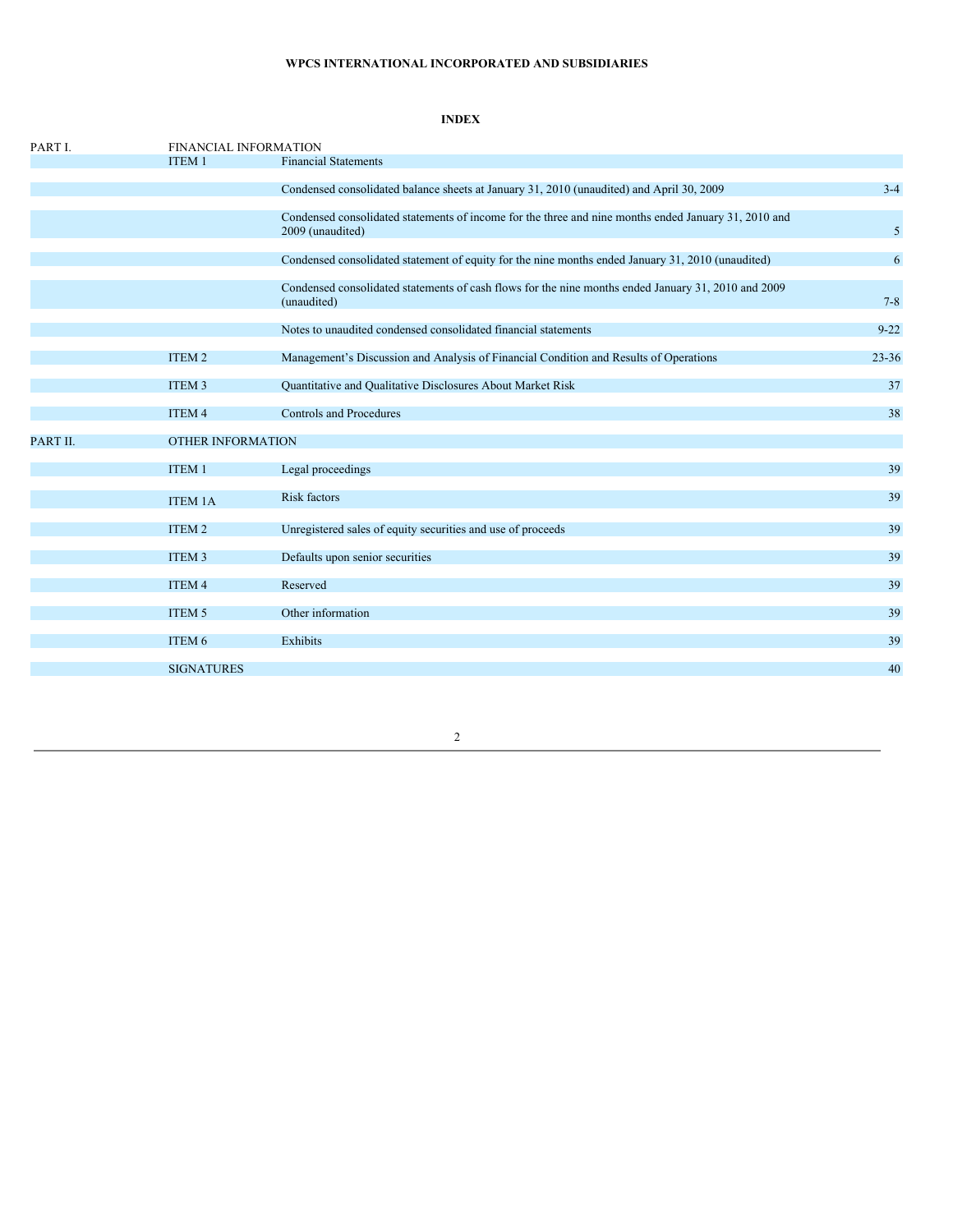**WPCS INTERNATIONAL INCORPORATED AND SUBSIDIARIES**

**INDEX**

| | | | |
|---|---|---|---|
| PART I. | FINANCIAL INFORMATION | | |
| | ITEM 1 | Financial Statements | |
| | | Condensed consolidated balance sheets at January 31, 2010 (unaudited) and April 30, 2009 | 3-4 |
| | | Condensed consolidated statements of income for the three and nine months ended January 31, 2010 and 2009 (unaudited) | 5 |
| | | Condensed consolidated statement of equity for the nine months ended January 31, 2010 (unaudited) | 6 |
| | | Condensed consolidated statements of cash flows for the nine months ended January 31, 2010 and 2009 (unaudited) | 7-8 |
| | | Notes to unaudited condensed consolidated financial statements | 9-22 |
| | ITEM 2 | Management's Discussion and Analysis of Financial Condition and Results of Operations | 23-36 |
| | ITEM 3 | Quantitative and Qualitative Disclosures About Market Risk | 37 |
| | ITEM 4 | Controls and Procedures | 38 |
| PART II. | OTHER INFORMATION | | |
| | ITEM 1 | Legal proceedings | 39 |
| | ITEM 1A | Risk factors | 39 |
| | ITEM 2 | Unregistered sales of equity securities and use of proceeds | 39 |
| | ITEM 3 | Defaults upon senior securities | 39 |
| | ITEM 4 | Reserved | 39 |
| | ITEM 5 | Other information | 39 |
| | ITEM 6 | Exhibits | 39 |
| | SIGNATURES | | 40 |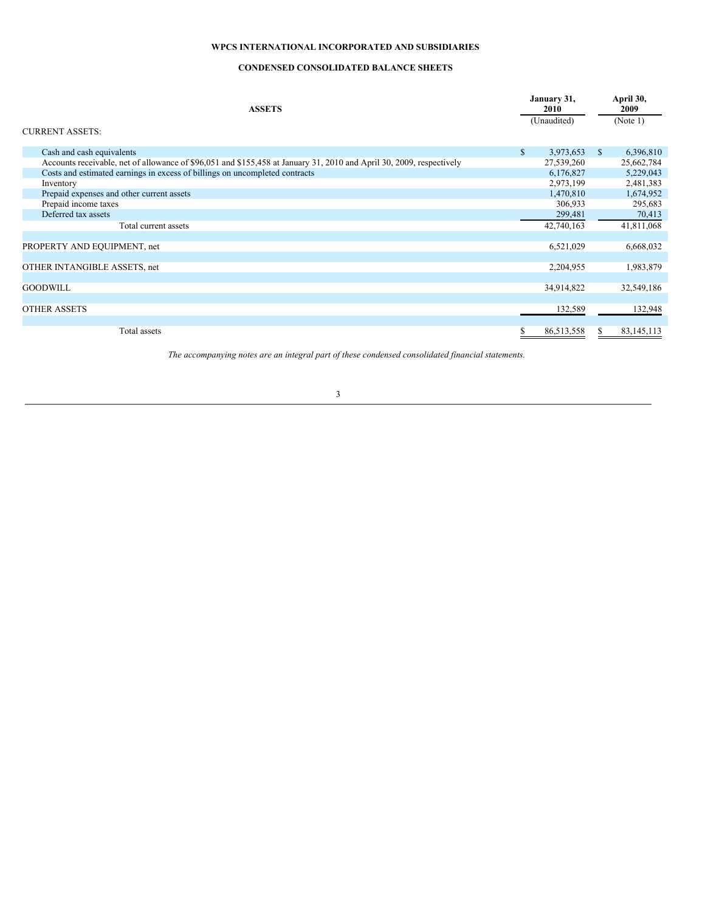# WPCS INTERNATIONAL INCORPORATED AND SUBSIDIARIES

## CONDENSED CONSOLIDATED BALANCE SHEETS

| ASSETS | January 31, 2010 (Unaudited) | April 30, 2009 (Note 1) |
|---|---|---|
| CURRENT ASSETS: | | |
| Cash and cash equivalents | $ 3,973,653 | $ 6,396,810 |
| Accounts receivable, net of allowance of $96,051 and $155,458 at January 31, 2010 and April 30, 2009, respectively | 27,539,260 | 25,662,784 |
| Costs and estimated earnings in excess of billings on uncompleted contracts | 6,176,827 | 5,229,043 |
| Inventory | 2,973,199 | 2,481,383 |
| Prepaid expenses and other current assets | 1,470,810 | 1,674,952 |
| Prepaid income taxes | 306,933 | 295,683 |
| Deferred tax assets | 299,481 | 70,413 |
| Total current assets | 42,740,163 | 41,811,068 |
| PROPERTY AND EQUIPMENT, net | 6,521,029 | 6,668,032 |
| OTHER INTANGIBLE ASSETS, net | 2,204,955 | 1,983,879 |
| GOODWILL | 34,914,822 | 32,549,186 |
| OTHER ASSETS | 132,589 | 132,948 |
| Total assets | $ 86,513,558 | $ 83,145,113 |

*The accompanying notes are an integral part of these condensed consolidated financial statements.*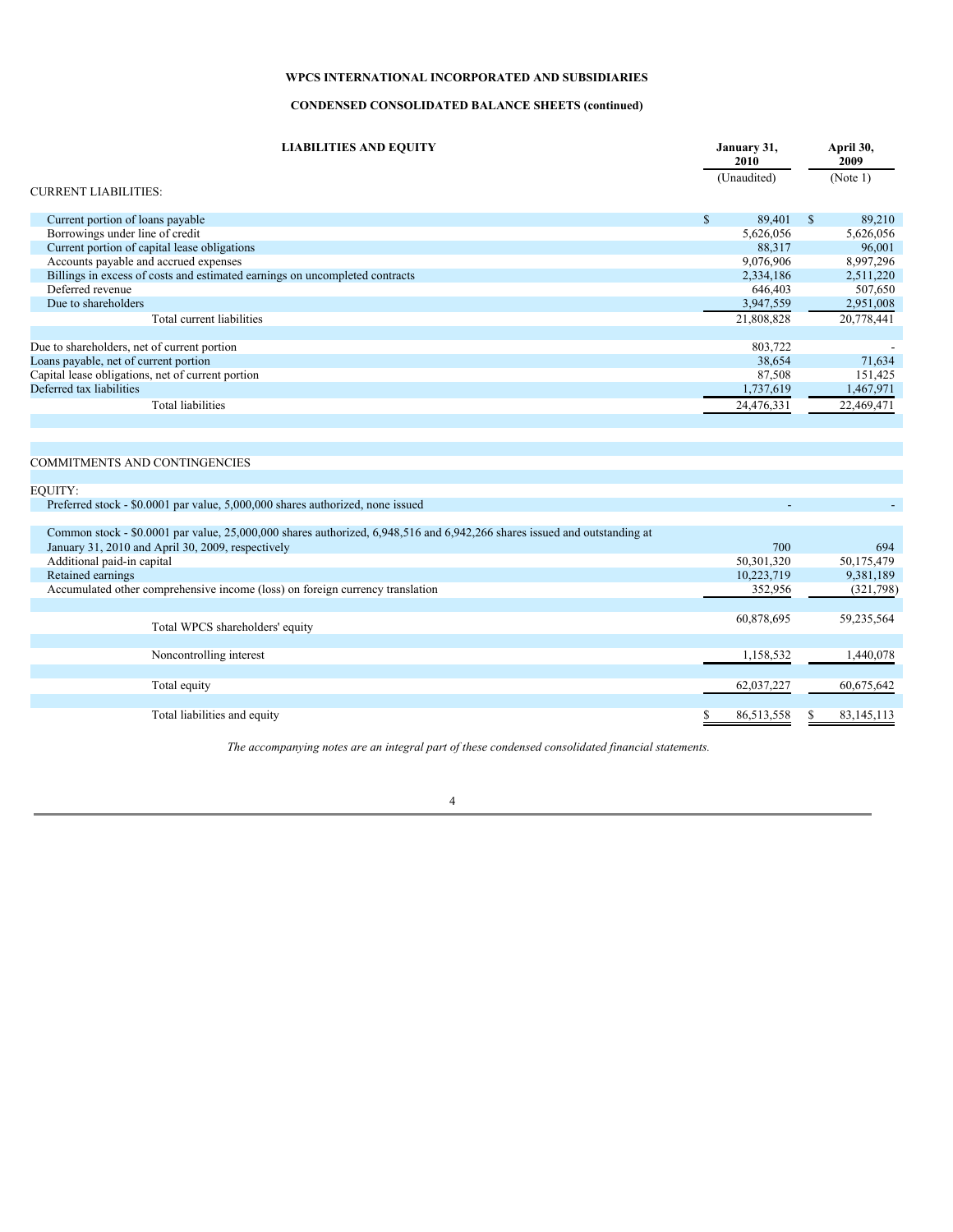**WPCS INTERNATIONAL INCORPORATED AND SUBSIDIARIES**

**CONDENSED CONSOLIDATED BALANCE SHEETS (continued)**

| **LIABILITIES AND EQUITY** | **January 31, 2010** | **April 30, 2009** |
|---|---|---|
| | (Unaudited) | (Note 1) |
| CURRENT LIABILITIES: | | |
| Current portion of loans payable | $ 89,401 | $ 89,210 |
| Borrowings under line of credit | 5,626,056 | 5,626,056 |
| Current portion of capital lease obligations | 88,317 | 96,001 |
| Accounts payable and accrued expenses | 9,076,906 | 8,997,296 |
| Billings in excess of costs and estimated earnings on uncompleted contracts | 2,334,186 | 2,511,220 |
| Deferred revenue | 646,403 | 507,650 |
| Due to shareholders | 3,947,559 | 2,951,008 |
| Total current liabilities | 21,808,828 | 20,778,441 |
| | | |
| Due to shareholders, net of current portion | 803,722 | - |
| Loans payable, net of current portion | 38,654 | 71,634 |
| Capital lease obligations, net of current portion | 87,508 | 151,425 |
| Deferred tax liabilities | 1,737,619 | 1,467,971 |
| Total liabilities | 24,476,331 | 22,469,471 |
| | | |
| COMMITMENTS AND CONTINGENCIES | | |
| | | |
| EQUITY: | | |
| Preferred stock - $0.0001 par value, 5,000,000 shares authorized, none issued | - | - |
| | | |
| Common stock - $0.0001 par value, 25,000,000 shares authorized, 6,948,516 and 6,942,266 shares issued and outstanding at January 31, 2010 and April 30, 2009, respectively | 700 | 694 |
| Additional paid-in capital | 50,301,320 | 50,175,479 |
| Retained earnings | 10,223,719 | 9,381,189 |
| Accumulated other comprehensive income (loss) on foreign currency translation | 352,956 | (321,798) |
| | | |
| Total WPCS shareholders' equity | 60,878,695 | 59,235,564 |
| | | |
| Noncontrolling interest | 1,158,532 | 1,440,078 |
| | | |
| Total equity | 62,037,227 | 60,675,642 |
| | | |
| Total liabilities and equity | $ 86,513,558 | $ 83,145,113 |

*The accompanying notes are an integral part of these condensed consolidated financial statements.*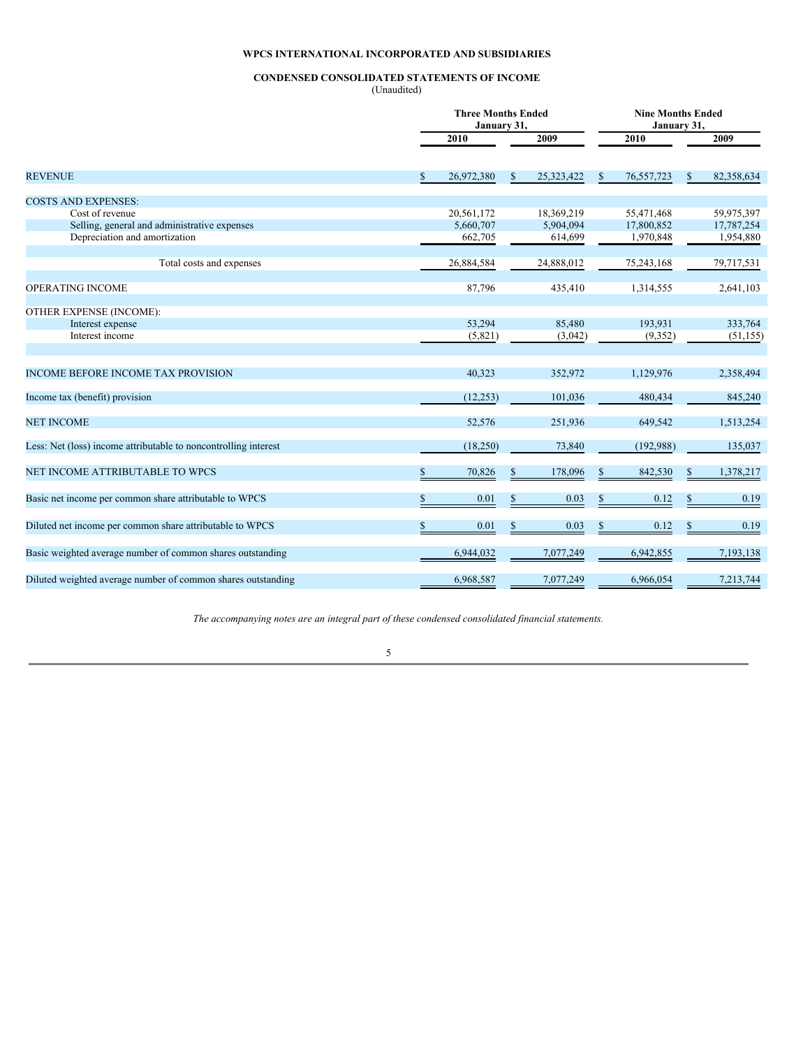**WPCS INTERNATIONAL INCORPORATED AND SUBSIDIARIES**

**CONDENSED CONSOLIDATED STATEMENTS OF INCOME**
(Unaudited)

| | Three Months Ended January 31, | | Nine Months Ended January 31, | |
|---|---|---|---|---|
| | 2010 | 2009 | 2010 | 2009 |
| REVENUE | $ 26,972,380 | $ 25,323,422 | $ 76,557,723 | $ 82,358,634 |
| COSTS AND EXPENSES: | | | | |
| Cost of revenue | 20,561,172 | 18,369,219 | 55,471,468 | 59,975,397 |
| Selling, general and administrative expenses | 5,660,707 | 5,904,094 | 17,800,852 | 17,787,254 |
| Depreciation and amortization | 662,705 | 614,699 | 1,970,848 | 1,954,880 |
| Total costs and expenses | 26,884,584 | 24,888,012 | 75,243,168 | 79,717,531 |
| OPERATING INCOME | 87,796 | 435,410 | 1,314,555 | 2,641,103 |
| OTHER EXPENSE (INCOME): | | | | |
| Interest expense | 53,294 | 85,480 | 193,931 | 333,764 |
| Interest income | (5,821) | (3,042) | (9,352) | (51,155) |
| INCOME BEFORE INCOME TAX PROVISION | 40,323 | 352,972 | 1,129,976 | 2,358,494 |
| Income tax (benefit) provision | (12,253) | 101,036 | 480,434 | 845,240 |
| NET INCOME | 52,576 | 251,936 | 649,542 | 1,513,254 |
| Less: Net (loss) income attributable to noncontrolling interest | (18,250) | 73,840 | (192,988) | 135,037 |
| NET INCOME ATTRIBUTABLE TO WPCS | $ 70,826 | $ 178,096 | $ 842,530 | $ 1,378,217 |
| Basic net income per common share attributable to WPCS | $ 0.01 | $ 0.03 | $ 0.12 | $ 0.19 |
| Diluted net income per common share attributable to WPCS | $ 0.01 | $ 0.03 | $ 0.12 | $ 0.19 |
| Basic weighted average number of common shares outstanding | 6,944,032 | 7,077,249 | 6,942,855 | 7,193,138 |
| Diluted weighted average number of common shares outstanding | 6,968,587 | 7,077,249 | 6,966,054 | 7,213,744 |

*The accompanying notes are an integral part of these condensed consolidated financial statements.*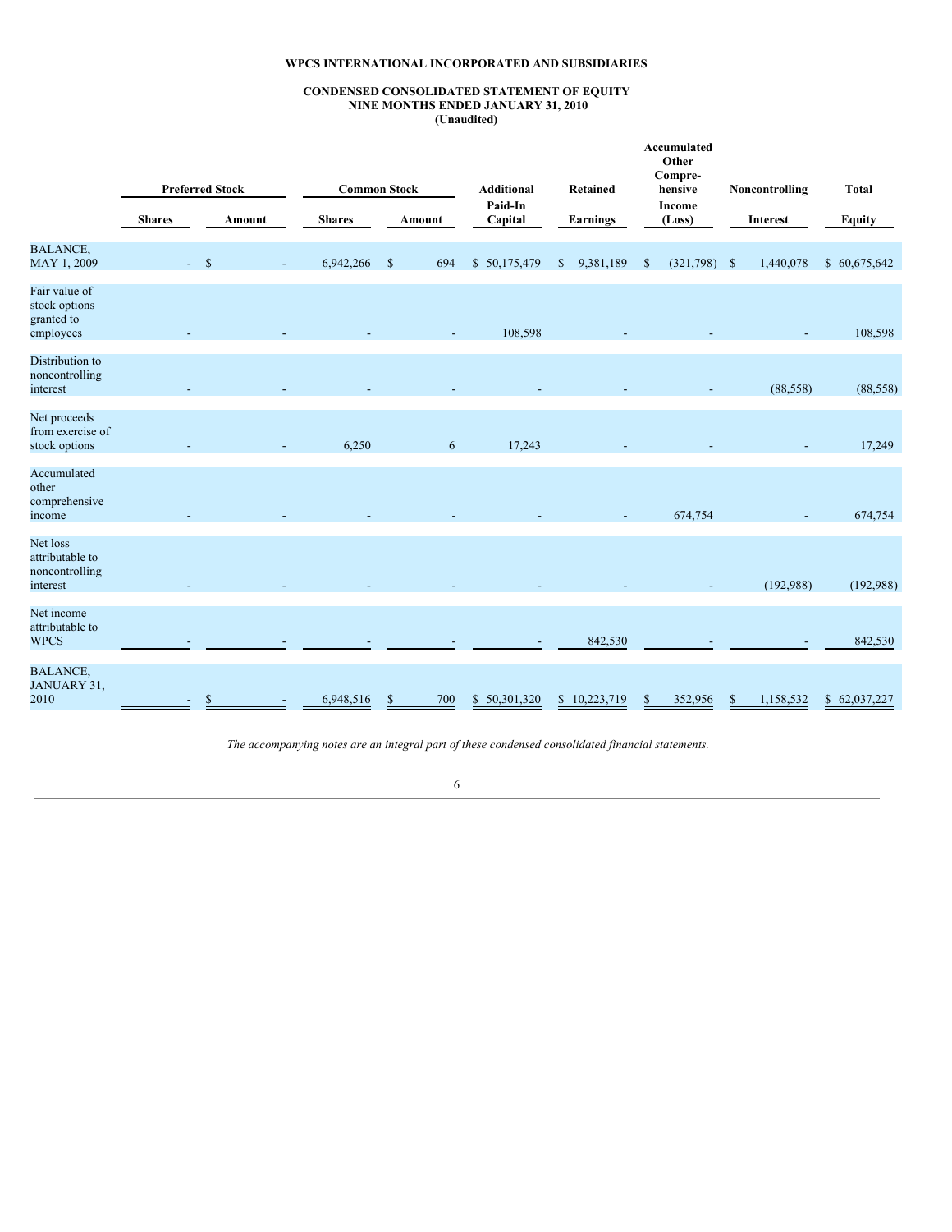**WPCS INTERNATIONAL INCORPORATED AND SUBSIDIARIES**

**CONDENSED CONSOLIDATED STATEMENT OF EQUITY**
**NINE MONTHS ENDED JANUARY 31, 2010**
**(Unaudited)**

| | Preferred Stock | | Common Stock | | Additional Paid-In Capital | Retained Earnings | Accumulated Other Comprehensive Income (Loss) | Noncontrolling Interest | Total Equity |
|---|---|---|---|---|---|---|---|---|---|
| | Shares | Amount | Shares | Amount | | | | | |
| BALANCE, MAY 1, 2009 | - | $ - | 6,942,266 | $ 694 | $ 50,175,479 | $ 9,381,189 | $ (321,798) | $ 1,440,078 | $ 60,675,642 |
| Fair value of stock options granted to employees | - | - | - | - | 108,598 | - | - | - | 108,598 |
| Distribution to noncontrolling interest | - | - | - | - | - | - | - | (88,558) | (88,558) |
| Net proceeds from exercise of stock options | - | - | 6,250 | 6 | 17,243 | - | - | - | 17,249 |
| Accumulated other comprehensive income | - | - | - | - | - | - | 674,754 | - | 674,754 |
| Net loss attributable to noncontrolling interest | - | - | - | - | - | - | - | (192,988) | (192,988) |
| Net income attributable to WPCS | - | - | - | - | - | 842,530 | - | - | 842,530 |
| BALANCE, JANUARY 31, 2010 | - | $ - | 6,948,516 | $ 700 | $ 50,301,320 | $ 10,223,719 | $ 352,956 | $ 1,158,532 | $ 62,037,227 |

*The accompanying notes are an integral part of these condensed consolidated financial statements.*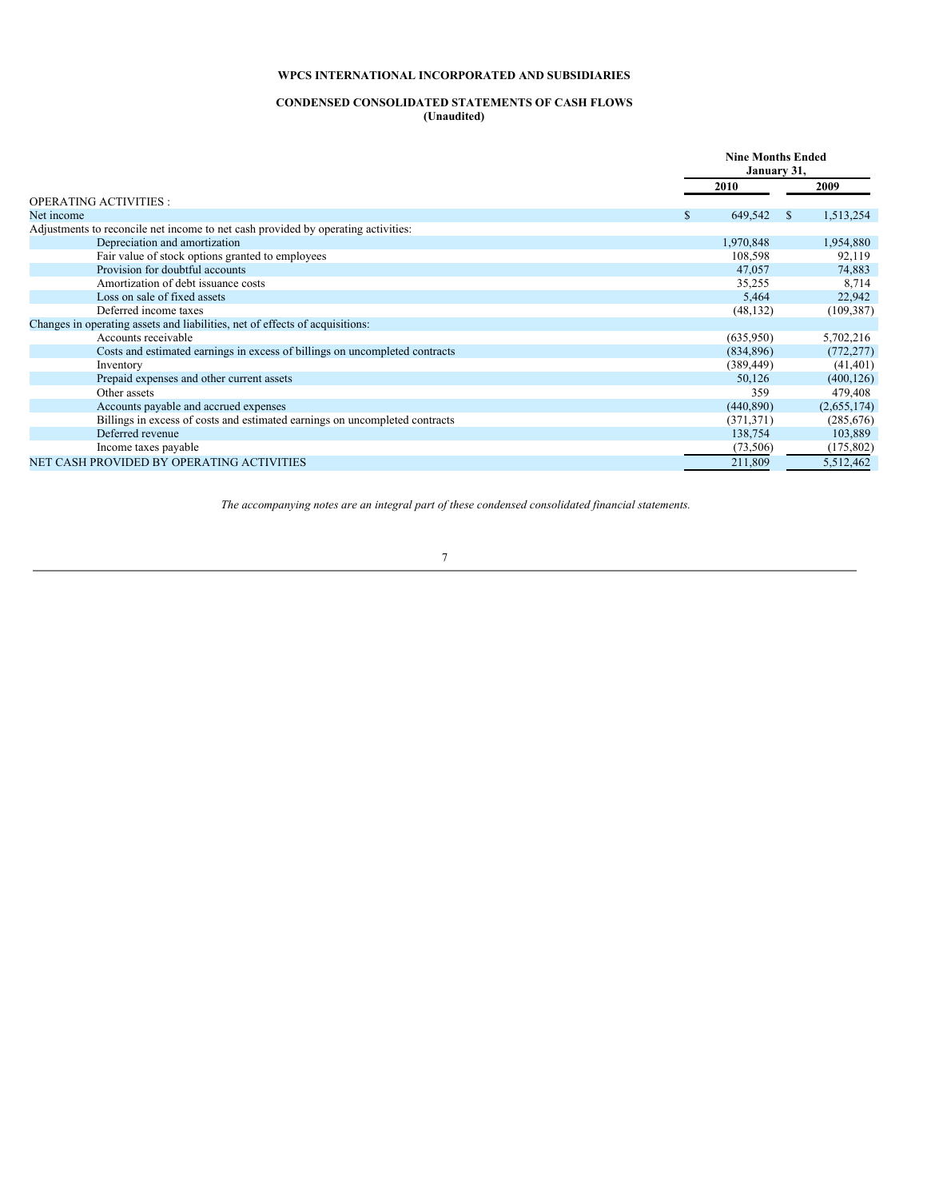**WPCS INTERNATIONAL INCORPORATED AND SUBSIDIARIES**

**CONDENSED CONSOLIDATED STATEMENTS OF CASH FLOWS**
**(Unaudited)**

| | Nine Months Ended January 31, | |
|---|---|---|
| | **2010** | **2009** |
| OPERATING ACTIVITIES : | | |
| Net income | $ 649,542 | $ 1,513,254 |
| Adjustments to reconcile net income to net cash provided by operating activities: | | |
| Depreciation and amortization | 1,970,848 | 1,954,880 |
| Fair value of stock options granted to employees | 108,598 | 92,119 |
| Provision for doubtful accounts | 47,057 | 74,883 |
| Amortization of debt issuance costs | 35,255 | 8,714 |
| Loss on sale of fixed assets | 5,464 | 22,942 |
| Deferred income taxes | (48,132) | (109,387) |
| Changes in operating assets and liabilities, net of effects of acquisitions: | | |
| Accounts receivable | (635,950) | 5,702,216 |
| Costs and estimated earnings in excess of billings on uncompleted contracts | (834,896) | (772,277) |
| Inventory | (389,449) | (41,401) |
| Prepaid expenses and other current assets | 50,126 | (400,126) |
| Other assets | 359 | 479,408 |
| Accounts payable and accrued expenses | (440,890) | (2,655,174) |
| Billings in excess of costs and estimated earnings on uncompleted contracts | (371,371) | (285,676) |
| Deferred revenue | 138,754 | 103,889 |
| Income taxes payable | (73,506) | (175,802) |
| NET CASH PROVIDED BY OPERATING ACTIVITIES | 211,809 | 5,512,462 |

*The accompanying notes are an integral part of these condensed consolidated financial statements.*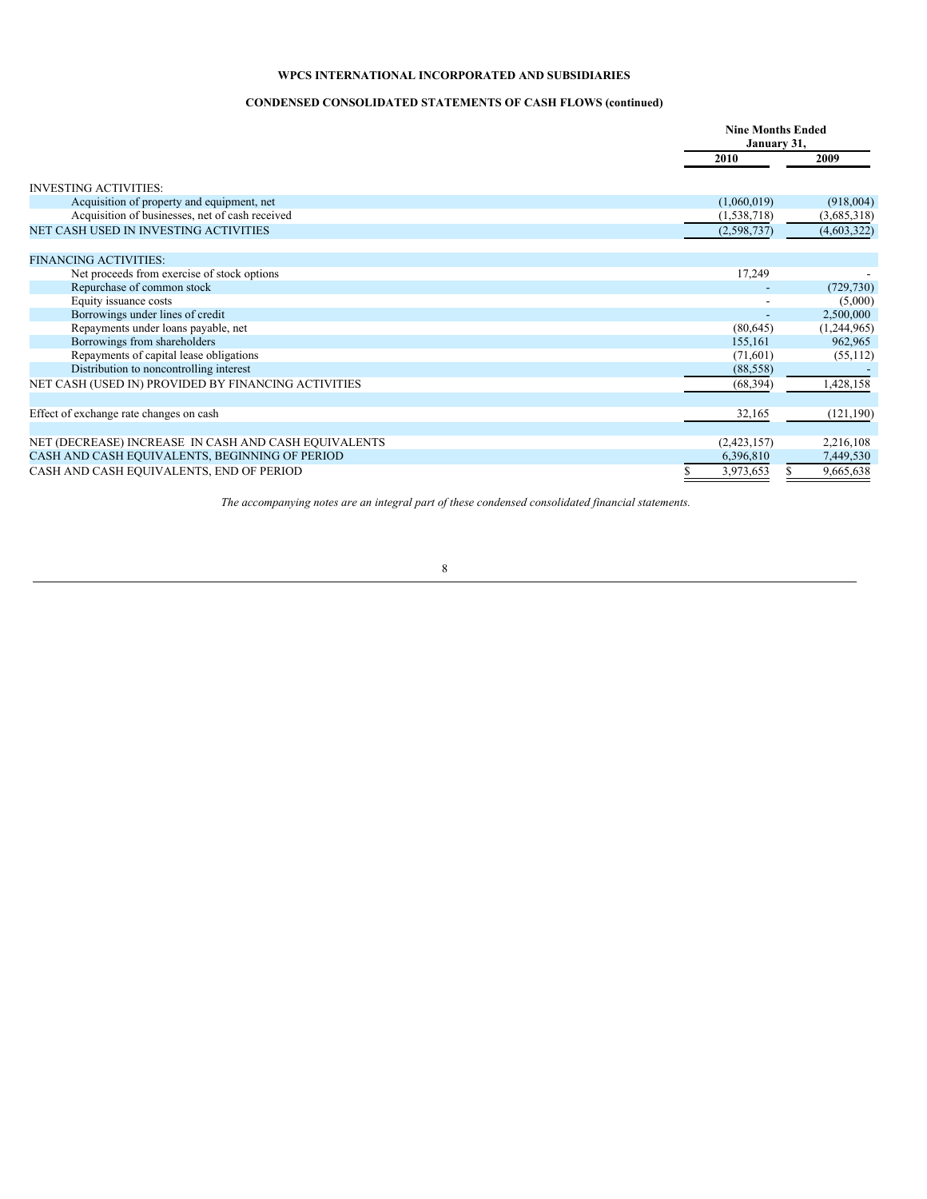**WPCS INTERNATIONAL INCORPORATED AND SUBSIDIARIES**

**CONDENSED CONSOLIDATED STATEMENTS OF CASH FLOWS (continued)**

| | Nine Months Ended January 31, | |
|---|---|---|
| | **2010** | **2009** |
| INVESTING ACTIVITIES: | | |
| Acquisition of property and equipment, net | (1,060,019) | (918,004) |
| Acquisition of businesses, net of cash received | (1,538,718) | (3,685,318) |
| NET CASH USED IN INVESTING ACTIVITIES | (2,598,737) | (4,603,322) |
| | | |
| FINANCING ACTIVITIES: | | |
| Net proceeds from exercise of stock options | 17,249 | - |
| Repurchase of common stock | - | (729,730) |
| Equity issuance costs | - | (5,000) |
| Borrowings under lines of credit | - | 2,500,000 |
| Repayments under loans payable, net | (80,645) | (1,244,965) |
| Borrowings from shareholders | 155,161 | 962,965 |
| Repayments of capital lease obligations | (71,601) | (55,112) |
| Distribution to noncontrolling interest | (88,558) | - |
| NET CASH (USED IN) PROVIDED BY FINANCING ACTIVITIES | (68,394) | 1,428,158 |
| | | |
| Effect of exchange rate changes on cash | 32,165 | (121,190) |
| | | |
| NET (DECREASE) INCREASE IN CASH AND CASH EQUIVALENTS | (2,423,157) | 2,216,108 |
| CASH AND CASH EQUIVALENTS, BEGINNING OF PERIOD | 6,396,810 | 7,449,530 |
| CASH AND CASH EQUIVALENTS, END OF PERIOD | $ 3,973,653 | $ 9,665,638 |

*The accompanying notes are an integral part of these condensed consolidated financial statements.*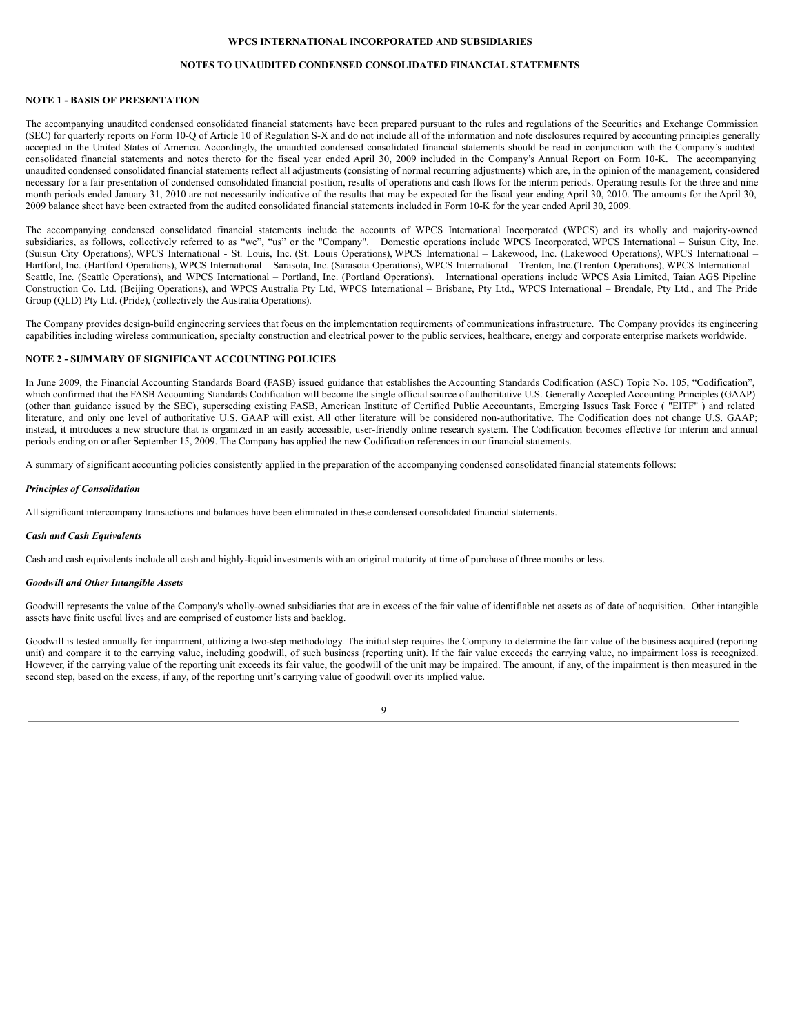**WPCS INTERNATIONAL INCORPORATED AND SUBSIDIARIES**

**NOTES TO UNAUDITED CONDENSED CONSOLIDATED FINANCIAL STATEMENTS**

**NOTE 1 - BASIS OF PRESENTATION**

The accompanying unaudited condensed consolidated financial statements have been prepared pursuant to the rules and regulations of the Securities and Exchange Commission (SEC) for quarterly reports on Form 10-Q of Article 10 of Regulation S-X and do not include all of the information and note disclosures required by accounting principles generally accepted in the United States of America. Accordingly, the unaudited condensed consolidated financial statements should be read in conjunction with the Company's audited consolidated financial statements and notes thereto for the fiscal year ended April 30, 2009 included in the Company's Annual Report on Form 10-K. The accompanying unaudited condensed consolidated financial statements reflect all adjustments (consisting of normal recurring adjustments) which are, in the opinion of the management, considered necessary for a fair presentation of condensed consolidated financial position, results of operations and cash flows for the interim periods. Operating results for the three and nine month periods ended January 31, 2010 are not necessarily indicative of the results that may be expected for the fiscal year ending April 30, 2010. The amounts for the April 30, 2009 balance sheet have been extracted from the audited consolidated financial statements included in Form 10-K for the year ended April 30, 2009.

The accompanying condensed consolidated financial statements include the accounts of WPCS International Incorporated (WPCS) and its wholly and majority-owned subsidiaries, as follows, collectively referred to as "we", "us" or the "Company". Domestic operations include WPCS Incorporated, WPCS International – Suisun City, Inc. (Suisun City Operations), WPCS International - St. Louis, Inc. (St. Louis Operations), WPCS International – Lakewood, Inc. (Lakewood Operations), WPCS International – Hartford, Inc. (Hartford Operations), WPCS International – Sarasota, Inc. (Sarasota Operations), WPCS International – Trenton, Inc. (Trenton Operations), WPCS International – Seattle, Inc. (Seattle Operations), and WPCS International – Portland, Inc. (Portland Operations). International operations include WPCS Asia Limited, Taian AGS Pipeline Construction Co. Ltd. (Beijing Operations), and WPCS Australia Pty Ltd, WPCS International – Brisbane, Pty Ltd., WPCS International – Brendale, Pty Ltd., and The Pride Group (QLD) Pty Ltd. (Pride), (collectively the Australia Operations).

The Company provides design-build engineering services that focus on the implementation requirements of communications infrastructure. The Company provides its engineering capabilities including wireless communication, specialty construction and electrical power to the public services, healthcare, energy and corporate enterprise markets worldwide.

**NOTE 2 - SUMMARY OF SIGNIFICANT ACCOUNTING POLICIES**

In June 2009, the Financial Accounting Standards Board (FASB) issued guidance that establishes the Accounting Standards Codification (ASC) Topic No. 105, "Codification", which confirmed that the FASB Accounting Standards Codification will become the single official source of authoritative U.S. Generally Accepted Accounting Principles (GAAP) (other than guidance issued by the SEC), superseding existing FASB, American Institute of Certified Public Accountants, Emerging Issues Task Force ( "EITF" ) and related literature, and only one level of authoritative U.S. GAAP will exist. All other literature will be considered non-authoritative. The Codification does not change U.S. GAAP; instead, it introduces a new structure that is organized in an easily accessible, user-friendly online research system. The Codification becomes effective for interim and annual periods ending on or after September 15, 2009. The Company has applied the new Codification references in our financial statements.

A summary of significant accounting policies consistently applied in the preparation of the accompanying condensed consolidated financial statements follows:

***Principles of Consolidation***

All significant intercompany transactions and balances have been eliminated in these condensed consolidated financial statements.

***Cash and Cash Equivalents***

Cash and cash equivalents include all cash and highly-liquid investments with an original maturity at time of purchase of three months or less.

***Goodwill and Other Intangible Assets***

Goodwill represents the value of the Company's wholly-owned subsidiaries that are in excess of the fair value of identifiable net assets as of date of acquisition. Other intangible assets have finite useful lives and are comprised of customer lists and backlog.

Goodwill is tested annually for impairment, utilizing a two-step methodology. The initial step requires the Company to determine the fair value of the business acquired (reporting unit) and compare it to the carrying value, including goodwill, of such business (reporting unit). If the fair value exceeds the carrying value, no impairment loss is recognized. However, if the carrying value of the reporting unit exceeds its fair value, the goodwill of the unit may be impaired. The amount, if any, of the impairment is then measured in the second step, based on the excess, if any, of the reporting unit's carrying value of goodwill over its implied value.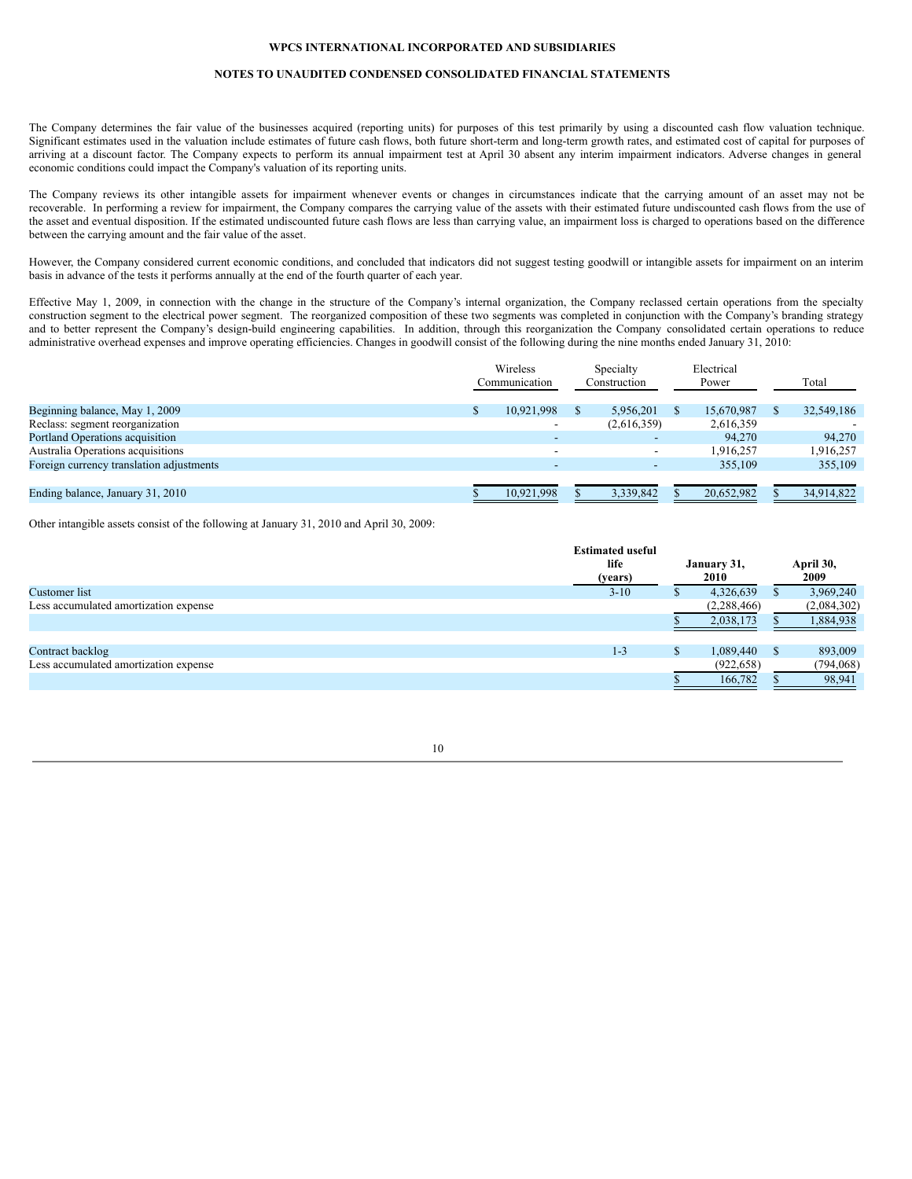The Company determines the fair value of the businesses acquired (reporting units) for purposes of this test primarily by using a discounted cash flow valuation technique. Significant estimates used in the valuation include estimates of future cash flows, both future short-term and long-term growth rates, and estimated cost of capital for purposes of arriving at a discount factor. The Company expects to perform its annual impairment test at April 30 absent any interim impairment indicators. Adverse changes in general economic conditions could impact the Company's valuation of its reporting units.

The Company reviews its other intangible assets for impairment whenever events or changes in circumstances indicate that the carrying amount of an asset may not be recoverable. In performing a review for impairment, the Company compares the carrying value of the assets with their estimated future undiscounted cash flows from the use of the asset and eventual disposition. If the estimated undiscounted future cash flows are less than carrying value, an impairment loss is charged to operations based on the difference between the carrying amount and the fair value of the asset.

However, the Company considered current economic conditions, and concluded that indicators did not suggest testing goodwill or intangible assets for impairment on an interim basis in advance of the tests it performs annually at the end of the fourth quarter of each year.

Effective May 1, 2009, in connection with the change in the structure of the Company's internal organization, the Company reclassed certain operations from the specialty construction segment to the electrical power segment. The reorganized composition of these two segments was completed in conjunction with the Company's branding strategy and to better represent the Company's design-build engineering capabilities. In addition, through this reorganization the Company consolidated certain operations to reduce administrative overhead expenses and improve operating efficiencies. Changes in goodwill consist of the following during the nine months ended January 31, 2010:

| | Wireless Communication | Specialty Construction | Electrical Power | Total |
|---|---|---|---|---|
| Beginning balance, May 1, 2009 | $ 10,921,998 | $ 5,956,201 | $ 15,670,987 | $ 32,549,186 |
| Reclass: segment reorganization | - | (2,616,359) | 2,616,359 | - |
| Portland Operations acquisition | - | - | 94,270 | 94,270 |
| Australia Operations acquisitions | - | - | 1,916,257 | 1,916,257 |
| Foreign currency translation adjustments | - | - | 355,109 | 355,109 |
| Ending balance, January 31, 2010 | $ 10,921,998 | $ 3,339,842 | $ 20,652,982 | $ 34,914,822 |

Other intangible assets consist of the following at January 31, 2010 and April 30, 2009:

| | **Estimated useful life (years)** | **January 31, 2010** | **April 30, 2009** |
|---|---|---|---|
| Customer list | 3-10 | $ 4,326,639 | $ 3,969,240 |
| Less accumulated amortization expense | | (2,288,466) | (2,084,302) |
| | | $ 2,038,173 | $ 1,884,938 |
| | | | |
| Contract backlog | 1-3 | $ 1,089,440 | $ 893,009 |
| Less accumulated amortization expense | | (922,658) | (794,068) |
| | | $ 166,782 | $ 98,941 |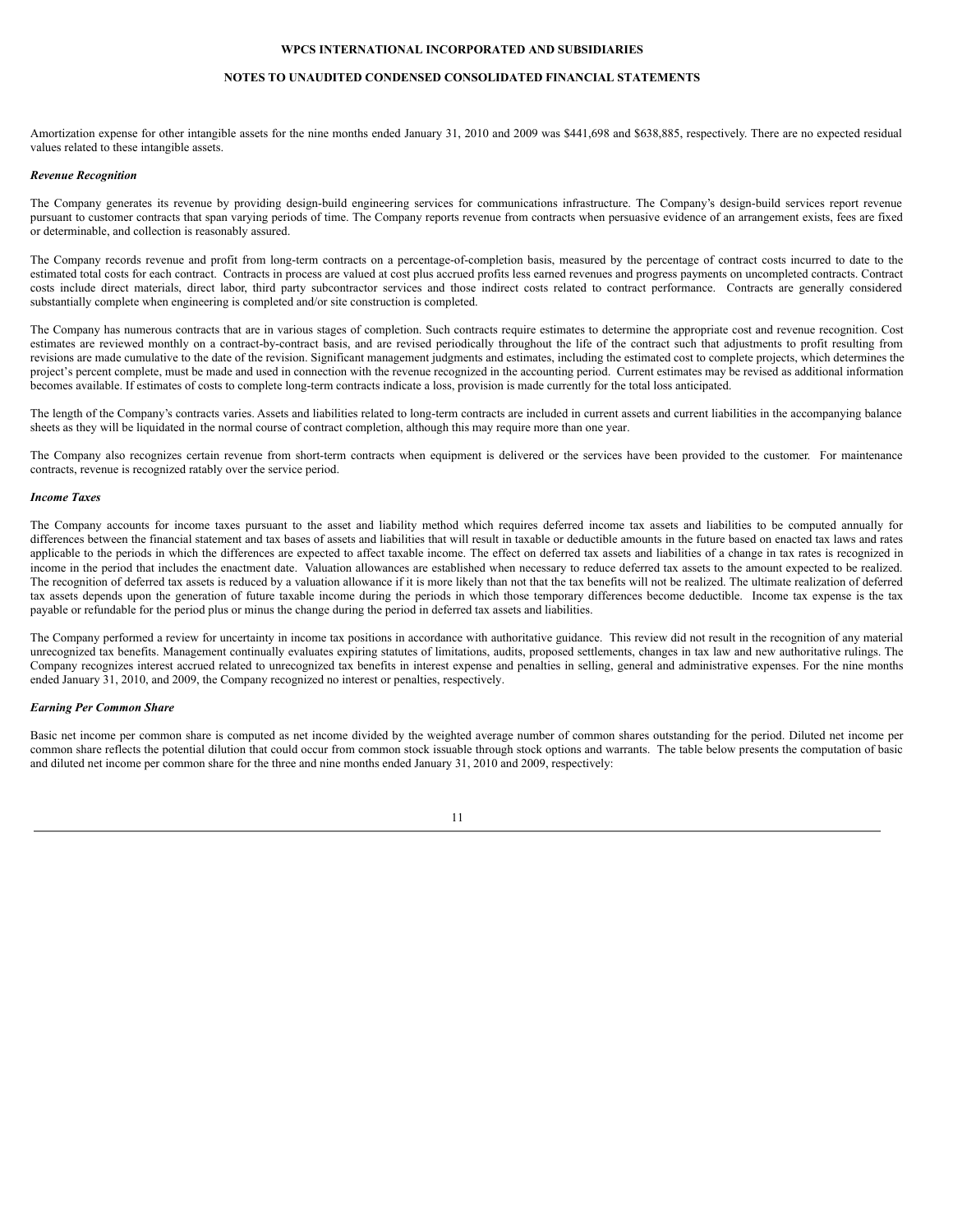Amortization expense for other intangible assets for the nine months ended January 31, 2010 and 2009 was $441,698 and $638,885, respectively. There are no expected residual values related to these intangible assets.

***Revenue Recognition***

The Company generates its revenue by providing design-build engineering services for communications infrastructure. The Company's design-build services report revenue pursuant to customer contracts that span varying periods of time. The Company reports revenue from contracts when persuasive evidence of an arrangement exists, fees are fixed or determinable, and collection is reasonably assured.

The Company records revenue and profit from long-term contracts on a percentage-of-completion basis, measured by the percentage of contract costs incurred to date to the estimated total costs for each contract. Contracts in process are valued at cost plus accrued profits less earned revenues and progress payments on uncompleted contracts. Contract costs include direct materials, direct labor, third party subcontractor services and those indirect costs related to contract performance. Contracts are generally considered substantially complete when engineering is completed and/or site construction is completed.

The Company has numerous contracts that are in various stages of completion. Such contracts require estimates to determine the appropriate cost and revenue recognition. Cost estimates are reviewed monthly on a contract-by-contract basis, and are revised periodically throughout the life of the contract such that adjustments to profit resulting from revisions are made cumulative to the date of the revision. Significant management judgments and estimates, including the estimated cost to complete projects, which determines the project's percent complete, must be made and used in connection with the revenue recognized in the accounting period. Current estimates may be revised as additional information becomes available. If estimates of costs to complete long-term contracts indicate a loss, provision is made currently for the total loss anticipated.

The length of the Company's contracts varies. Assets and liabilities related to long-term contracts are included in current assets and current liabilities in the accompanying balance sheets as they will be liquidated in the normal course of contract completion, although this may require more than one year.

The Company also recognizes certain revenue from short-term contracts when equipment is delivered or the services have been provided to the customer. For maintenance contracts, revenue is recognized ratably over the service period.

***Income Taxes***

The Company accounts for income taxes pursuant to the asset and liability method which requires deferred income tax assets and liabilities to be computed annually for differences between the financial statement and tax bases of assets and liabilities that will result in taxable or deductible amounts in the future based on enacted tax laws and rates applicable to the periods in which the differences are expected to affect taxable income. The effect on deferred tax assets and liabilities of a change in tax rates is recognized in income in the period that includes the enactment date. Valuation allowances are established when necessary to reduce deferred tax assets to the amount expected to be realized. The recognition of deferred tax assets is reduced by a valuation allowance if it is more likely than not that the tax benefits will not be realized. The ultimate realization of deferred tax assets depends upon the generation of future taxable income during the periods in which those temporary differences become deductible. Income tax expense is the tax payable or refundable for the period plus or minus the change during the period in deferred tax assets and liabilities.

The Company performed a review for uncertainty in income tax positions in accordance with authoritative guidance. This review did not result in the recognition of any material unrecognized tax benefits. Management continually evaluates expiring statutes of limitations, audits, proposed settlements, changes in tax law and new authoritative rulings. The Company recognizes interest accrued related to unrecognized tax benefits in interest expense and penalties in selling, general and administrative expenses. For the nine months ended January 31, 2010, and 2009, the Company recognized no interest or penalties, respectively.

***Earning Per Common Share***

Basic net income per common share is computed as net income divided by the weighted average number of common shares outstanding for the period. Diluted net income per common share reflects the potential dilution that could occur from common stock issuable through stock options and warrants. The table below presents the computation of basic and diluted net income per common share for the three and nine months ended January 31, 2010 and 2009, respectively: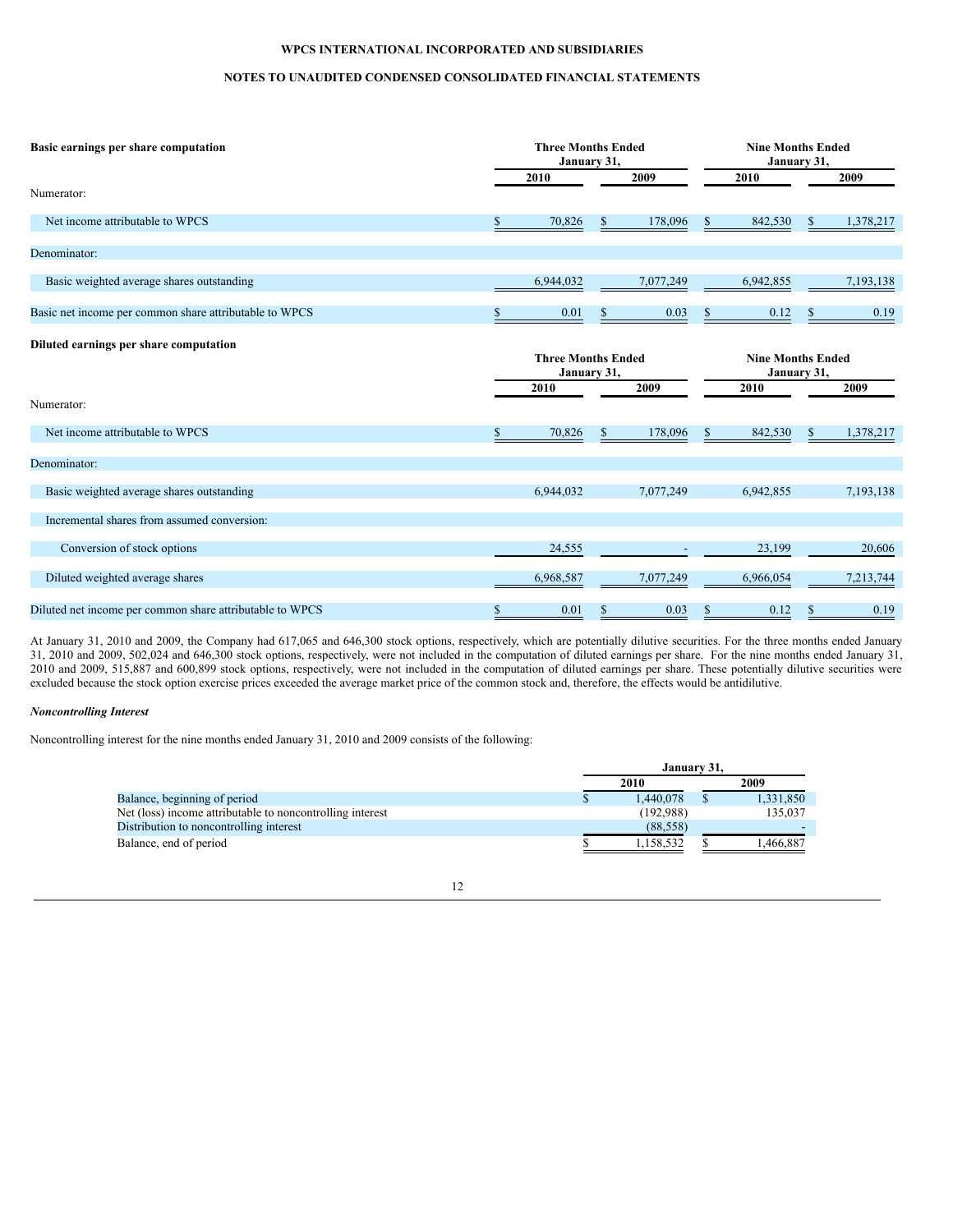# WPCS INTERNATIONAL INCORPORATED AND SUBSIDIARIES

## NOTES TO UNAUDITED CONDENSED CONSOLIDATED FINANCIAL STATEMENTS

| **Basic earnings per share computation** | **Three Months Ended January 31,** | | **Nine Months Ended January 31,** | |
|---|---|---|---|---|
| | **2010** | **2009** | **2010** | **2009** |
| Numerator: | | | | |
| Net income attributable to WPCS | $ 70,826 | $ 178,096 | $ 842,530 | $ 1,378,217 |
| Denominator: | | | | |
| Basic weighted average shares outstanding | 6,944,032 | 7,077,249 | 6,942,855 | 7,193,138 |
| Basic net income per common share attributable to WPCS | $ 0.01 | $ 0.03 | $ 0.12 | $ 0.19 |

| **Diluted earnings per share computation** | **Three Months Ended January 31,** | | **Nine Months Ended January 31,** | |
|---|---|---|---|---|
| | **2010** | **2009** | **2010** | **2009** |
| Numerator: | | | | |
| Net income attributable to WPCS | $ 70,826 | $ 178,096 | $ 842,530 | $ 1,378,217 |
| Denominator: | | | | |
| Basic weighted average shares outstanding | 6,944,032 | 7,077,249 | 6,942,855 | 7,193,138 |
| Incremental shares from assumed conversion: | | | | |
| Conversion of stock options | 24,555 | - | 23,199 | 20,606 |
| Diluted weighted average shares | 6,968,587 | 7,077,249 | 6,966,054 | 7,213,744 |
| Diluted net income per common share attributable to WPCS | $ 0.01 | $ 0.03 | $ 0.12 | $ 0.19 |

At January 31, 2010 and 2009, the Company had 617,065 and 646,300 stock options, respectively, which are potentially dilutive securities. For the three months ended January 31, 2010 and 2009, 502,024 and 646,300 stock options, respectively, were not included in the computation of diluted earnings per share. For the nine months ended January 31, 2010 and 2009, 515,887 and 600,899 stock options, respectively, were not included in the computation of diluted earnings per share. These potentially dilutive securities were excluded because the stock option exercise prices exceeded the average market price of the common stock and, therefore, the effects would be antidilutive.

***Noncontrolling Interest***

Noncontrolling interest for the nine months ended January 31, 2010 and 2009 consists of the following:

| | **January 31,** | |
|---|---|---|
| | **2010** | **2009** |
| Balance, beginning of period | $ 1,440,078 | $ 1,331,850 |
| Net (loss) income attributable to noncontrolling interest | (192,988) | 135,037 |
| Distribution to noncontrolling interest | (88,558) | - |
| Balance, end of period | $ 1,158,532 | $ 1,466,887 |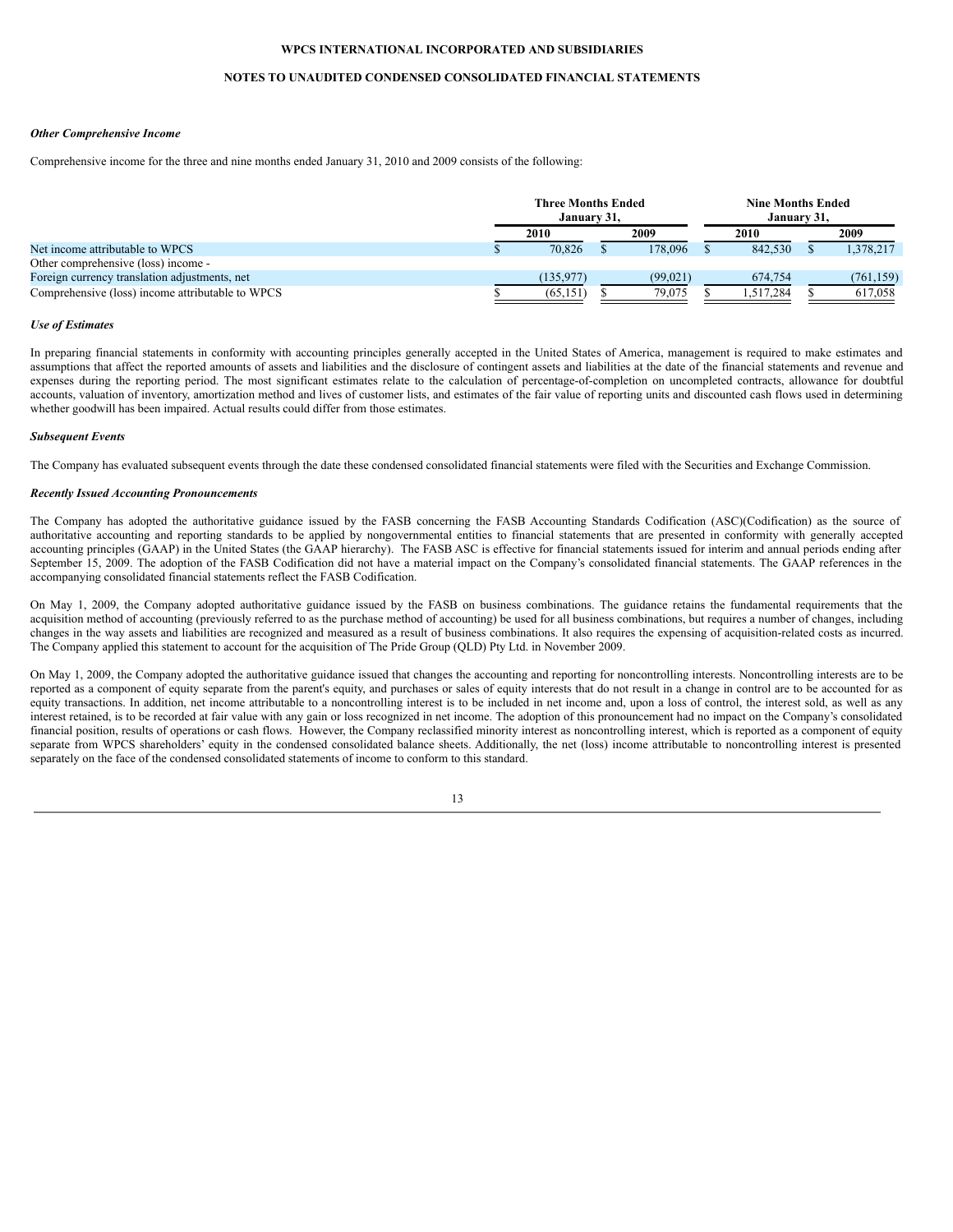### *Other Comprehensive Income*

Comprehensive income for the three and nine months ended January 31, 2010 and 2009 consists of the following:

| | Three Months Ended January 31, | | Nine Months Ended January 31, | |
|---|---|---|---|---|
| | 2010 | 2009 | 2010 | 2009 |
| Net income attributable to WPCS | $ 70,826 | $ 178,096 | $ 842,530 | $ 1,378,217 |
| Other comprehensive (loss) income - | | | | |
| Foreign currency translation adjustments, net | (135,977) | (99,021) | 674,754 | (761,159) |
| Comprehensive (loss) income attributable to WPCS | $ (65,151) | $ 79,075 | $ 1,517,284 | $ 617,058 |

### *Use of Estimates*

In preparing financial statements in conformity with accounting principles generally accepted in the United States of America, management is required to make estimates and assumptions that affect the reported amounts of assets and liabilities and the disclosure of contingent assets and liabilities at the date of the financial statements and revenue and expenses during the reporting period. The most significant estimates relate to the calculation of percentage-of-completion on uncompleted contracts, allowance for doubtful accounts, valuation of inventory, amortization method and lives of customer lists, and estimates of the fair value of reporting units and discounted cash flows used in determining whether goodwill has been impaired. Actual results could differ from those estimates.

### *Subsequent Events*

The Company has evaluated subsequent events through the date these condensed consolidated financial statements were filed with the Securities and Exchange Commission.

### *Recently Issued Accounting Pronouncements*

The Company has adopted the authoritative guidance issued by the FASB concerning the FASB Accounting Standards Codification (ASC)(Codification) as the source of authoritative accounting and reporting standards to be applied by nongovernmental entities to financial statements that are presented in conformity with generally accepted accounting principles (GAAP) in the United States (the GAAP hierarchy). The FASB ASC is effective for financial statements issued for interim and annual periods ending after September 15, 2009. The adoption of the FASB Codification did not have a material impact on the Company's consolidated financial statements. The GAAP references in the accompanying consolidated financial statements reflect the FASB Codification.

On May 1, 2009, the Company adopted authoritative guidance issued by the FASB on business combinations. The guidance retains the fundamental requirements that the acquisition method of accounting (previously referred to as the purchase method of accounting) be used for all business combinations, but requires a number of changes, including changes in the way assets and liabilities are recognized and measured as a result of business combinations. It also requires the expensing of acquisition-related costs as incurred. The Company applied this statement to account for the acquisition of The Pride Group (QLD) Pty Ltd. in November 2009.

On May 1, 2009, the Company adopted the authoritative guidance issued that changes the accounting and reporting for noncontrolling interests. Noncontrolling interests are to be reported as a component of equity separate from the parent's equity, and purchases or sales of equity interests that do not result in a change in control are to be accounted for as equity transactions. In addition, net income attributable to a noncontrolling interest is to be included in net income and, upon a loss of control, the interest sold, as well as any interest retained, is to be recorded at fair value with any gain or loss recognized in net income. The adoption of this pronouncement had no impact on the Company's consolidated financial position, results of operations or cash flows. However, the Company reclassified minority interest as noncontrolling interest, which is reported as a component of equity separate from WPCS shareholders' equity in the condensed consolidated balance sheets. Additionally, the net (loss) income attributable to noncontrolling interest is presented separately on the face of the condensed consolidated statements of income to conform to this standard.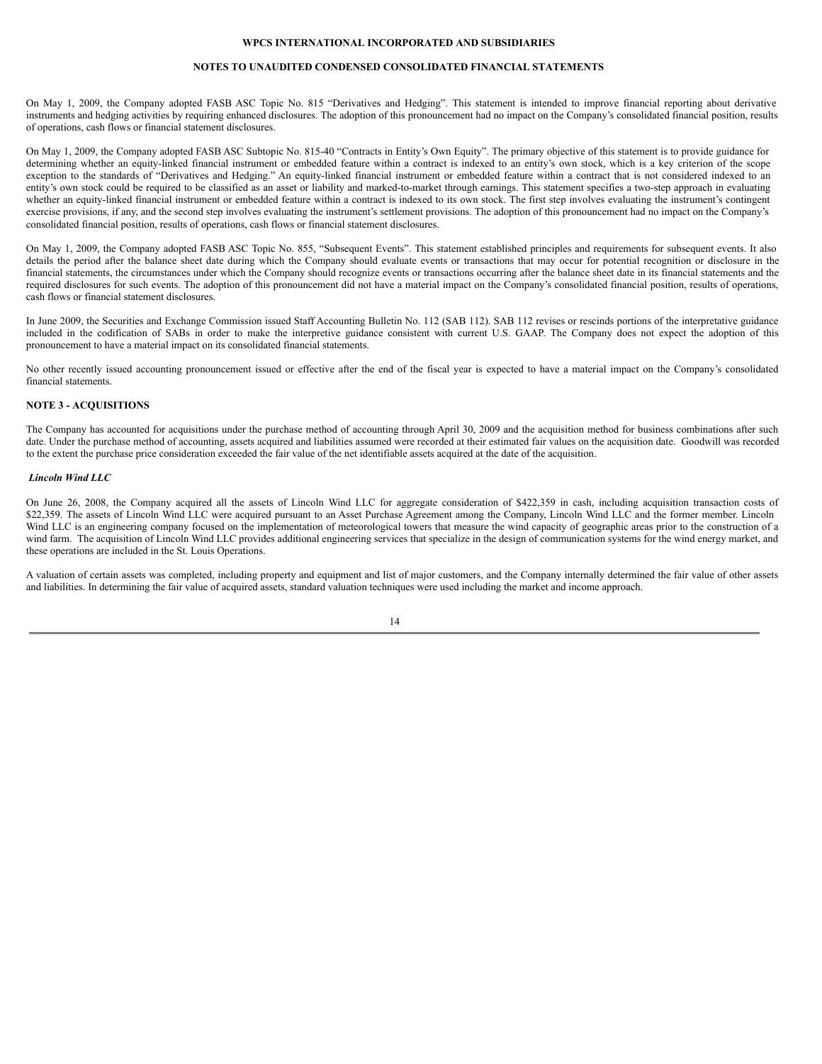On May 1, 2009, the Company adopted FASB ASC Topic No. 815 "Derivatives and Hedging". This statement is intended to improve financial reporting about derivative instruments and hedging activities by requiring enhanced disclosures. The adoption of this pronouncement had no impact on the Company's consolidated financial position, results of operations, cash flows or financial statement disclosures.

On May 1, 2009, the Company adopted FASB ASC Subtopic No. 815-40 "Contracts in Entity's Own Equity". The primary objective of this statement is to provide guidance for determining whether an equity-linked financial instrument or embedded feature within a contract is indexed to an entity's own stock, which is a key criterion of the scope exception to the standards of "Derivatives and Hedging." An equity-linked financial instrument or embedded feature within a contract that is not considered indexed to an entity's own stock could be required to be classified as an asset or liability and marked-to-market through earnings. This statement specifies a two-step approach in evaluating whether an equity-linked financial instrument or embedded feature within a contract is indexed to its own stock. The first step involves evaluating the instrument's contingent exercise provisions, if any, and the second step involves evaluating the instrument's settlement provisions. The adoption of this pronouncement had no impact on the Company's consolidated financial position, results of operations, cash flows or financial statement disclosures.

On May 1, 2009, the Company adopted FASB ASC Topic No. 855, "Subsequent Events". This statement established principles and requirements for subsequent events. It also details the period after the balance sheet date during which the Company should evaluate events or transactions that may occur for potential recognition or disclosure in the financial statements, the circumstances under which the Company should recognize events or transactions occurring after the balance sheet date in its financial statements and the required disclosures for such events. The adoption of this pronouncement did not have a material impact on the Company's consolidated financial position, results of operations, cash flows or financial statement disclosures.

In June 2009, the Securities and Exchange Commission issued Staff Accounting Bulletin No. 112 (SAB 112). SAB 112 revises or rescinds portions of the interpretative guidance included in the codification of SABs in order to make the interpretive guidance consistent with current U.S. GAAP. The Company does not expect the adoption of this pronouncement to have a material impact on its consolidated financial statements.

No other recently issued accounting pronouncement issued or effective after the end of the fiscal year is expected to have a material impact on the Company's consolidated financial statements.

## NOTE 3 - ACQUISITIONS

The Company has accounted for acquisitions under the purchase method of accounting through April 30, 2009 and the acquisition method for business combinations after such date. Under the purchase method of accounting, assets acquired and liabilities assumed were recorded at their estimated fair values on the acquisition date. Goodwill was recorded to the extent the purchase price consideration exceeded the fair value of the net identifiable assets acquired at the date of the acquisition.

***Lincoln Wind LLC***

On June 26, 2008, the Company acquired all the assets of Lincoln Wind LLC for aggregate consideration of $422,359 in cash, including acquisition transaction costs of $22,359. The assets of Lincoln Wind LLC were acquired pursuant to an Asset Purchase Agreement among the Company, Lincoln Wind LLC and the former member. Lincoln Wind LLC is an engineering company focused on the implementation of meteorological towers that measure the wind capacity of geographic areas prior to the construction of a wind farm. The acquisition of Lincoln Wind LLC provides additional engineering services that specialize in the design of communication systems for the wind energy market, and these operations are included in the St. Louis Operations.

A valuation of certain assets was completed, including property and equipment and list of major customers, and the Company internally determined the fair value of other assets and liabilities. In determining the fair value of acquired assets, standard valuation techniques were used including the market and income approach.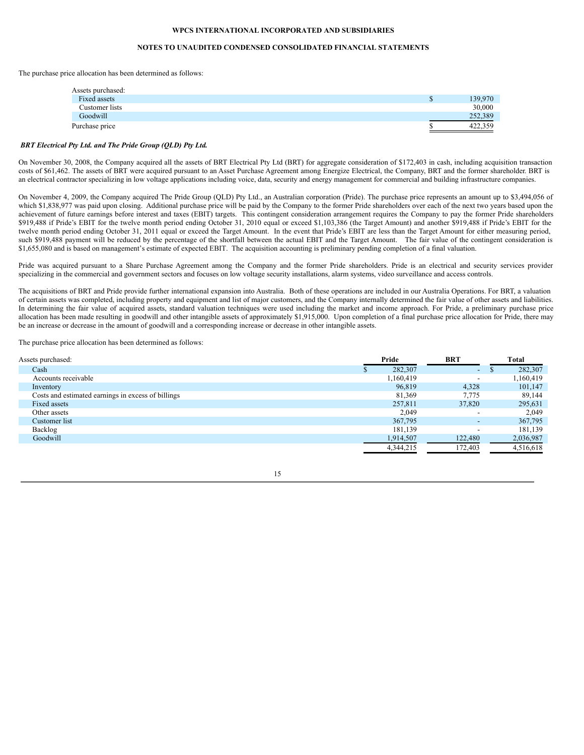The purchase price allocation has been determined as follows:

| Assets purchased: | |
|---|---|
| Fixed assets | $ 139,970 |
| Customer lists | 30,000 |
| Goodwill | 252,389 |
| Purchase price | $ 422,359 |

***BRT Electrical Pty Ltd. and The Pride Group (QLD) Pty Ltd.***

On November 30, 2008, the Company acquired all the assets of BRT Electrical Pty Ltd (BRT) for aggregate consideration of $172,403 in cash, including acquisition transaction costs of $61,462. The assets of BRT were acquired pursuant to an Asset Purchase Agreement among Energize Electrical, the Company, BRT and the former shareholder. BRT is an electrical contractor specializing in low voltage applications including voice, data, security and energy management for commercial and building infrastructure companies.

On November 4, 2009, the Company acquired The Pride Group (QLD) Pty Ltd., an Australian corporation (Pride). The purchase price represents an amount up to $3,494,056 of which $1,838,977 was paid upon closing. Additional purchase price will be paid by the Company to the former Pride shareholders over each of the next two years based upon the achievement of future earnings before interest and taxes (EBIT) targets. This contingent consideration arrangement requires the Company to pay the former Pride shareholders $919,488 if Pride's EBIT for the twelve month period ending October 31, 2010 equal or exceed $1,103,386 (the Target Amount) and another $919,488 if Pride's EBIT for the twelve month period ending October 31, 2011 equal or exceed the Target Amount. In the event that Pride's EBIT are less than the Target Amount for either measuring period, such $919,488 payment will be reduced by the percentage of the shortfall between the actual EBIT and the Target Amount. The fair value of the contingent consideration is $1,655,080 and is based on management's estimate of expected EBIT. The acquisition accounting is preliminary pending completion of a final valuation.

Pride was acquired pursuant to a Share Purchase Agreement among the Company and the former Pride shareholders. Pride is an electrical and security services provider specializing in the commercial and government sectors and focuses on low voltage security installations, alarm systems, video surveillance and access controls.

The acquisitions of BRT and Pride provide further international expansion into Australia. Both of these operations are included in our Australia Operations. For BRT, a valuation of certain assets was completed, including property and equipment and list of major customers, and the Company internally determined the fair value of other assets and liabilities. In determining the fair value of acquired assets, standard valuation techniques were used including the market and income approach. For Pride, a preliminary purchase price allocation has been made resulting in goodwill and other intangible assets of approximately $1,915,000. Upon completion of a final purchase price allocation for Pride, there may be an increase or decrease in the amount of goodwill and a corresponding increase or decrease in other intangible assets.

The purchase price allocation has been determined as follows:

| Assets purchased: | Pride | BRT | Total |
|---|---|---|---|
| Cash | $ 282,307 | - | $ 282,307 |
| Accounts receivable | 1,160,419 | - | 1,160,419 |
| Inventory | 96,819 | 4,328 | 101,147 |
| Costs and estimated earnings in excess of billings | 81,369 | 7,775 | 89,144 |
| Fixed assets | 257,811 | 37,820 | 295,631 |
| Other assets | 2,049 | - | 2,049 |
| Customer list | 367,795 | - | 367,795 |
| Backlog | 181,139 | - | 181,139 |
| Goodwill | 1,914,507 | 122,480 | 2,036,987 |
| | 4,344,215 | 172,403 | 4,516,618 |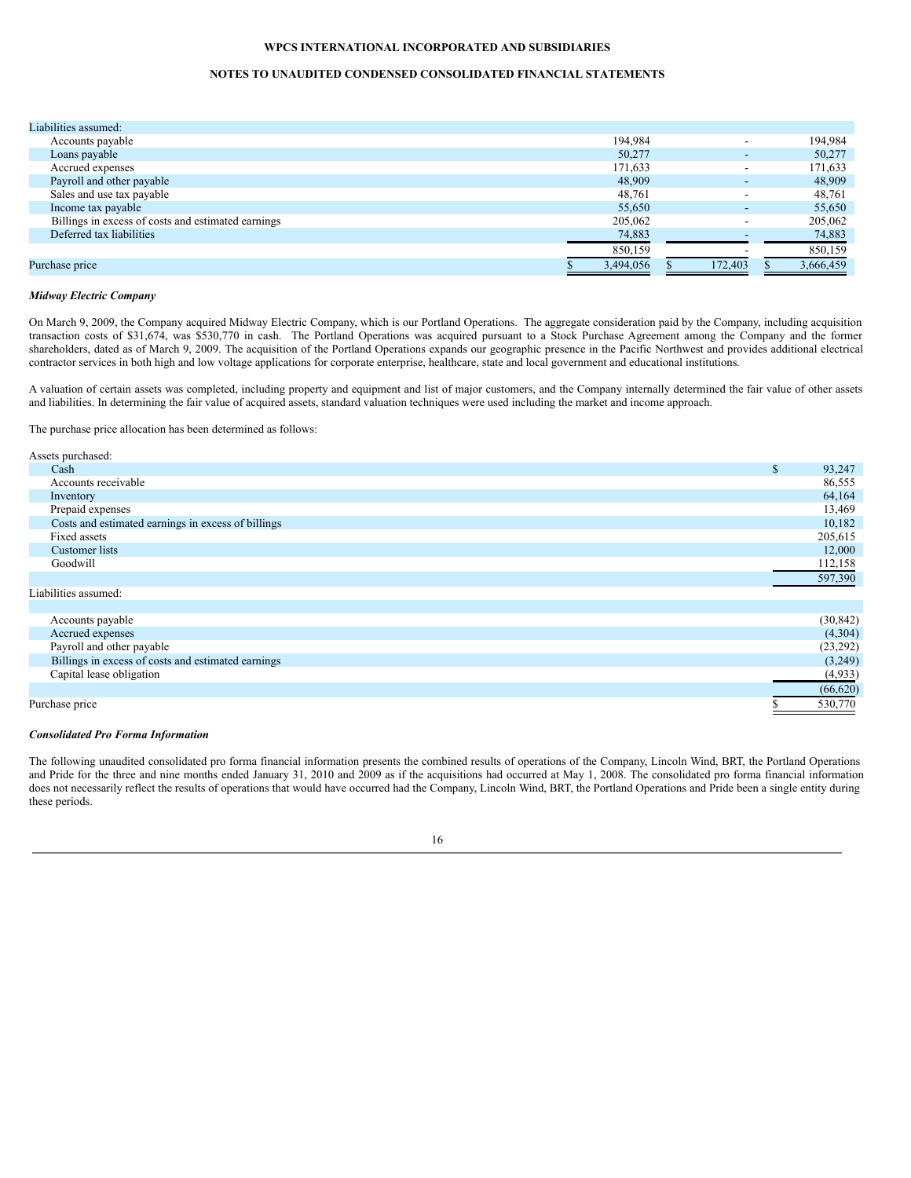| | | | |
|---|---|---|---|
| Liabilities assumed: | | | |
| Accounts payable | 194,984 | - | 194,984 |
| Loans payable | 50,277 | - | 50,277 |
| Accrued expenses | 171,633 | - | 171,633 |
| Payroll and other payable | 48,909 | - | 48,909 |
| Sales and use tax payable | 48,761 | - | 48,761 |
| Income tax payable | 55,650 | - | 55,650 |
| Billings in excess of costs and estimated earnings | 205,062 | - | 205,062 |
| Deferred tax liabilities | 74,883 | - | 74,883 |
| | 850,159 | - | 850,159 |
| Purchase price | $ 3,494,056 | $ 172,403 | $ 3,666,459 |

### *Midway Electric Company*

On March 9, 2009, the Company acquired Midway Electric Company, which is our Portland Operations. The aggregate consideration paid by the Company, including acquisition transaction costs of $31,674, was $530,770 in cash. The Portland Operations was acquired pursuant to a Stock Purchase Agreement among the Company and the former shareholders, dated as of March 9, 2009. The acquisition of the Portland Operations expands our geographic presence in the Pacific Northwest and provides additional electrical contractor services in both high and low voltage applications for corporate enterprise, healthcare, state and local government and educational institutions.

A valuation of certain assets was completed, including property and equipment and list of major customers, and the Company internally determined the fair value of other assets and liabilities. In determining the fair value of acquired assets, standard valuation techniques were used including the market and income approach.

The purchase price allocation has been determined as follows:

| | |
|---|---|
| Assets purchased: | |
| Cash | $ 93,247 |
| Accounts receivable | 86,555 |
| Inventory | 64,164 |
| Prepaid expenses | 13,469 |
| Costs and estimated earnings in excess of billings | 10,182 |
| Fixed assets | 205,615 |
| Customer lists | 12,000 |
| Goodwill | 112,158 |
| | 597,390 |
| Liabilities assumed: | |
| Accounts payable | (30,842) |
| Accrued expenses | (4,304) |
| Payroll and other payable | (23,292) |
| Billings in excess of costs and estimated earnings | (3,249) |
| Capital lease obligation | (4,933) |
| | (66,620) |
| Purchase price | $ 530,770 |

### *Consolidated Pro Forma Information*

The following unaudited consolidated pro forma financial information presents the combined results of operations of the Company, Lincoln Wind, BRT, the Portland Operations and Pride for the three and nine months ended January 31, 2010 and 2009 as if the acquisitions had occurred at May 1, 2008. The consolidated pro forma financial information does not necessarily reflect the results of operations that would have occurred had the Company, Lincoln Wind, BRT, the Portland Operations and Pride been a single entity during these periods.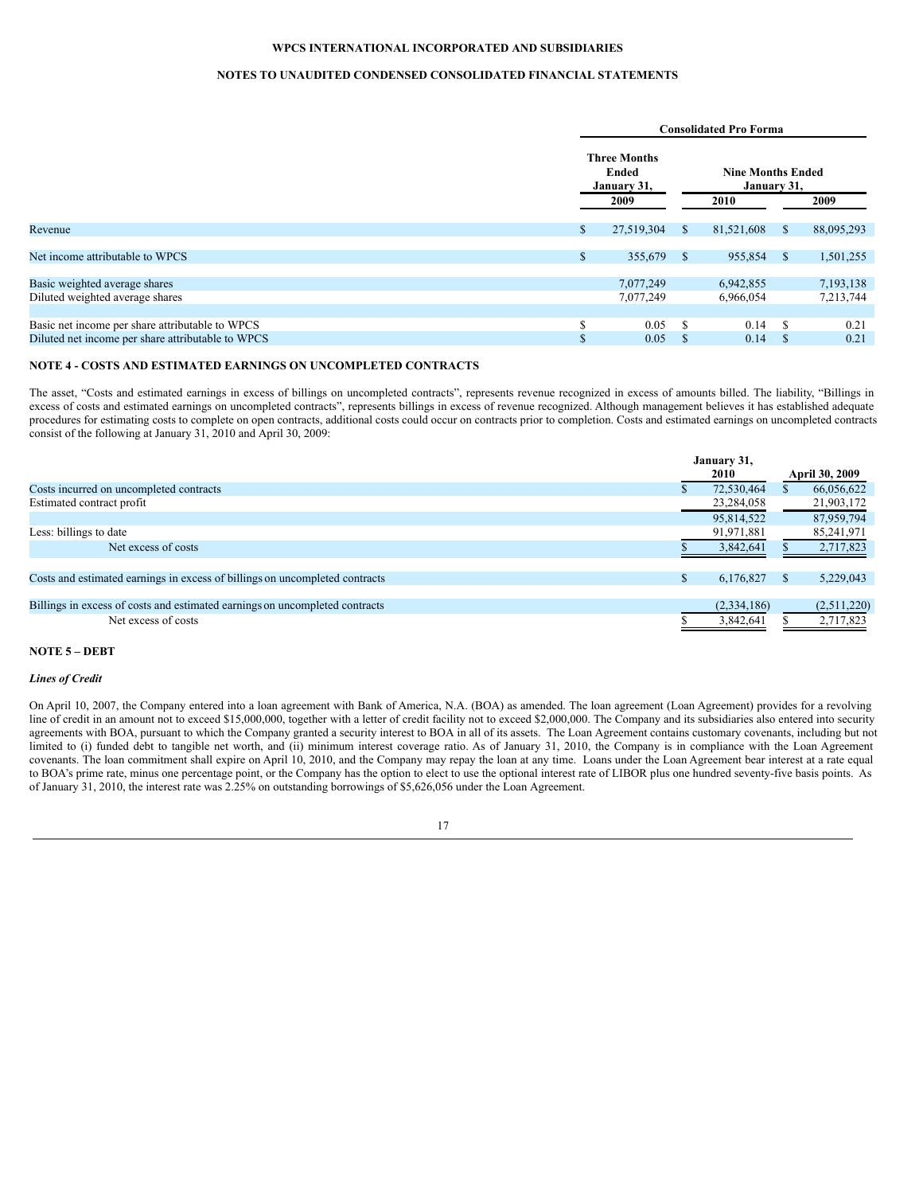**WPCS INTERNATIONAL INCORPORATED AND SUBSIDIARIES**

**NOTES TO UNAUDITED CONDENSED CONSOLIDATED FINANCIAL STATEMENTS**

| | Consolidated Pro Forma | | |
|---|---|---|---|
| | Three Months Ended January 31, | Nine Months Ended January 31, | |
| | 2009 | 2010 | 2009 |
| Revenue | $ 27,519,304 | $ 81,521,608 | $ 88,095,293 |
| Net income attributable to WPCS | $ 355,679 | $ 955,854 | $ 1,501,255 |
| Basic weighted average shares | 7,077,249 | 6,942,855 | 7,193,138 |
| Diluted weighted average shares | 7,077,249 | 6,966,054 | 7,213,744 |
| Basic net income per share attributable to WPCS | $ 0.05 | $ 0.14 | $ 0.21 |
| Diluted net income per share attributable to WPCS | $ 0.05 | $ 0.14 | $ 0.21 |

**NOTE 4 - COSTS AND ESTIMATED EARNINGS ON UNCOMPLETED CONTRACTS**

The asset, "Costs and estimated earnings in excess of billings on uncompleted contracts", represents revenue recognized in excess of amounts billed. The liability, "Billings in excess of costs and estimated earnings on uncompleted contracts", represents billings in excess of revenue recognized. Although management believes it has established adequate procedures for estimating costs to complete on open contracts, additional costs could occur on contracts prior to completion. Costs and estimated earnings on uncompleted contracts consist of the following at January 31, 2010 and April 30, 2009:

| | January 31, 2010 | April 30, 2009 |
|---|---|---|
| Costs incurred on uncompleted contracts | $ 72,530,464 | $ 66,056,622 |
| Estimated contract profit | 23,284,058 | 21,903,172 |
| | 95,814,522 | 87,959,794 |
| Less: billings to date | 91,971,881 | 85,241,971 |
| Net excess of costs | $ 3,842,641 | $ 2,717,823 |
| Costs and estimated earnings in excess of billings on uncompleted contracts | $ 6,176,827 | $ 5,229,043 |
| Billings in excess of costs and estimated earnings on uncompleted contracts | (2,334,186) | (2,511,220) |
| Net excess of costs | $ 3,842,641 | $ 2,717,823 |

**NOTE 5 – DEBT**

***Lines of Credit***

On April 10, 2007, the Company entered into a loan agreement with Bank of America, N.A. (BOA) as amended. The loan agreement (Loan Agreement) provides for a revolving line of credit in an amount not to exceed $15,000,000, together with a letter of credit facility not to exceed $2,000,000. The Company and its subsidiaries also entered into security agreements with BOA, pursuant to which the Company granted a security interest to BOA in all of its assets. The Loan Agreement contains customary covenants, including but not limited to (i) funded debt to tangible net worth, and (ii) minimum interest coverage ratio. As of January 31, 2010, the Company is in compliance with the Loan Agreement covenants. The loan commitment shall expire on April 10, 2010, and the Company may repay the loan at any time. Loans under the Loan Agreement bear interest at a rate equal to BOA's prime rate, minus one percentage point, or the Company has the option to elect to use the optional interest rate of LIBOR plus one hundred seventy-five basis points. As of January 31, 2010, the interest rate was 2.25% on outstanding borrowings of $5,626,056 under the Loan Agreement.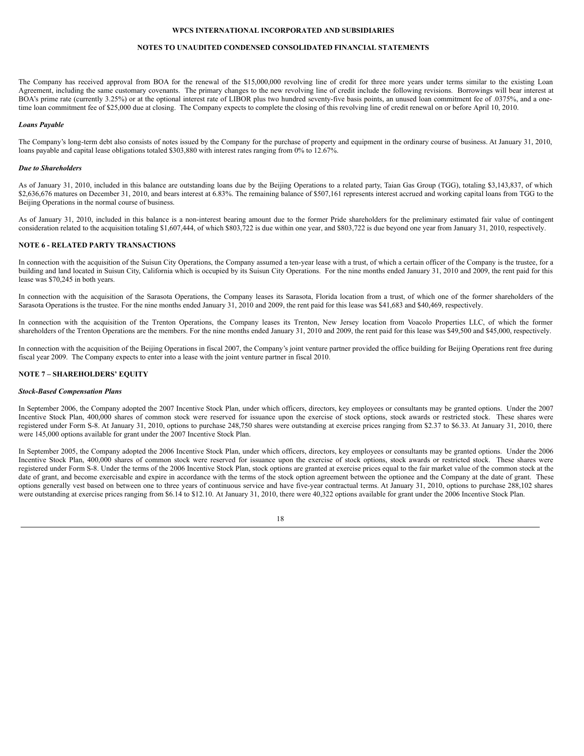The Company has received approval from BOA for the renewal of the $15,000,000 revolving line of credit for three more years under terms similar to the existing Loan Agreement, including the same customary covenants. The primary changes to the new revolving line of credit include the following revisions. Borrowings will bear interest at BOA's prime rate (currently 3.25%) or at the optional interest rate of LIBOR plus two hundred seventy-five basis points, an unused loan commitment fee of .0375%, and a one-time loan commitment fee of $25,000 due at closing. The Company expects to complete the closing of this revolving line of credit renewal on or before April 10, 2010.

### *Loans Payable*

The Company's long-term debt also consists of notes issued by the Company for the purchase of property and equipment in the ordinary course of business. At January 31, 2010, loans payable and capital lease obligations totaled $303,880 with interest rates ranging from 0% to 12.67%.

### *Due to Shareholders*

As of January 31, 2010, included in this balance are outstanding loans due by the Beijing Operations to a related party, Taian Gas Group (TGG), totaling $3,143,837, of which $2,636,676 matures on December 31, 2010, and bears interest at 6.83%. The remaining balance of $507,161 represents interest accrued and working capital loans from TGG to the Beijing Operations in the normal course of business.

As of January 31, 2010, included in this balance is a non-interest bearing amount due to the former Pride shareholders for the preliminary estimated fair value of contingent consideration related to the acquisition totaling $1,607,444, of which $803,722 is due within one year, and $803,722 is due beyond one year from January 31, 2010, respectively.

## NOTE 6 - RELATED PARTY TRANSACTIONS

In connection with the acquisition of the Suisun City Operations, the Company assumed a ten-year lease with a trust, of which a certain officer of the Company is the trustee, for a building and land located in Suisun City, California which is occupied by its Suisun City Operations. For the nine months ended January 31, 2010 and 2009, the rent paid for this lease was $70,245 in both years.

In connection with the acquisition of the Sarasota Operations, the Company leases its Sarasota, Florida location from a trust, of which one of the former shareholders of the Sarasota Operations is the trustee. For the nine months ended January 31, 2010 and 2009, the rent paid for this lease was $41,683 and $40,469, respectively.

In connection with the acquisition of the Trenton Operations, the Company leases its Trenton, New Jersey location from Voacolo Properties LLC, of which the former shareholders of the Trenton Operations are the members. For the nine months ended January 31, 2010 and 2009, the rent paid for this lease was $49,500 and $45,000, respectively.

In connection with the acquisition of the Beijing Operations in fiscal 2007, the Company's joint venture partner provided the office building for Beijing Operations rent free during fiscal year 2009. The Company expects to enter into a lease with the joint venture partner in fiscal 2010.

## NOTE 7 – SHAREHOLDERS' EQUITY

### *Stock-Based Compensation Plans*

In September 2006, the Company adopted the 2007 Incentive Stock Plan, under which officers, directors, key employees or consultants may be granted options. Under the 2007 Incentive Stock Plan, 400,000 shares of common stock were reserved for issuance upon the exercise of stock options, stock awards or restricted stock. These shares were registered under Form S-8. At January 31, 2010, options to purchase 248,750 shares were outstanding at exercise prices ranging from $2.37 to $6.33. At January 31, 2010, there were 145,000 options available for grant under the 2007 Incentive Stock Plan.

In September 2005, the Company adopted the 2006 Incentive Stock Plan, under which officers, directors, key employees or consultants may be granted options. Under the 2006 Incentive Stock Plan, 400,000 shares of common stock were reserved for issuance upon the exercise of stock options, stock awards or restricted stock. These shares were registered under Form S-8. Under the terms of the 2006 Incentive Stock Plan, stock options are granted at exercise prices equal to the fair market value of the common stock at the date of grant, and become exercisable and expire in accordance with the terms of the stock option agreement between the optionee and the Company at the date of grant. These options generally vest based on between one to three years of continuous service and have five-year contractual terms. At January 31, 2010, options to purchase 288,102 shares were outstanding at exercise prices ranging from $6.14 to $12.10. At January 31, 2010, there were 40,322 options available for grant under the 2006 Incentive Stock Plan.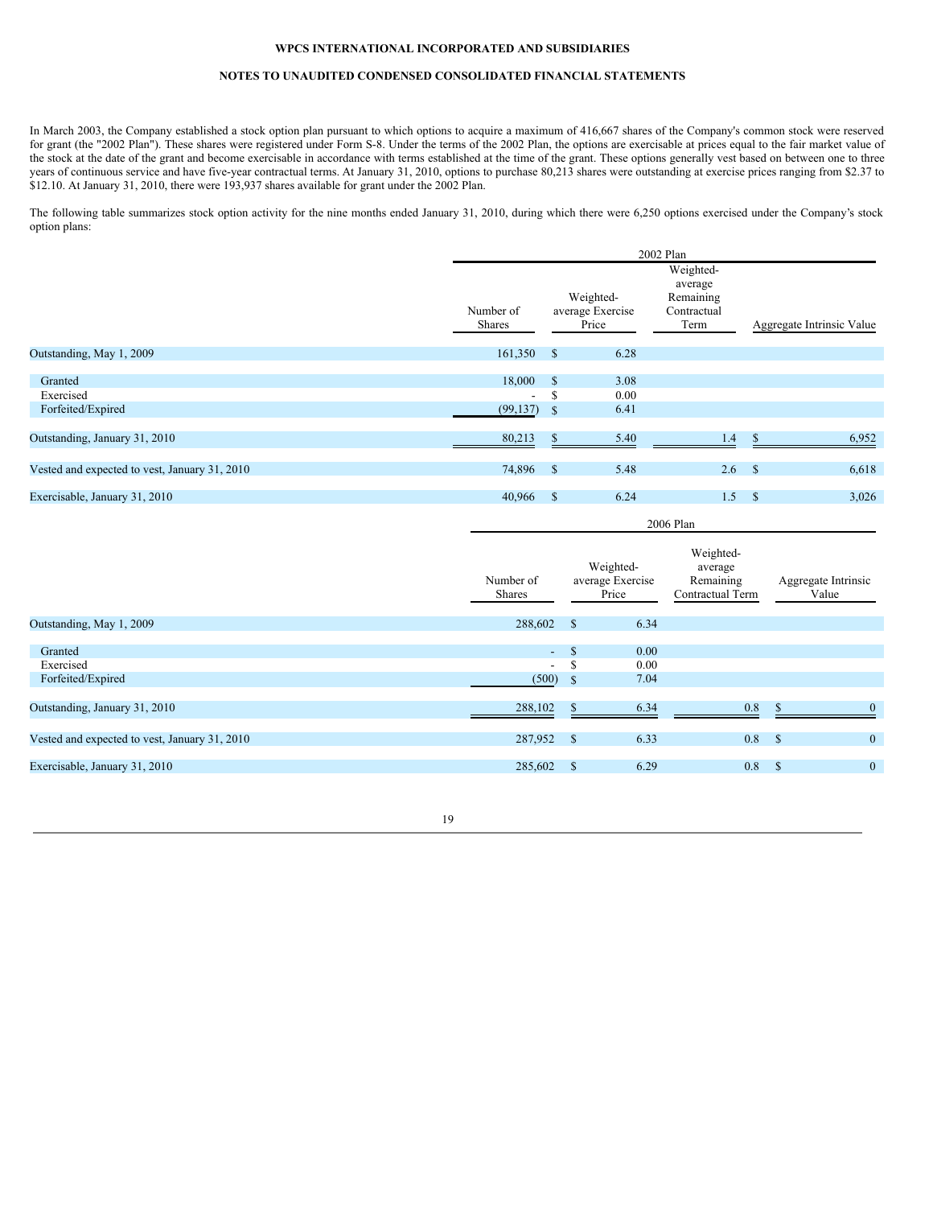**WPCS INTERNATIONAL INCORPORATED AND SUBSIDIARIES**

**NOTES TO UNAUDITED CONDENSED CONSOLIDATED FINANCIAL STATEMENTS**

In March 2003, the Company established a stock option plan pursuant to which options to acquire a maximum of 416,667 shares of the Company's common stock were reserved for grant (the "2002 Plan"). These shares were registered under Form S-8. Under the terms of the 2002 Plan, the options are exercisable at prices equal to the fair market value of the stock at the date of the grant and become exercisable in accordance with terms established at the time of the grant. These options generally vest based on between one to three years of continuous service and have five-year contractual terms. At January 31, 2010, options to purchase 80,213 shares were outstanding at exercise prices ranging from $2.37 to $12.10. At January 31, 2010, there were 193,937 shares available for grant under the 2002 Plan.

The following table summarizes stock option activity for the nine months ended January 31, 2010, during which there were 6,250 options exercised under the Company's stock option plans:

| | 2002 Plan | | | |
|---|---|---|---|---|
| | Number of Shares | Weighted-average Exercise Price | Weighted-average Remaining Contractual Term | Aggregate Intrinsic Value |
| Outstanding, May 1, 2009 | 161,350 | $ 6.28 | | |
| Granted | 18,000 | $ 3.08 | | |
| Exercised | - | $ 0.00 | | |
| Forfeited/Expired | (99,137) | $ 6.41 | | |
| Outstanding, January 31, 2010 | 80,213 | $ 5.40 | 1.4 | $ 6,952 |
| Vested and expected to vest, January 31, 2010 | 74,896 | $ 5.48 | 2.6 | $ 6,618 |
| Exercisable, January 31, 2010 | 40,966 | $ 6.24 | 1.5 | $ 3,026 |

| | 2006 Plan | | | |
|---|---|---|---|---|
| | Number of Shares | Weighted-average Exercise Price | Weighted-average Remaining Contractual Term | Aggregate Intrinsic Value |
| Outstanding, May 1, 2009 | 288,602 | $ 6.34 | | |
| Granted | - | $ 0.00 | | |
| Exercised | - | $ 0.00 | | |
| Forfeited/Expired | (500) | $ 7.04 | | |
| Outstanding, January 31, 2010 | 288,102 | $ 6.34 | 0.8 | $ 0 |
| Vested and expected to vest, January 31, 2010 | 287,952 | $ 6.33 | 0.8 | $ 0 |
| Exercisable, January 31, 2010 | 285,602 | $ 6.29 | 0.8 | $ 0 |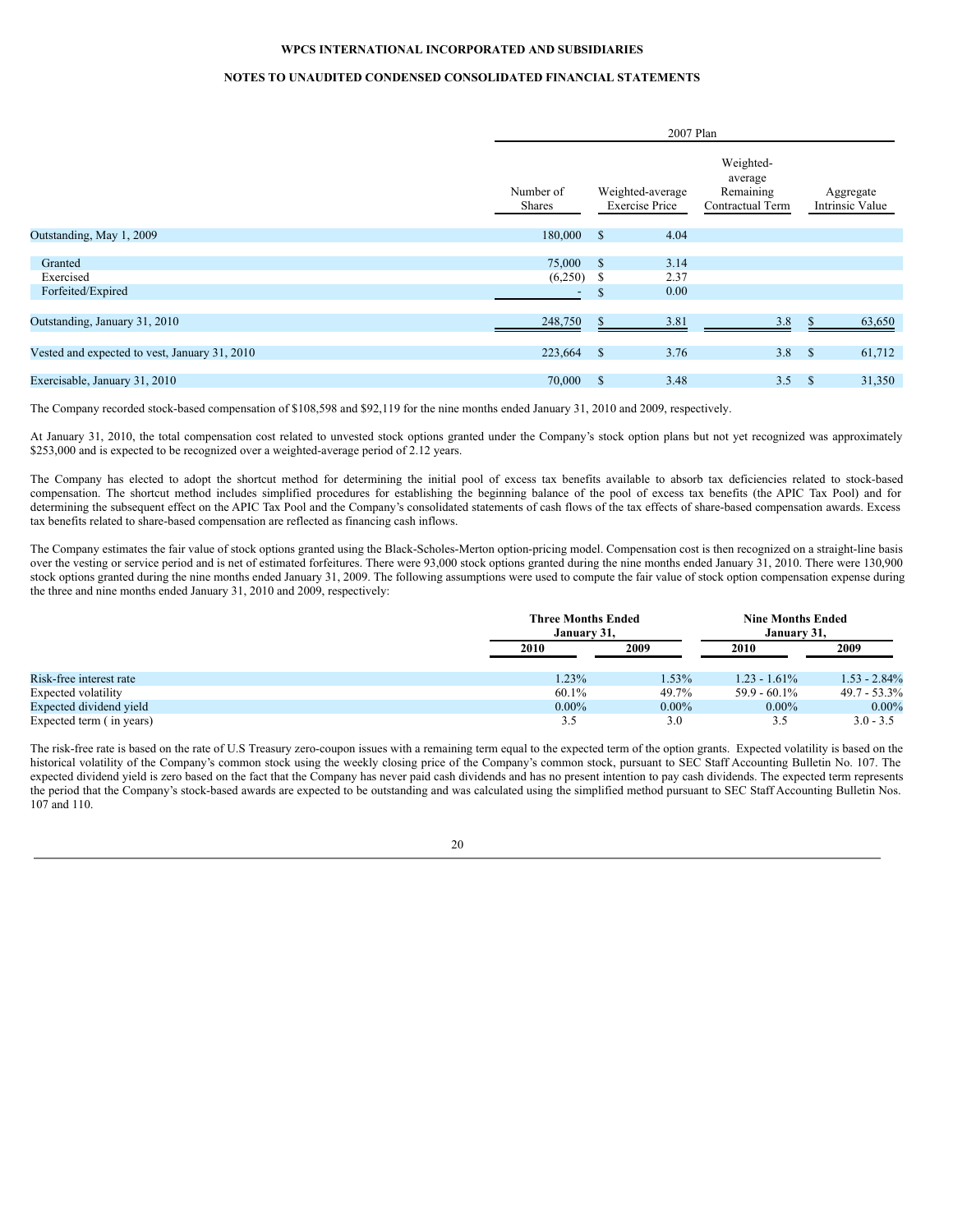WPCS INTERNATIONAL INCORPORATED AND SUBSIDIARIES

NOTES TO UNAUDITED CONDENSED CONSOLIDATED FINANCIAL STATEMENTS

| | 2007 Plan | | | |
|---|---|---|---|---|
| | Number of Shares | Weighted-average Exercise Price | Weighted-average Remaining Contractual Term | Aggregate Intrinsic Value |
| Outstanding, May 1, 2009 | 180,000 | $ 4.04 | | |
| Granted | 75,000 | $ 3.14 | | |
| Exercised | (6,250) | $ 2.37 | | |
| Forfeited/Expired | - | $ 0.00 | | |
| Outstanding, January 31, 2010 | 248,750 | $ 3.81 | 3.8 | $ 63,650 |
| Vested and expected to vest, January 31, 2010 | 223,664 | $ 3.76 | 3.8 | $ 61,712 |
| Exercisable, January 31, 2010 | 70,000 | $ 3.48 | 3.5 | $ 31,350 |

The Company recorded stock-based compensation of $108,598 and $92,119 for the nine months ended January 31, 2010 and 2009, respectively.

At January 31, 2010, the total compensation cost related to unvested stock options granted under the Company's stock option plans but not yet recognized was approximately $253,000 and is expected to be recognized over a weighted-average period of 2.12 years.

The Company has elected to adopt the shortcut method for determining the initial pool of excess tax benefits available to absorb tax deficiencies related to stock-based compensation. The shortcut method includes simplified procedures for establishing the beginning balance of the pool of excess tax benefits (the APIC Tax Pool) and for determining the subsequent effect on the APIC Tax Pool and the Company's consolidated statements of cash flows of the tax effects of share-based compensation awards. Excess tax benefits related to share-based compensation are reflected as financing cash inflows.

The Company estimates the fair value of stock options granted using the Black-Scholes-Merton option-pricing model. Compensation cost is then recognized on a straight-line basis over the vesting or service period and is net of estimated forfeitures. There were 93,000 stock options granted during the nine months ended January 31, 2010. There were 130,900 stock options granted during the nine months ended January 31, 2009. The following assumptions were used to compute the fair value of stock option compensation expense during the three and nine months ended January 31, 2010 and 2009, respectively:

| | **Three Months Ended January 31,** | | **Nine Months Ended January 31,** | |
|---|---|---|---|---|
| | **2010** | **2009** | **2010** | **2009** |
| Risk-free interest rate | 1.23% | 1.53% | 1.23 - 1.61% | 1.53 - 2.84% |
| Expected volatility | 60.1% | 49.7% | 59.9 - 60.1% | 49.7 - 53.3% |
| Expected dividend yield | 0.00% | 0.00% | 0.00% | 0.00% |
| Expected term ( in years) | 3.5 | 3.0 | 3.5 | 3.0 - 3.5 |

The risk-free rate is based on the rate of U.S Treasury zero-coupon issues with a remaining term equal to the expected term of the option grants. Expected volatility is based on the historical volatility of the Company's common stock using the weekly closing price of the Company's common stock, pursuant to SEC Staff Accounting Bulletin No. 107. The expected dividend yield is zero based on the fact that the Company has never paid cash dividends and has no present intention to pay cash dividends. The expected term represents the period that the Company's stock-based awards are expected to be outstanding and was calculated using the simplified method pursuant to SEC Staff Accounting Bulletin Nos. 107 and 110.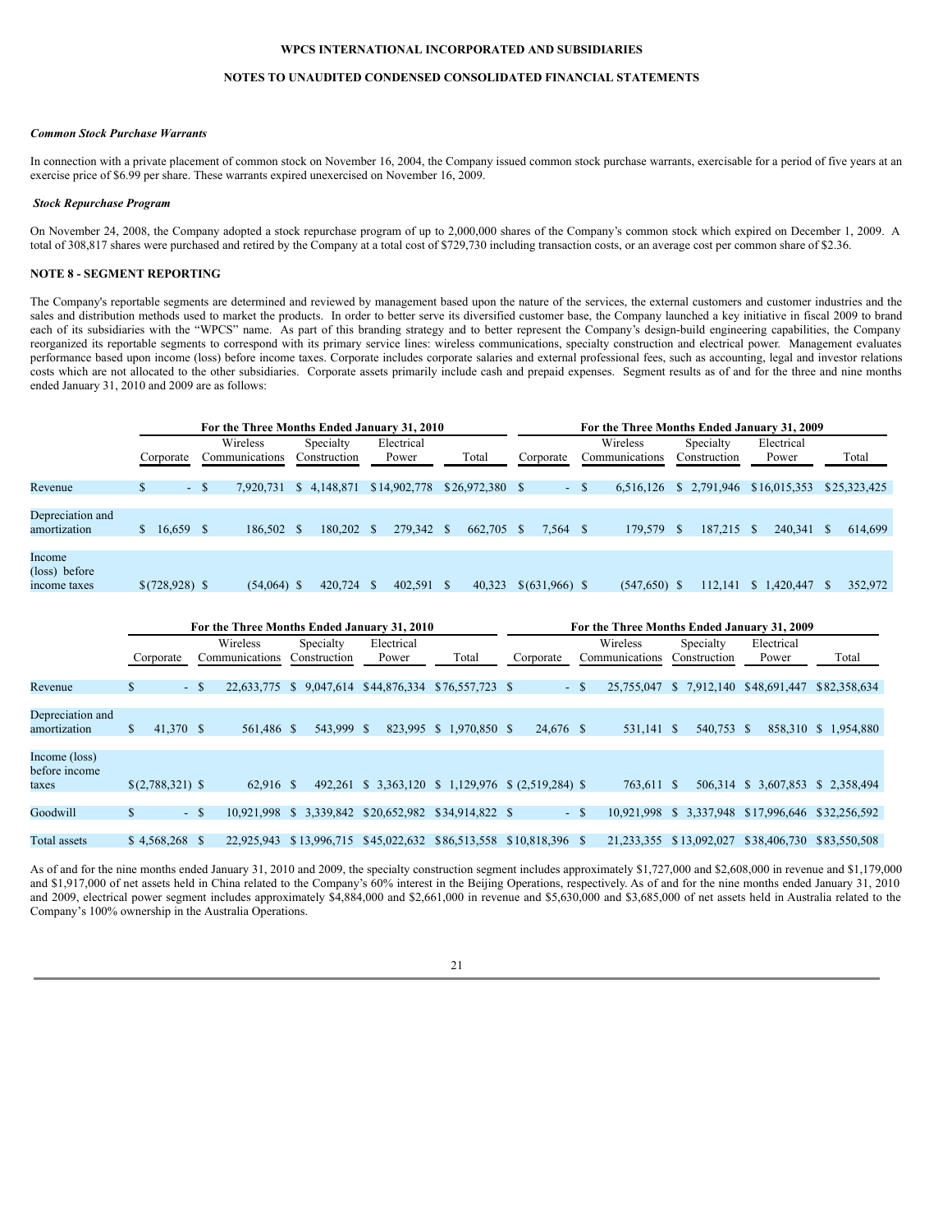WPCS INTERNATIONAL INCORPORATED AND SUBSIDIARIES

NOTES TO UNAUDITED CONDENSED CONSOLIDATED FINANCIAL STATEMENTS

***Common Stock Purchase Warrants***

In connection with a private placement of common stock on November 16, 2004, the Company issued common stock purchase warrants, exercisable for a period of five years at an exercise price of $6.99 per share. These warrants expired unexercised on November 16, 2009.

***Stock Repurchase Program***

On November 24, 2008, the Company adopted a stock repurchase program of up to 2,000,000 shares of the Company's common stock which expired on December 1, 2009. A total of 308,817 shares were purchased and retired by the Company at a total cost of $729,730 including transaction costs, or an average cost per common share of $2.36.

**NOTE 8 - SEGMENT REPORTING**

The Company's reportable segments are determined and reviewed by management based upon the nature of the services, the external customers and customer industries and the sales and distribution methods used to market the products. In order to better serve its diversified customer base, the Company launched a key initiative in fiscal 2009 to brand each of its subsidiaries with the "WPCS" name. As part of this branding strategy and to better represent the Company's design-build engineering capabilities, the Company reorganized its reportable segments to correspond with its primary service lines: wireless communications, specialty construction and electrical power. Management evaluates performance based upon income (loss) before income taxes. Corporate includes corporate salaries and external professional fees, such as accounting, legal and investor relations costs which are not allocated to the other subsidiaries. Corporate assets primarily include cash and prepaid expenses. Segment results as of and for the three and nine months ended January 31, 2010 and 2009 are as follows:

| | For the Three Months Ended January 31, 2010 | | | | | For the Three Months Ended January 31, 2009 | | | | |
|---|---|---|---|---|---|---|---|---|---|---|
| | Corporate | Wireless Communications | Specialty Construction | Electrical Power | Total | Corporate | Wireless Communications | Specialty Construction | Electrical Power | Total |
| Revenue | $ - | $ 7,920,731 | $ 4,148,871 | $ 14,902,778 | $ 26,972,380 | $ - | $ 6,516,126 | $ 2,791,946 | $ 16,015,353 | $ 25,323,425 |
| Depreciation and amortization | $ 16,659 | $ 186,502 | $ 180,202 | $ 279,342 | $ 662,705 | $ 7,564 | $ 179,579 | $ 187,215 | $ 240,341 | $ 614,699 |
| Income (loss) before income taxes | $ (728,928) | $ (54,064) | $ 420,724 | $ 402,591 | $ 40,323 | $ (631,966) | $ (547,650) | $ 112,141 | $ 1,420,447 | $ 352,972 |

| | For the Three Months Ended January 31, 2010 | | | | | For the Three Months Ended January 31, 2009 | | | | |
|---|---|---|---|---|---|---|---|---|---|---|
| | Corporate | Wireless Communications | Specialty Construction | Electrical Power | Total | Corporate | Wireless Communications | Specialty Construction | Electrical Power | Total |
| Revenue | $ - | $ 22,633,775 | $ 9,047,614 | $ 44,876,334 | $ 76,557,723 | $ - | $ 25,755,047 | $ 7,912,140 | $ 48,691,447 | $ 82,358,634 |
| Depreciation and amortization | $ 41,370 | $ 561,486 | $ 543,999 | $ 823,995 | $ 1,970,850 | $ 24,676 | $ 531,141 | $ 540,753 | $ 858,310 | $ 1,954,880 |
| Income (loss) before income taxes | $ (2,788,321) | $ 62,916 | $ 492,261 | $ 3,363,120 | $ 1,129,976 | $ (2,519,284) | $ 763,611 | $ 506,314 | $ 3,607,853 | $ 2,358,494 |
| Goodwill | $ - | $ 10,921,998 | $ 3,339,842 | $ 20,652,982 | $ 34,914,822 | $ - | $ 10,921,998 | $ 3,337,948 | $ 17,996,646 | $ 32,256,592 |
| Total assets | $ 4,568,268 | $ 22,925,943 | $ 13,996,715 | $ 45,022,632 | $ 86,513,558 | $ 10,818,396 | $ 21,233,355 | $ 13,092,027 | $ 38,406,730 | $ 83,550,508 |

As of and for the nine months ended January 31, 2010 and 2009, the specialty construction segment includes approximately $1,727,000 and $2,608,000 in revenue and $1,179,000 and $1,917,000 of net assets held in China related to the Company's 60% interest in the Beijing Operations, respectively. As of and for the nine months ended January 31, 2010 and 2009, electrical power segment includes approximately $4,884,000 and $2,661,000 in revenue and $5,630,000 and $3,685,000 of net assets held in Australia related to the Company's 100% ownership in the Australia Operations.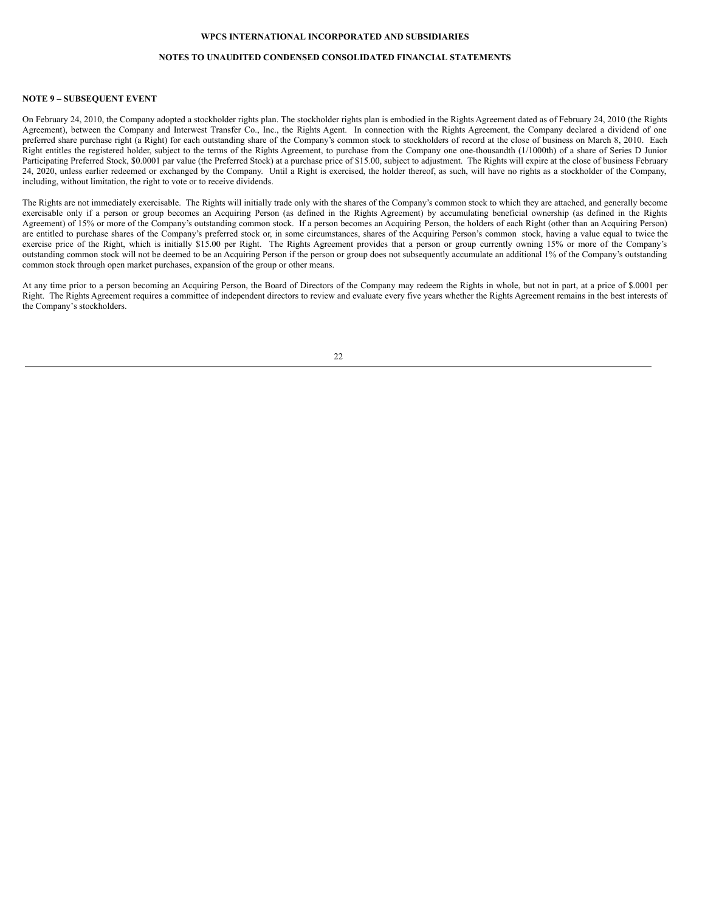## NOTE 9 – SUBSEQUENT EVENT

On February 24, 2010, the Company adopted a stockholder rights plan. The stockholder rights plan is embodied in the Rights Agreement dated as of February 24, 2010 (the Rights Agreement), between the Company and Interwest Transfer Co., Inc., the Rights Agent. In connection with the Rights Agreement, the Company declared a dividend of one preferred share purchase right (a Right) for each outstanding share of the Company's common stock to stockholders of record at the close of business on March 8, 2010. Each Right entitles the registered holder, subject to the terms of the Rights Agreement, to purchase from the Company one one-thousandth (1/1000th) of a share of Series D Junior Participating Preferred Stock, $0.0001 par value (the Preferred Stock) at a purchase price of $15.00, subject to adjustment. The Rights will expire at the close of business February 24, 2020, unless earlier redeemed or exchanged by the Company. Until a Right is exercised, the holder thereof, as such, will have no rights as a stockholder of the Company, including, without limitation, the right to vote or to receive dividends.

The Rights are not immediately exercisable. The Rights will initially trade only with the shares of the Company's common stock to which they are attached, and generally become exercisable only if a person or group becomes an Acquiring Person (as defined in the Rights Agreement) by accumulating beneficial ownership (as defined in the Rights Agreement) of 15% or more of the Company's outstanding common stock. If a person becomes an Acquiring Person, the holders of each Right (other than an Acquiring Person) are entitled to purchase shares of the Company's preferred stock or, in some circumstances, shares of the Acquiring Person's common stock, having a value equal to twice the exercise price of the Right, which is initially $15.00 per Right. The Rights Agreement provides that a person or group currently owning 15% or more of the Company's outstanding common stock will not be deemed to be an Acquiring Person if the person or group does not subsequently accumulate an additional 1% of the Company's outstanding common stock through open market purchases, expansion of the group or other means.

At any time prior to a person becoming an Acquiring Person, the Board of Directors of the Company may redeem the Rights in whole, but not in part, at a price of $.0001 per Right. The Rights Agreement requires a committee of independent directors to review and evaluate every five years whether the Rights Agreement remains in the best interests of the Company's stockholders.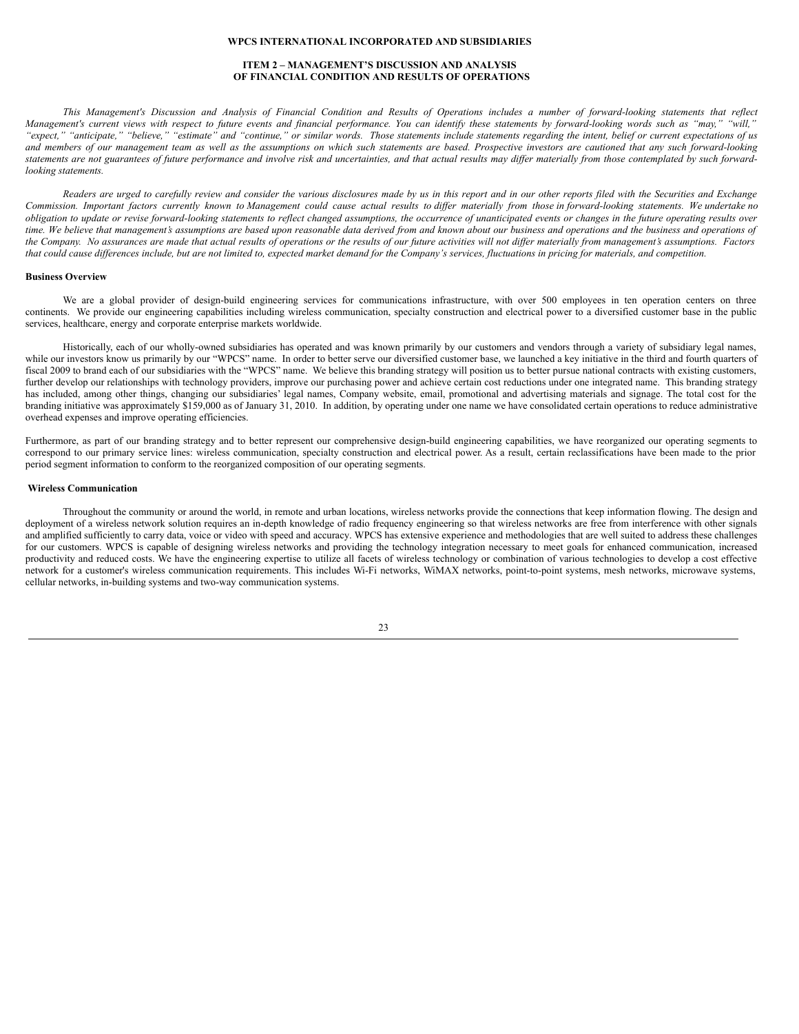**WPCS INTERNATIONAL INCORPORATED AND SUBSIDIARIES**

**ITEM 2 – MANAGEMENT'S DISCUSSION AND ANALYSIS OF FINANCIAL CONDITION AND RESULTS OF OPERATIONS**

*This Management's Discussion and Analysis of Financial Condition and Results of Operations includes a number of forward-looking statements that reflect Management's current views with respect to future events and financial performance. You can identify these statements by forward-looking words such as "may," "will," "expect," "anticipate," "believe," "estimate" and "continue," or similar words. Those statements include statements regarding the intent, belief or current expectations of us and members of our management team as well as the assumptions on which such statements are based. Prospective investors are cautioned that any such forward-looking statements are not guarantees of future performance and involve risk and uncertainties, and that actual results may differ materially from those contemplated by such forward-looking statements.*

*Readers are urged to carefully review and consider the various disclosures made by us in this report and in our other reports filed with the Securities and Exchange Commission. Important factors currently known to Management could cause actual results to differ materially from those in forward-looking statements. We undertake no obligation to update or revise forward-looking statements to reflect changed assumptions, the occurrence of unanticipated events or changes in the future operating results over time. We believe that management's assumptions are based upon reasonable data derived from and known about our business and operations and the business and operations of the Company. No assurances are made that actual results of operations or the results of our future activities will not differ materially from management's assumptions. Factors that could cause differences include, but are not limited to, expected market demand for the Company's services, fluctuations in pricing for materials, and competition.*

**Business Overview**

We are a global provider of design-build engineering services for communications infrastructure, with over 500 employees in ten operation centers on three continents. We provide our engineering capabilities including wireless communication, specialty construction and electrical power to a diversified customer base in the public services, healthcare, energy and corporate enterprise markets worldwide.

Historically, each of our wholly-owned subsidiaries has operated and was known primarily by our customers and vendors through a variety of subsidiary legal names, while our investors know us primarily by our "WPCS" name. In order to better serve our diversified customer base, we launched a key initiative in the third and fourth quarters of fiscal 2009 to brand each of our subsidiaries with the "WPCS" name. We believe this branding strategy will position us to better pursue national contracts with existing customers, further develop our relationships with technology providers, improve our purchasing power and achieve certain cost reductions under one integrated name. This branding strategy has included, among other things, changing our subsidiaries' legal names, Company website, email, promotional and advertising materials and signage. The total cost for the branding initiative was approximately $159,000 as of January 31, 2010. In addition, by operating under one name we have consolidated certain operations to reduce administrative overhead expenses and improve operating efficiencies.

Furthermore, as part of our branding strategy and to better represent our comprehensive design-build engineering capabilities, we have reorganized our operating segments to correspond to our primary service lines: wireless communication, specialty construction and electrical power. As a result, certain reclassifications have been made to the prior period segment information to conform to the reorganized composition of our operating segments.

**Wireless Communication**

Throughout the community or around the world, in remote and urban locations, wireless networks provide the connections that keep information flowing. The design and deployment of a wireless network solution requires an in-depth knowledge of radio frequency engineering so that wireless networks are free from interference with other signals and amplified sufficiently to carry data, voice or video with speed and accuracy. WPCS has extensive experience and methodologies that are well suited to address these challenges for our customers. WPCS is capable of designing wireless networks and providing the technology integration necessary to meet goals for enhanced communication, increased productivity and reduced costs. We have the engineering expertise to utilize all facets of wireless technology or combination of various technologies to develop a cost effective network for a customer's wireless communication requirements. This includes Wi-Fi networks, WiMAX networks, point-to-point systems, mesh networks, microwave systems, cellular networks, in-building systems and two-way communication systems.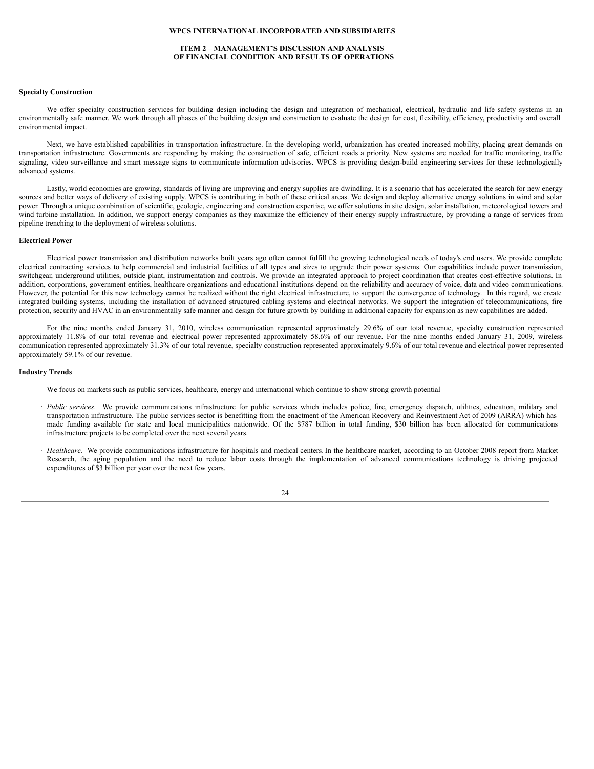**Specialty Construction**

We offer specialty construction services for building design including the design and integration of mechanical, electrical, hydraulic and life safety systems in an environmentally safe manner. We work through all phases of the building design and construction to evaluate the design for cost, flexibility, efficiency, productivity and overall environmental impact.

Next, we have established capabilities in transportation infrastructure. In the developing world, urbanization has created increased mobility, placing great demands on transportation infrastructure. Governments are responding by making the construction of safe, efficient roads a priority. New systems are needed for traffic monitoring, traffic signaling, video surveillance and smart message signs to communicate information advisories. WPCS is providing design-build engineering services for these technologically advanced systems.

Lastly, world economies are growing, standards of living are improving and energy supplies are dwindling. It is a scenario that has accelerated the search for new energy sources and better ways of delivery of existing supply. WPCS is contributing in both of these critical areas. We design and deploy alternative energy solutions in wind and solar power. Through a unique combination of scientific, geologic, engineering and construction expertise, we offer solutions in site design, solar installation, meteorological towers and wind turbine installation. In addition, we support energy companies as they maximize the efficiency of their energy supply infrastructure, by providing a range of services from pipeline trenching to the deployment of wireless solutions.

**Electrical Power**

Electrical power transmission and distribution networks built years ago often cannot fulfill the growing technological needs of today's end users. We provide complete electrical contracting services to help commercial and industrial facilities of all types and sizes to upgrade their power systems. Our capabilities include power transmission, switchgear, underground utilities, outside plant, instrumentation and controls. We provide an integrated approach to project coordination that creates cost-effective solutions. In addition, corporations, government entities, healthcare organizations and educational institutions depend on the reliability and accuracy of voice, data and video communications. However, the potential for this new technology cannot be realized without the right electrical infrastructure, to support the convergence of technology. In this regard, we create integrated building systems, including the installation of advanced structured cabling systems and electrical networks. We support the integration of telecommunications, fire protection, security and HVAC in an environmentally safe manner and design for future growth by building in additional capacity for expansion as new capabilities are added.

For the nine months ended January 31, 2010, wireless communication represented approximately 29.6% of our total revenue, specialty construction represented approximately 11.8% of our total revenue and electrical power represented approximately 58.6% of our revenue. For the nine months ended January 31, 2009, wireless communication represented approximately 31.3% of our total revenue, specialty construction represented approximately 9.6% of our total revenue and electrical power represented approximately 59.1% of our revenue.

**Industry Trends**

We focus on markets such as public services, healthcare, energy and international which continue to show strong growth potential

- *Public services*. We provide communications infrastructure for public services which includes police, fire, emergency dispatch, utilities, education, military and transportation infrastructure. The public services sector is benefitting from the enactment of the American Recovery and Reinvestment Act of 2009 (ARRA) which has made funding available for state and local municipalities nationwide. Of the $787 billion in total funding, $30 billion has been allocated for communications infrastructure projects to be completed over the next several years.

- *Healthcare.* We provide communications infrastructure for hospitals and medical centers. In the healthcare market, according to an October 2008 report from Market Research, the aging population and the need to reduce labor costs through the implementation of advanced communications technology is driving projected expenditures of $3 billion per year over the next few years.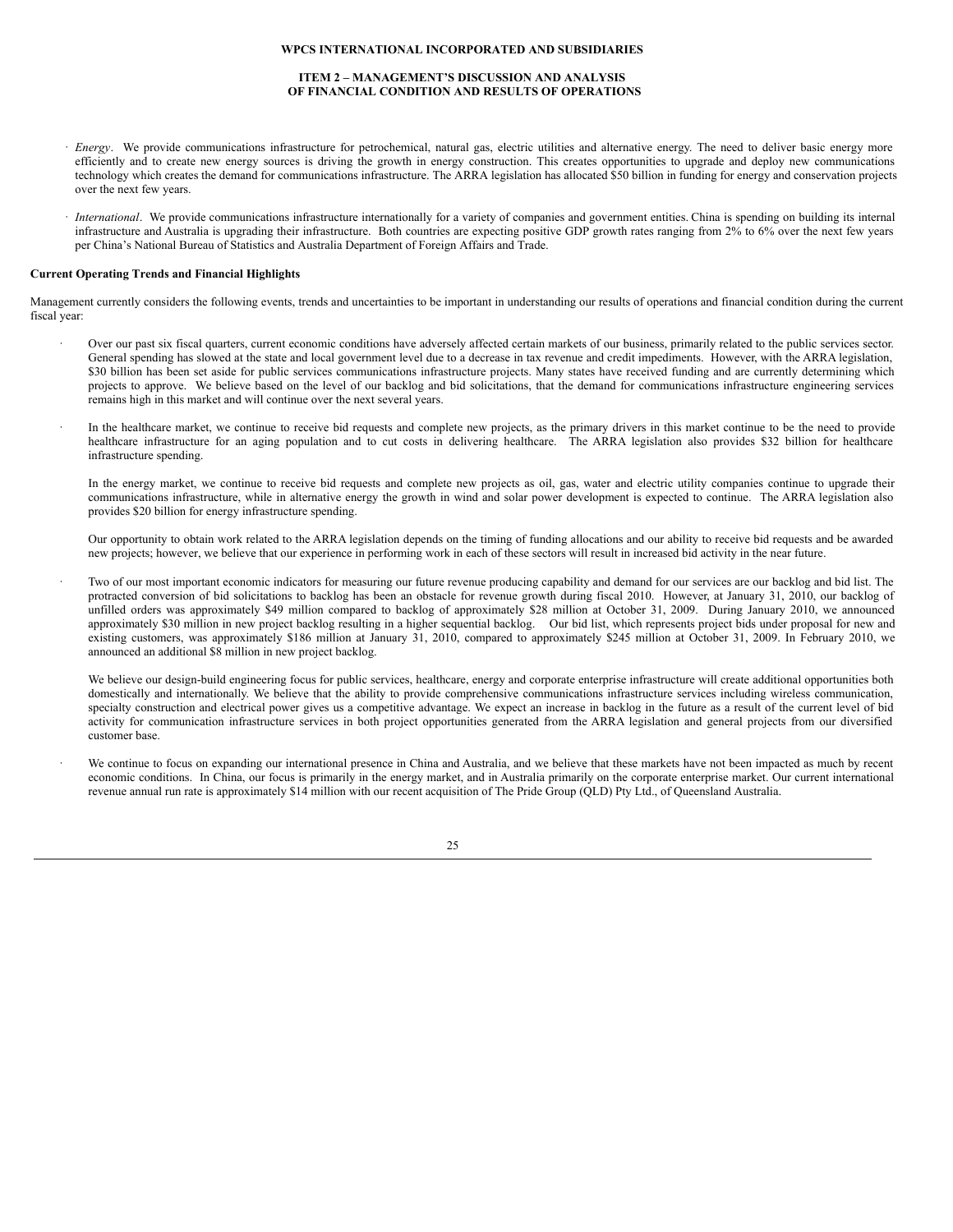- *Energy*. We provide communications infrastructure for petrochemical, natural gas, electric utilities and alternative energy. The need to deliver basic energy more efficiently and to create new energy sources is driving the growth in energy construction. This creates opportunities to upgrade and deploy new communications technology which creates the demand for communications infrastructure. The ARRA legislation has allocated $50 billion in funding for energy and conservation projects over the next few years.

- *International*. We provide communications infrastructure internationally for a variety of companies and government entities. China is spending on building its internal infrastructure and Australia is upgrading their infrastructure. Both countries are expecting positive GDP growth rates ranging from 2% to 6% over the next few years per China's National Bureau of Statistics and Australia Department of Foreign Affairs and Trade.

**Current Operating Trends and Financial Highlights**

Management currently considers the following events, trends and uncertainties to be important in understanding our results of operations and financial condition during the current fiscal year:

- Over our past six fiscal quarters, current economic conditions have adversely affected certain markets of our business, primarily related to the public services sector. General spending has slowed at the state and local government level due to a decrease in tax revenue and credit impediments. However, with the ARRA legislation, $30 billion has been set aside for public services communications infrastructure projects. Many states have received funding and are currently determining which projects to approve. We believe based on the level of our backlog and bid solicitations, that the demand for communications infrastructure engineering services remains high in this market and will continue over the next several years.

- In the healthcare market, we continue to receive bid requests and complete new projects, as the primary drivers in this market continue to be the need to provide healthcare infrastructure for an aging population and to cut costs in delivering healthcare. The ARRA legislation also provides $32 billion for healthcare infrastructure spending.

  In the energy market, we continue to receive bid requests and complete new projects as oil, gas, water and electric utility companies continue to upgrade their communications infrastructure, while in alternative energy the growth in wind and solar power development is expected to continue. The ARRA legislation also provides $20 billion for energy infrastructure spending.

  Our opportunity to obtain work related to the ARRA legislation depends on the timing of funding allocations and our ability to receive bid requests and be awarded new projects; however, we believe that our experience in performing work in each of these sectors will result in increased bid activity in the near future.

- Two of our most important economic indicators for measuring our future revenue producing capability and demand for our services are our backlog and bid list. The protracted conversion of bid solicitations to backlog has been an obstacle for revenue growth during fiscal 2010. However, at January 31, 2010, our backlog of unfilled orders was approximately $49 million compared to backlog of approximately $28 million at October 31, 2009. During January 2010, we announced approximately $30 million in new project backlog resulting in a higher sequential backlog. Our bid list, which represents project bids under proposal for new and existing customers, was approximately $186 million at January 31, 2010, compared to approximately $245 million at October 31, 2009. In February 2010, we announced an additional $8 million in new project backlog.

  We believe our design-build engineering focus for public services, healthcare, energy and corporate enterprise infrastructure will create additional opportunities both domestically and internationally. We believe that the ability to provide comprehensive communications infrastructure services including wireless communication, specialty construction and electrical power gives us a competitive advantage. We expect an increase in backlog in the future as a result of the current level of bid activity for communication infrastructure services in both project opportunities generated from the ARRA legislation and general projects from our diversified customer base.

- We continue to focus on expanding our international presence in China and Australia, and we believe that these markets have not been impacted as much by recent economic conditions. In China, our focus is primarily in the energy market, and in Australia primarily on the corporate enterprise market. Our current international revenue annual run rate is approximately $14 million with our recent acquisition of The Pride Group (QLD) Pty Ltd., of Queensland Australia.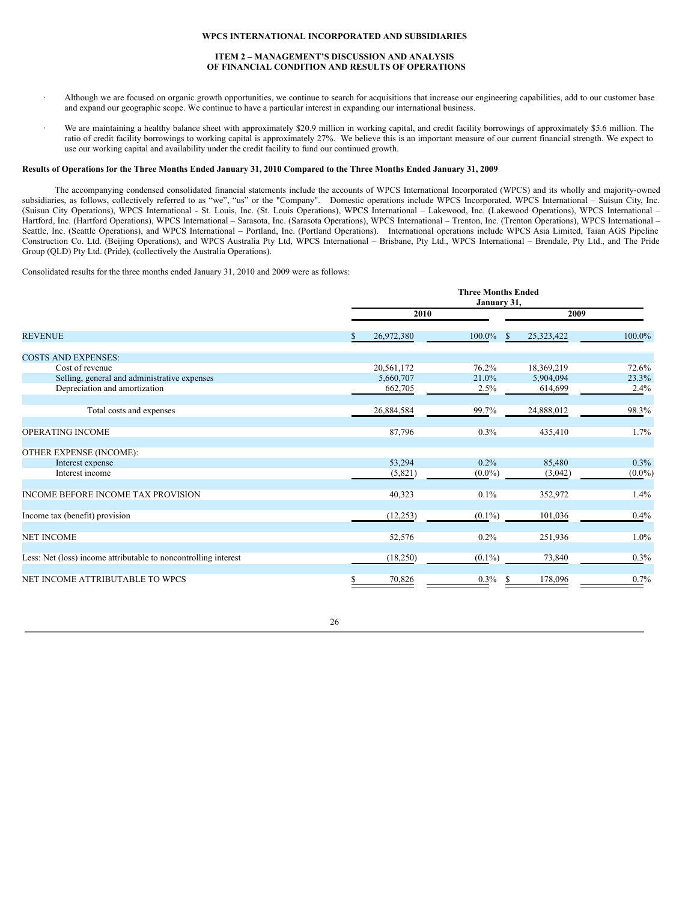**WPCS INTERNATIONAL INCORPORATED AND SUBSIDIARIES**

**ITEM 2 – MANAGEMENT'S DISCUSSION AND ANALYSIS OF FINANCIAL CONDITION AND RESULTS OF OPERATIONS**

- Although we are focused on organic growth opportunities, we continue to search for acquisitions that increase our engineering capabilities, add to our customer base and expand our geographic scope. We continue to have a particular interest in expanding our international business.

- We are maintaining a healthy balance sheet with approximately $20.9 million in working capital, and credit facility borrowings of approximately $5.6 million. The ratio of credit facility borrowings to working capital is approximately 27%. We believe this is an important measure of our current financial strength. We expect to use our working capital and availability under the credit facility to fund our continued growth.

**Results of Operations for the Three Months Ended January 31, 2010 Compared to the Three Months Ended January 31, 2009**

The accompanying condensed consolidated financial statements include the accounts of WPCS International Incorporated (WPCS) and its wholly and majority-owned subsidiaries, as follows, collectively referred to as "we", "us" or the "Company". Domestic operations include WPCS Incorporated, WPCS International – Suisun City, Inc. (Suisun City Operations), WPCS International - St. Louis, Inc. (St. Louis Operations), WPCS International – Lakewood, Inc. (Lakewood Operations), WPCS International – Hartford, Inc. (Hartford Operations), WPCS International – Sarasota, Inc. (Sarasota Operations), WPCS International – Trenton, Inc. (Trenton Operations), WPCS International – Seattle, Inc. (Seattle Operations), and WPCS International – Portland, Inc. (Portland Operations). International operations include WPCS Asia Limited, Taian AGS Pipeline Construction Co. Ltd. (Beijing Operations), and WPCS Australia Pty Ltd, WPCS International – Brisbane, Pty Ltd., WPCS International – Brendale, Pty Ltd., and The Pride Group (QLD) Pty Ltd. (Pride), (collectively the Australia Operations).

Consolidated results for the three months ended January 31, 2010 and 2009 were as follows:

| | Three Months Ended January 31, | | | |
|---|---|---|---|---|
| | 2010 | | 2009 | |
| REVENUE | $ 26,972,380 | 100.0% | $ 25,323,422 | 100.0% |
| COSTS AND EXPENSES: | | | | |
| Cost of revenue | 20,561,172 | 76.2% | 18,369,219 | 72.6% |
| Selling, general and administrative expenses | 5,660,707 | 21.0% | 5,904,094 | 23.3% |
| Depreciation and amortization | 662,705 | 2.5% | 614,699 | 2.4% |
| Total costs and expenses | 26,884,584 | 99.7% | 24,888,012 | 98.3% |
| OPERATING INCOME | 87,796 | 0.3% | 435,410 | 1.7% |
| OTHER EXPENSE (INCOME): | | | | |
| Interest expense | 53,294 | 0.2% | 85,480 | 0.3% |
| Interest income | (5,821) | (0.0%) | (3,042) | (0.0%) |
| INCOME BEFORE INCOME TAX PROVISION | 40,323 | 0.1% | 352,972 | 1.4% |
| Income tax (benefit) provision | (12,253) | (0.1%) | 101,036 | 0.4% |
| NET INCOME | 52,576 | 0.2% | 251,936 | 1.0% |
| Less: Net (loss) income attributable to noncontrolling interest | (18,250) | (0.1%) | 73,840 | 0.3% |
| NET INCOME ATTRIBUTABLE TO WPCS | $ 70,826 | 0.3% | $ 178,096 | 0.7% |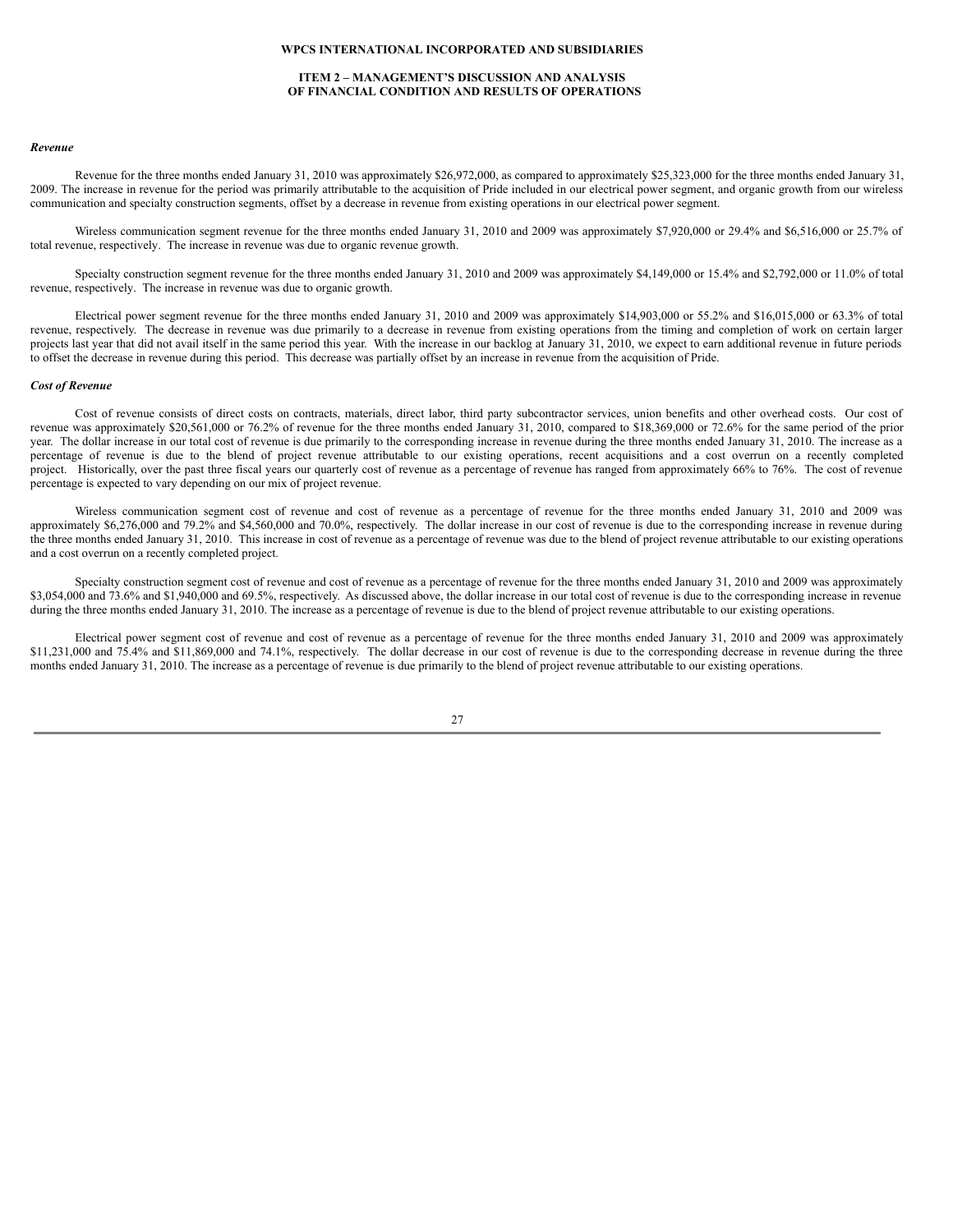*Revenue*

Revenue for the three months ended January 31, 2010 was approximately $26,972,000, as compared to approximately $25,323,000 for the three months ended January 31, 2009. The increase in revenue for the period was primarily attributable to the acquisition of Pride included in our electrical power segment, and organic growth from our wireless communication and specialty construction segments, offset by a decrease in revenue from existing operations in our electrical power segment.

Wireless communication segment revenue for the three months ended January 31, 2010 and 2009 was approximately $7,920,000 or 29.4% and $6,516,000 or 25.7% of total revenue, respectively. The increase in revenue was due to organic revenue growth.

Specialty construction segment revenue for the three months ended January 31, 2010 and 2009 was approximately $4,149,000 or 15.4% and $2,792,000 or 11.0% of total revenue, respectively. The increase in revenue was due to organic growth.

Electrical power segment revenue for the three months ended January 31, 2010 and 2009 was approximately $14,903,000 or 55.2% and $16,015,000 or 63.3% of total revenue, respectively. The decrease in revenue was due primarily to a decrease in revenue from existing operations from the timing and completion of work on certain larger projects last year that did not avail itself in the same period this year. With the increase in our backlog at January 31, 2010, we expect to earn additional revenue in future periods to offset the decrease in revenue during this period. This decrease was partially offset by an increase in revenue from the acquisition of Pride.

*Cost of Revenue*

Cost of revenue consists of direct costs on contracts, materials, direct labor, third party subcontractor services, union benefits and other overhead costs. Our cost of revenue was approximately $20,561,000 or 76.2% of revenue for the three months ended January 31, 2010, compared to $18,369,000 or 72.6% for the same period of the prior year. The dollar increase in our total cost of revenue is due primarily to the corresponding increase in revenue during the three months ended January 31, 2010. The increase as a percentage of revenue is due to the blend of project revenue attributable to our existing operations, recent acquisitions and a cost overrun on a recently completed project. Historically, over the past three fiscal years our quarterly cost of revenue as a percentage of revenue has ranged from approximately 66% to 76%. The cost of revenue percentage is expected to vary depending on our mix of project revenue.

Wireless communication segment cost of revenue and cost of revenue as a percentage of revenue for the three months ended January 31, 2010 and 2009 was approximately $6,276,000 and 79.2% and $4,560,000 and 70.0%, respectively. The dollar increase in our cost of revenue is due to the corresponding increase in revenue during the three months ended January 31, 2010. This increase in cost of revenue as a percentage of revenue was due to the blend of project revenue attributable to our existing operations and a cost overrun on a recently completed project.

Specialty construction segment cost of revenue and cost of revenue as a percentage of revenue for the three months ended January 31, 2010 and 2009 was approximately $3,054,000 and 73.6% and $1,940,000 and 69.5%, respectively. As discussed above, the dollar increase in our total cost of revenue is due to the corresponding increase in revenue during the three months ended January 31, 2010. The increase as a percentage of revenue is due to the blend of project revenue attributable to our existing operations.

Electrical power segment cost of revenue and cost of revenue as a percentage of revenue for the three months ended January 31, 2010 and 2009 was approximately $11,231,000 and 75.4% and $11,869,000 and 74.1%, respectively. The dollar decrease in our cost of revenue is due to the corresponding decrease in revenue during the three months ended January 31, 2010. The increase as a percentage of revenue is due primarily to the blend of project revenue attributable to our existing operations.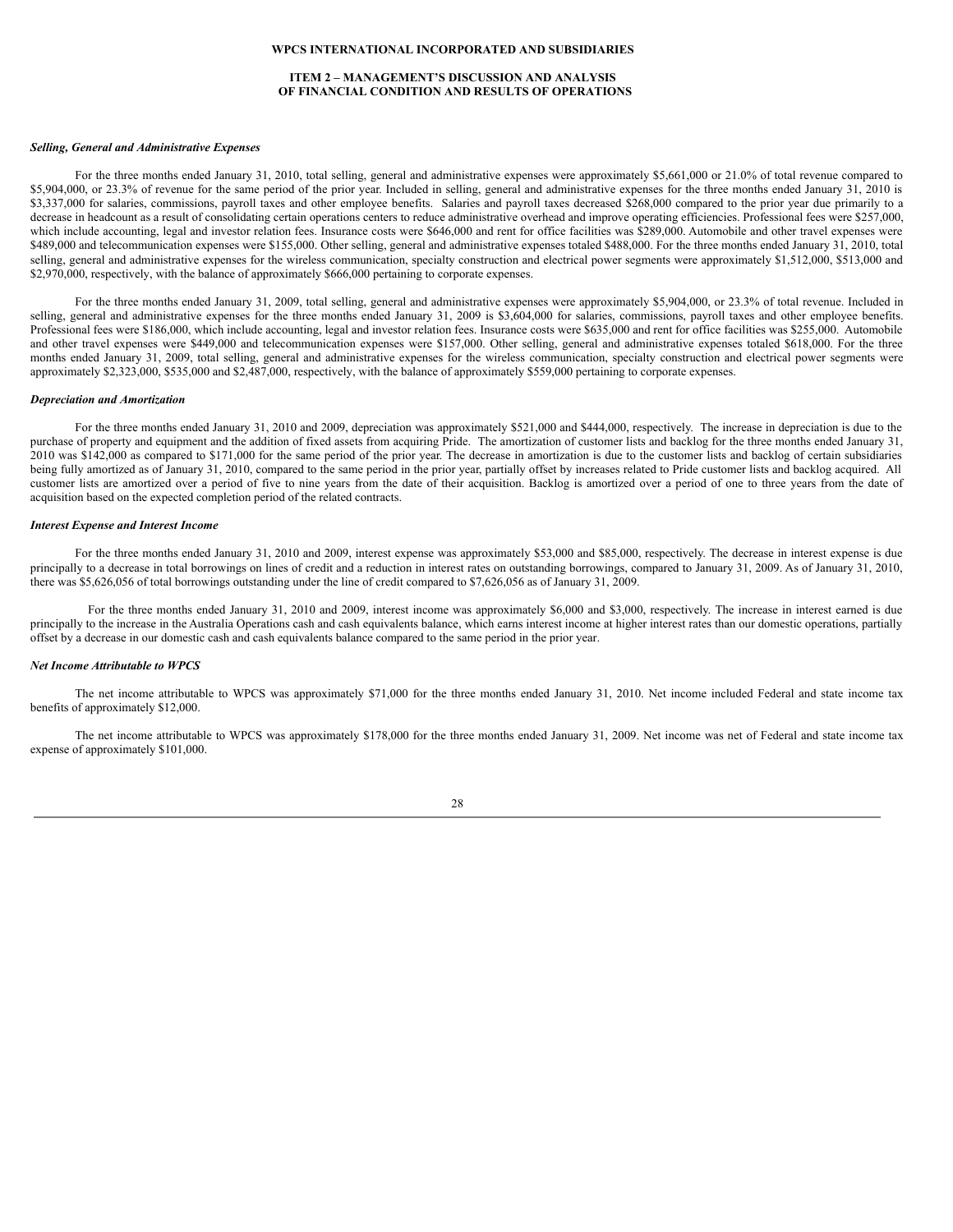### Selling, General and Administrative Expenses

For the three months ended January 31, 2010, total selling, general and administrative expenses were approximately $5,661,000 or 21.0% of total revenue compared to $5,904,000, or 23.3% of revenue for the same period of the prior year. Included in selling, general and administrative expenses for the three months ended January 31, 2010 is $3,337,000 for salaries, commissions, payroll taxes and other employee benefits. Salaries and payroll taxes decreased $268,000 compared to the prior year due primarily to a decrease in headcount as a result of consolidating certain operations centers to reduce administrative overhead and improve operating efficiencies. Professional fees were $257,000, which include accounting, legal and investor relation fees. Insurance costs were $646,000 and rent for office facilities was $289,000. Automobile and other travel expenses were $489,000 and telecommunication expenses were $155,000. Other selling, general and administrative expenses totaled $488,000. For the three months ended January 31, 2010, total selling, general and administrative expenses for the wireless communication, specialty construction and electrical power segments were approximately $1,512,000, $513,000 and $2,970,000, respectively, with the balance of approximately $666,000 pertaining to corporate expenses.

For the three months ended January 31, 2009, total selling, general and administrative expenses were approximately $5,904,000, or 23.3% of total revenue. Included in selling, general and administrative expenses for the three months ended January 31, 2009 is $3,604,000 for salaries, commissions, payroll taxes and other employee benefits. Professional fees were $186,000, which include accounting, legal and investor relation fees. Insurance costs were $635,000 and rent for office facilities was $255,000. Automobile and other travel expenses were $449,000 and telecommunication expenses were $157,000. Other selling, general and administrative expenses totaled $618,000. For the three months ended January 31, 2009, total selling, general and administrative expenses for the wireless communication, specialty construction and electrical power segments were approximately $2,323,000, $535,000 and $2,487,000, respectively, with the balance of approximately $559,000 pertaining to corporate expenses.

### Depreciation and Amortization

For the three months ended January 31, 2010 and 2009, depreciation was approximately $521,000 and $444,000, respectively. The increase in depreciation is due to the purchase of property and equipment and the addition of fixed assets from acquiring Pride. The amortization of customer lists and backlog for the three months ended January 31, 2010 was $142,000 as compared to $171,000 for the same period of the prior year. The decrease in amortization is due to the customer lists and backlog of certain subsidiaries being fully amortized as of January 31, 2010, compared to the same period in the prior year, partially offset by increases related to Pride customer lists and backlog acquired. All customer lists are amortized over a period of five to nine years from the date of their acquisition. Backlog is amortized over a period of one to three years from the date of acquisition based on the expected completion period of the related contracts.

### Interest Expense and Interest Income

For the three months ended January 31, 2010 and 2009, interest expense was approximately $53,000 and $85,000, respectively. The decrease in interest expense is due principally to a decrease in total borrowings on lines of credit and a reduction in interest rates on outstanding borrowings, compared to January 31, 2009. As of January 31, 2010, there was $5,626,056 of total borrowings outstanding under the line of credit compared to $7,626,056 as of January 31, 2009.

For the three months ended January 31, 2010 and 2009, interest income was approximately $6,000 and $3,000, respectively. The increase in interest earned is due principally to the increase in the Australia Operations cash and cash equivalents balance, which earns interest income at higher interest rates than our domestic operations, partially offset by a decrease in our domestic cash and cash equivalents balance compared to the same period in the prior year.

### Net Income Attributable to WPCS

The net income attributable to WPCS was approximately $71,000 for the three months ended January 31, 2010. Net income included Federal and state income tax benefits of approximately $12,000.

The net income attributable to WPCS was approximately $178,000 for the three months ended January 31, 2009. Net income was net of Federal and state income tax expense of approximately $101,000.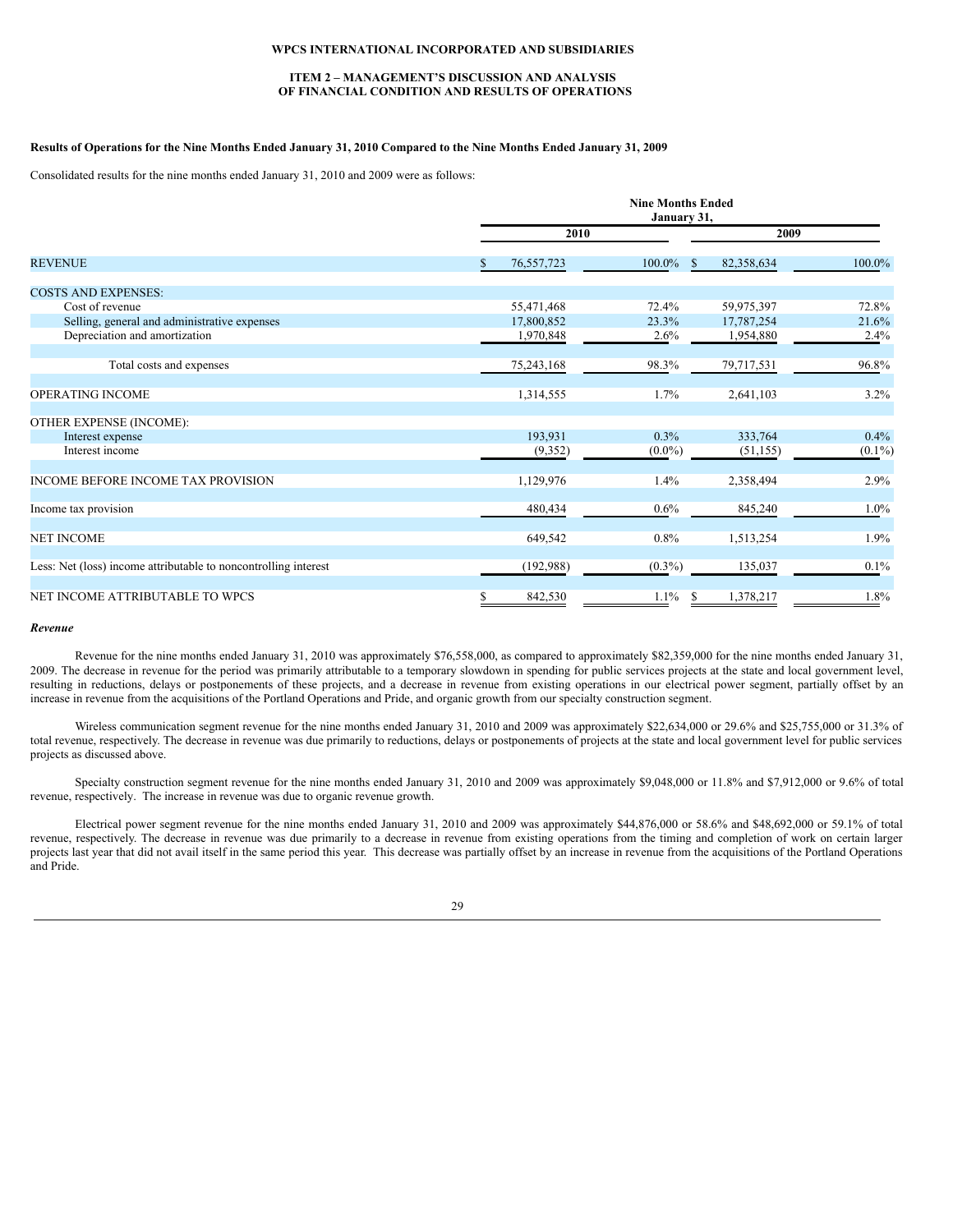**WPCS INTERNATIONAL INCORPORATED AND SUBSIDIARIES**

**ITEM 2 – MANAGEMENT'S DISCUSSION AND ANALYSIS OF FINANCIAL CONDITION AND RESULTS OF OPERATIONS**

**Results of Operations for the Nine Months Ended January 31, 2010 Compared to the Nine Months Ended January 31, 2009**

Consolidated results for the nine months ended January 31, 2010 and 2009 were as follows:

| | Nine Months Ended January 31, | | | |
|---|---|---|---|---|
| | 2010 | | 2009 | |
| REVENUE | $ 76,557,723 | 100.0% | $ 82,358,634 | 100.0% |
| COSTS AND EXPENSES: | | | | |
| Cost of revenue | 55,471,468 | 72.4% | 59,975,397 | 72.8% |
| Selling, general and administrative expenses | 17,800,852 | 23.3% | 17,787,254 | 21.6% |
| Depreciation and amortization | 1,970,848 | 2.6% | 1,954,880 | 2.4% |
| Total costs and expenses | 75,243,168 | 98.3% | 79,717,531 | 96.8% |
| OPERATING INCOME | 1,314,555 | 1.7% | 2,641,103 | 3.2% |
| OTHER EXPENSE (INCOME): | | | | |
| Interest expense | 193,931 | 0.3% | 333,764 | 0.4% |
| Interest income | (9,352) | (0.0%) | (51,155) | (0.1%) |
| INCOME BEFORE INCOME TAX PROVISION | 1,129,976 | 1.4% | 2,358,494 | 2.9% |
| Income tax provision | 480,434 | 0.6% | 845,240 | 1.0% |
| NET INCOME | 649,542 | 0.8% | 1,513,254 | 1.9% |
| Less: Net (loss) income attributable to noncontrolling interest | (192,988) | (0.3%) | 135,037 | 0.1% |
| NET INCOME ATTRIBUTABLE TO WPCS | $ 842,530 | 1.1% | $ 1,378,217 | 1.8% |

***Revenue***

Revenue for the nine months ended January 31, 2010 was approximately $76,558,000, as compared to approximately $82,359,000 for the nine months ended January 31, 2009. The decrease in revenue for the period was primarily attributable to a temporary slowdown in spending for public services projects at the state and local government level, resulting in reductions, delays or postponements of these projects, and a decrease in revenue from existing operations in our electrical power segment, partially offset by an increase in revenue from the acquisitions of the Portland Operations and Pride, and organic growth from our specialty construction segment.

Wireless communication segment revenue for the nine months ended January 31, 2010 and 2009 was approximately $22,634,000 or 29.6% and $25,755,000 or 31.3% of total revenue, respectively. The decrease in revenue was due primarily to reductions, delays or postponements of projects at the state and local government level for public services projects as discussed above.

Specialty construction segment revenue for the nine months ended January 31, 2010 and 2009 was approximately $9,048,000 or 11.8% and $7,912,000 or 9.6% of total revenue, respectively. The increase in revenue was due to organic revenue growth.

Electrical power segment revenue for the nine months ended January 31, 2010 and 2009 was approximately $44,876,000 or 58.6% and $48,692,000 or 59.1% of total revenue, respectively. The decrease in revenue was due primarily to a decrease in revenue from existing operations from the timing and completion of work on certain larger projects last year that did not avail itself in the same period this year. This decrease was partially offset by an increase in revenue from the acquisitions of the Portland Operations and Pride.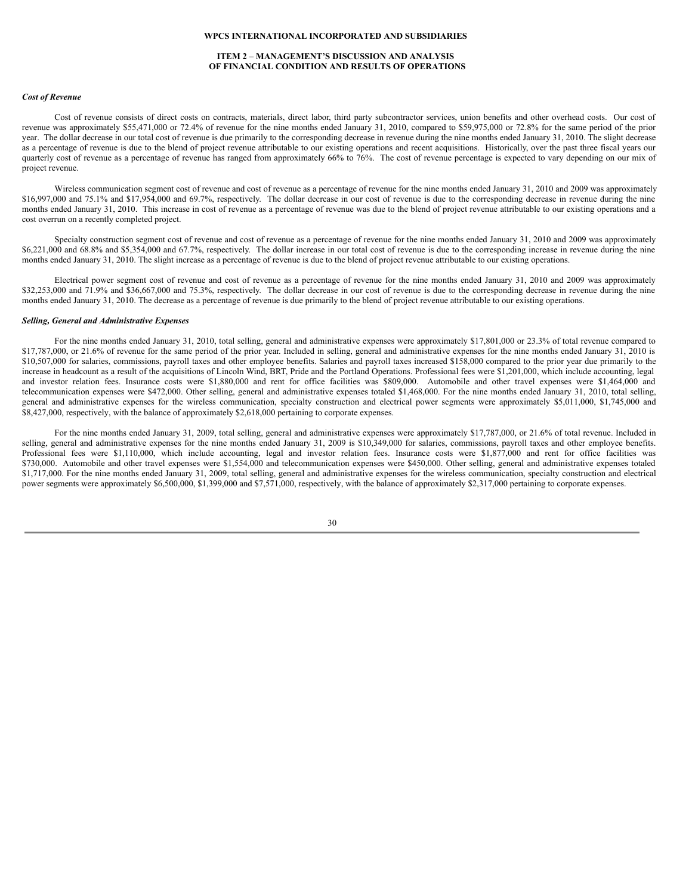**WPCS INTERNATIONAL INCORPORATED AND SUBSIDIARIES**

**ITEM 2 – MANAGEMENT'S DISCUSSION AND ANALYSIS OF FINANCIAL CONDITION AND RESULTS OF OPERATIONS**

***Cost of Revenue***

Cost of revenue consists of direct costs on contracts, materials, direct labor, third party subcontractor services, union benefits and other overhead costs. Our cost of revenue was approximately $55,471,000 or 72.4% of revenue for the nine months ended January 31, 2010, compared to $59,975,000 or 72.8% for the same period of the prior year. The dollar decrease in our total cost of revenue is due primarily to the corresponding decrease in revenue during the nine months ended January 31, 2010. The slight decrease as a percentage of revenue is due to the blend of project revenue attributable to our existing operations and recent acquisitions. Historically, over the past three fiscal years our quarterly cost of revenue as a percentage of revenue has ranged from approximately 66% to 76%. The cost of revenue percentage is expected to vary depending on our mix of project revenue.

Wireless communication segment cost of revenue and cost of revenue as a percentage of revenue for the nine months ended January 31, 2010 and 2009 was approximately $16,997,000 and 75.1% and $17,954,000 and 69.7%, respectively. The dollar decrease in our cost of revenue is due to the corresponding decrease in revenue during the nine months ended January 31, 2010. This increase in cost of revenue as a percentage of revenue was due to the blend of project revenue attributable to our existing operations and a cost overrun on a recently completed project.

Specialty construction segment cost of revenue and cost of revenue as a percentage of revenue for the nine months ended January 31, 2010 and 2009 was approximately $6,221,000 and 68.8% and $5,354,000 and 67.7%, respectively. The dollar increase in our total cost of revenue is due to the corresponding increase in revenue during the nine months ended January 31, 2010. The slight increase as a percentage of revenue is due to the blend of project revenue attributable to our existing operations.

Electrical power segment cost of revenue and cost of revenue as a percentage of revenue for the nine months ended January 31, 2010 and 2009 was approximately $32,253,000 and 71.9% and $36,667,000 and 75.3%, respectively. The dollar decrease in our cost of revenue is due to the corresponding decrease in revenue during the nine months ended January 31, 2010. The decrease as a percentage of revenue is due primarily to the blend of project revenue attributable to our existing operations.

***Selling, General and Administrative Expenses***

For the nine months ended January 31, 2010, total selling, general and administrative expenses were approximately $17,801,000 or 23.3% of total revenue compared to $17,787,000, or 21.6% of revenue for the same period of the prior year. Included in selling, general and administrative expenses for the nine months ended January 31, 2010 is $10,507,000 for salaries, commissions, payroll taxes and other employee benefits. Salaries and payroll taxes increased $158,000 compared to the prior year due primarily to the increase in headcount as a result of the acquisitions of Lincoln Wind, BRT, Pride and the Portland Operations. Professional fees were $1,201,000, which include accounting, legal and investor relation fees. Insurance costs were $1,880,000 and rent for office facilities was $809,000. Automobile and other travel expenses were $1,464,000 and telecommunication expenses were $472,000. Other selling, general and administrative expenses totaled $1,468,000. For the nine months ended January 31, 2010, total selling, general and administrative expenses for the wireless communication, specialty construction and electrical power segments were approximately $5,011,000, $1,745,000 and $8,427,000, respectively, with the balance of approximately $2,618,000 pertaining to corporate expenses.

For the nine months ended January 31, 2009, total selling, general and administrative expenses were approximately $17,787,000, or 21.6% of total revenue. Included in selling, general and administrative expenses for the nine months ended January 31, 2009 is $10,349,000 for salaries, commissions, payroll taxes and other employee benefits. Professional fees were $1,110,000, which include accounting, legal and investor relation fees. Insurance costs were $1,877,000 and rent for office facilities was $730,000. Automobile and other travel expenses were $1,554,000 and telecommunication expenses were $450,000. Other selling, general and administrative expenses totaled $1,717,000. For the nine months ended January 31, 2009, total selling, general and administrative expenses for the wireless communication, specialty construction and electrical power segments were approximately $6,500,000, $1,399,000 and $7,571,000, respectively, with the balance of approximately $2,317,000 pertaining to corporate expenses.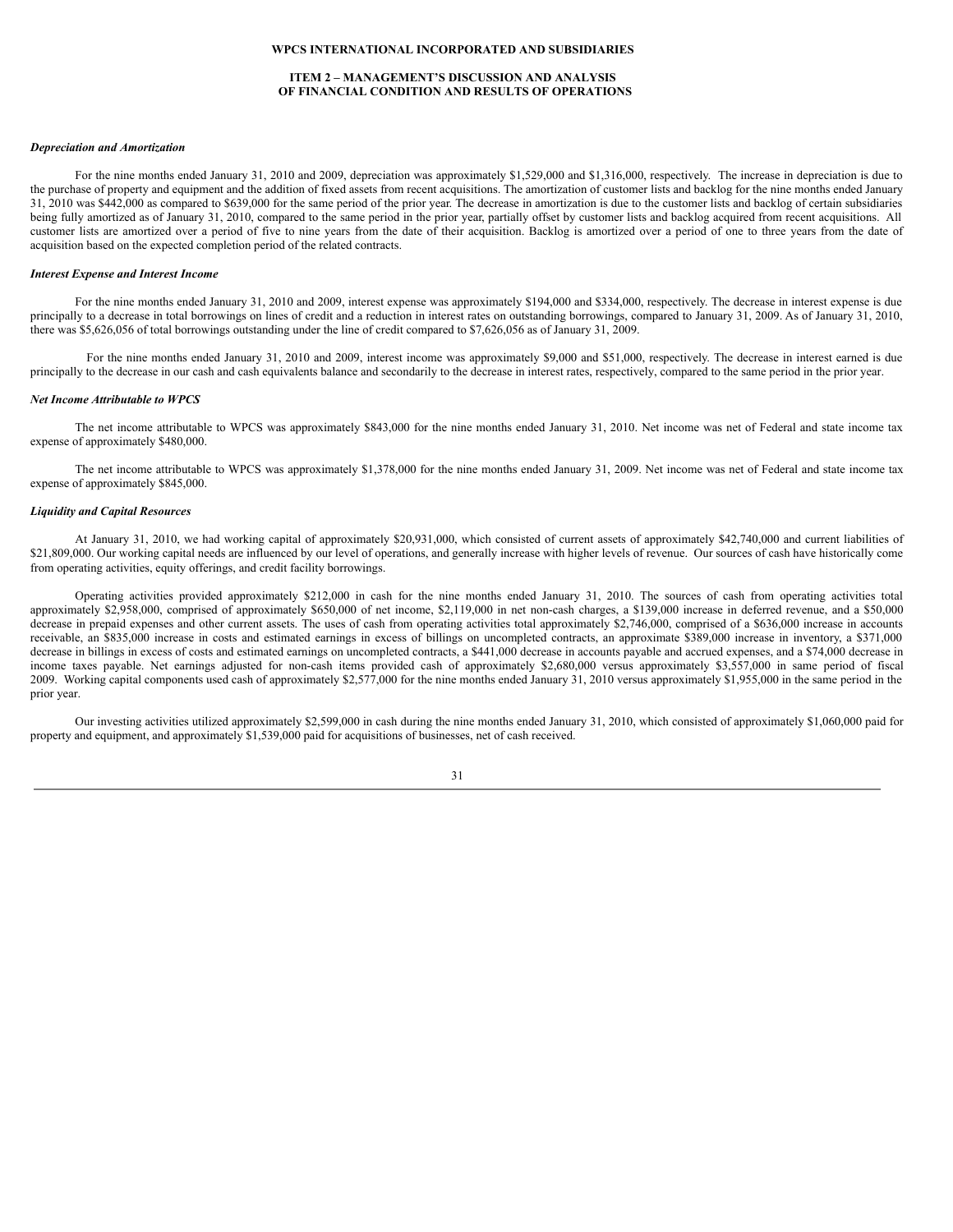### *Depreciation and Amortization*

For the nine months ended January 31, 2010 and 2009, depreciation was approximately $1,529,000 and $1,316,000, respectively. The increase in depreciation is due to the purchase of property and equipment and the addition of fixed assets from recent acquisitions. The amortization of customer lists and backlog for the nine months ended January 31, 2010 was $442,000 as compared to $639,000 for the same period of the prior year. The decrease in amortization is due to the customer lists and backlog of certain subsidiaries being fully amortized as of January 31, 2010, compared to the same period in the prior year, partially offset by customer lists and backlog acquired from recent acquisitions. All customer lists are amortized over a period of five to nine years from the date of their acquisition. Backlog is amortized over a period of one to three years from the date of acquisition based on the expected completion period of the related contracts.

### *Interest Expense and Interest Income*

For the nine months ended January 31, 2010 and 2009, interest expense was approximately $194,000 and $334,000, respectively. The decrease in interest expense is due principally to a decrease in total borrowings on lines of credit and a reduction in interest rates on outstanding borrowings, compared to January 31, 2009. As of January 31, 2010, there was $5,626,056 of total borrowings outstanding under the line of credit compared to $7,626,056 as of January 31, 2009.

For the nine months ended January 31, 2010 and 2009, interest income was approximately $9,000 and $51,000, respectively. The decrease in interest earned is due principally to the decrease in our cash and cash equivalents balance and secondarily to the decrease in interest rates, respectively, compared to the same period in the prior year.

### *Net Income Attributable to WPCS*

The net income attributable to WPCS was approximately $843,000 for the nine months ended January 31, 2010. Net income was net of Federal and state income tax expense of approximately $480,000.

The net income attributable to WPCS was approximately $1,378,000 for the nine months ended January 31, 2009. Net income was net of Federal and state income tax expense of approximately $845,000.

### *Liquidity and Capital Resources*

At January 31, 2010, we had working capital of approximately $20,931,000, which consisted of current assets of approximately $42,740,000 and current liabilities of $21,809,000. Our working capital needs are influenced by our level of operations, and generally increase with higher levels of revenue. Our sources of cash have historically come from operating activities, equity offerings, and credit facility borrowings.

Operating activities provided approximately $212,000 in cash for the nine months ended January 31, 2010. The sources of cash from operating activities total approximately $2,958,000, comprised of approximately $650,000 of net income, $2,119,000 in net non-cash charges, a $139,000 increase in deferred revenue, and a $50,000 decrease in prepaid expenses and other current assets. The uses of cash from operating activities total approximately $2,746,000, comprised of a $636,000 increase in accounts receivable, an $835,000 increase in costs and estimated earnings in excess of billings on uncompleted contracts, an approximate $389,000 increase in inventory, a $371,000 decrease in billings in excess of costs and estimated earnings on uncompleted contracts, a $441,000 decrease in accounts payable and accrued expenses, and a $74,000 decrease in income taxes payable. Net earnings adjusted for non-cash items provided cash of approximately $2,680,000 versus approximately $3,557,000 in same period of fiscal 2009. Working capital components used cash of approximately $2,577,000 for the nine months ended January 31, 2010 versus approximately $1,955,000 in the same period in the prior year.

Our investing activities utilized approximately $2,599,000 in cash during the nine months ended January 31, 2010, which consisted of approximately $1,060,000 paid for property and equipment, and approximately $1,539,000 paid for acquisitions of businesses, net of cash received.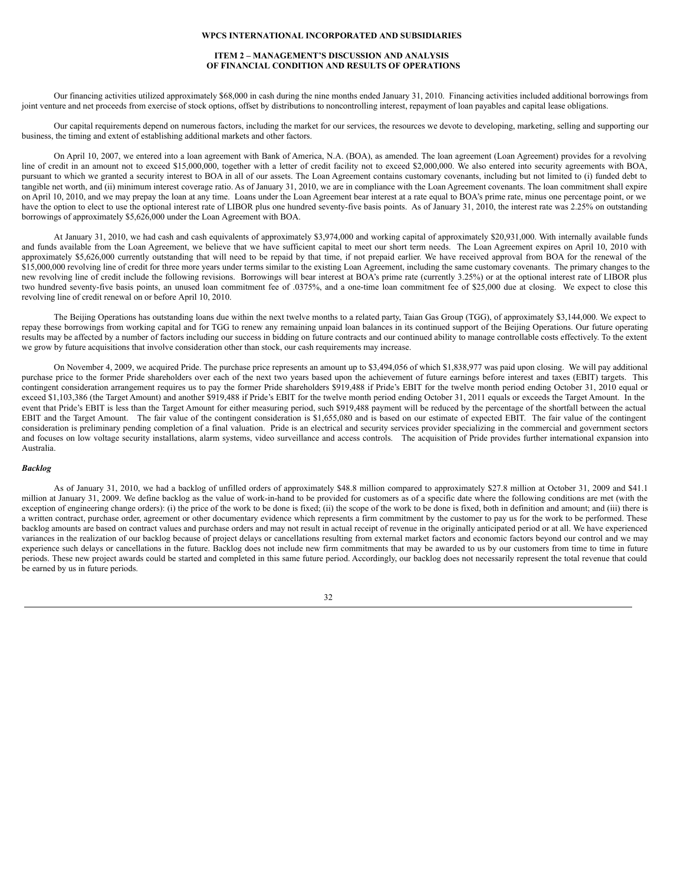Our financing activities utilized approximately $68,000 in cash during the nine months ended January 31, 2010. Financing activities included additional borrowings from joint venture and net proceeds from exercise of stock options, offset by distributions to noncontrolling interest, repayment of loan payables and capital lease obligations.

Our capital requirements depend on numerous factors, including the market for our services, the resources we devote to developing, marketing, selling and supporting our business, the timing and extent of establishing additional markets and other factors.

On April 10, 2007, we entered into a loan agreement with Bank of America, N.A. (BOA), as amended. The loan agreement (Loan Agreement) provides for a revolving line of credit in an amount not to exceed $15,000,000, together with a letter of credit facility not to exceed $2,000,000. We also entered into security agreements with BOA, pursuant to which we granted a security interest to BOA in all of our assets. The Loan Agreement contains customary covenants, including but not limited to (i) funded debt to tangible net worth, and (ii) minimum interest coverage ratio. As of January 31, 2010, we are in compliance with the Loan Agreement covenants. The loan commitment shall expire on April 10, 2010, and we may prepay the loan at any time. Loans under the Loan Agreement bear interest at a rate equal to BOA's prime rate, minus one percentage point, or we have the option to elect to use the optional interest rate of LIBOR plus one hundred seventy-five basis points. As of January 31, 2010, the interest rate was 2.25% on outstanding borrowings of approximately $5,626,000 under the Loan Agreement with BOA.

At January 31, 2010, we had cash and cash equivalents of approximately $3,974,000 and working capital of approximately $20,931,000. With internally available funds and funds available from the Loan Agreement, we believe that we have sufficient capital to meet our short term needs. The Loan Agreement expires on April 10, 2010 with approximately $5,626,000 currently outstanding that will need to be repaid by that time, if not prepaid earlier. We have received approval from BOA for the renewal of the $15,000,000 revolving line of credit for three more years under terms similar to the existing Loan Agreement, including the same customary covenants. The primary changes to the new revolving line of credit include the following revisions. Borrowings will bear interest at BOA's prime rate (currently 3.25%) or at the optional interest rate of LIBOR plus two hundred seventy-five basis points, an unused loan commitment fee of .0375%, and a one-time loan commitment fee of $25,000 due at closing. We expect to close this revolving line of credit renewal on or before April 10, 2010.

The Beijing Operations has outstanding loans due within the next twelve months to a related party, Taian Gas Group (TGG), of approximately $3,144,000. We expect to repay these borrowings from working capital and for TGG to renew any remaining unpaid loan balances in its continued support of the Beijing Operations. Our future operating results may be affected by a number of factors including our success in bidding on future contracts and our continued ability to manage controllable costs effectively. To the extent we grow by future acquisitions that involve consideration other than stock, our cash requirements may increase.

On November 4, 2009, we acquired Pride. The purchase price represents an amount up to $3,494,056 of which $1,838,977 was paid upon closing. We will pay additional purchase price to the former Pride shareholders over each of the next two years based upon the achievement of future earnings before interest and taxes (EBIT) targets. This contingent consideration arrangement requires us to pay the former Pride shareholders $919,488 if Pride's EBIT for the twelve month period ending October 31, 2010 equal or exceed $1,103,386 (the Target Amount) and another $919,488 if Pride's EBIT for the twelve month period ending October 31, 2011 equals or exceeds the Target Amount. In the event that Pride's EBIT is less than the Target Amount for either measuring period, such $919,488 payment will be reduced by the percentage of the shortfall between the actual EBIT and the Target Amount. The fair value of the contingent consideration is $1,655,080 and is based on our estimate of expected EBIT. The fair value of the contingent consideration is preliminary pending completion of a final valuation. Pride is an electrical and security services provider specializing in the commercial and government sectors and focuses on low voltage security installations, alarm systems, video surveillance and access controls. The acquisition of Pride provides further international expansion into Australia.

***Backlog***

As of January 31, 2010, we had a backlog of unfilled orders of approximately $48.8 million compared to approximately $27.8 million at October 31, 2009 and $41.1 million at January 31, 2009. We define backlog as the value of work-in-hand to be provided for customers as of a specific date where the following conditions are met (with the exception of engineering change orders): (i) the price of the work to be done is fixed; (ii) the scope of the work to be done is fixed, both in definition and amount; and (iii) there is a written contract, purchase order, agreement or other documentary evidence which represents a firm commitment by the customer to pay us for the work to be performed. These backlog amounts are based on contract values and purchase orders and may not result in actual receipt of revenue in the originally anticipated period or at all. We have experienced variances in the realization of our backlog because of project delays or cancellations resulting from external market factors and economic factors beyond our control and we may experience such delays or cancellations in the future. Backlog does not include new firm commitments that may be awarded to us by our customers from time to time in future periods. These new project awards could be started and completed in this same future period. Accordingly, our backlog does not necessarily represent the total revenue that could be earned by us in future periods.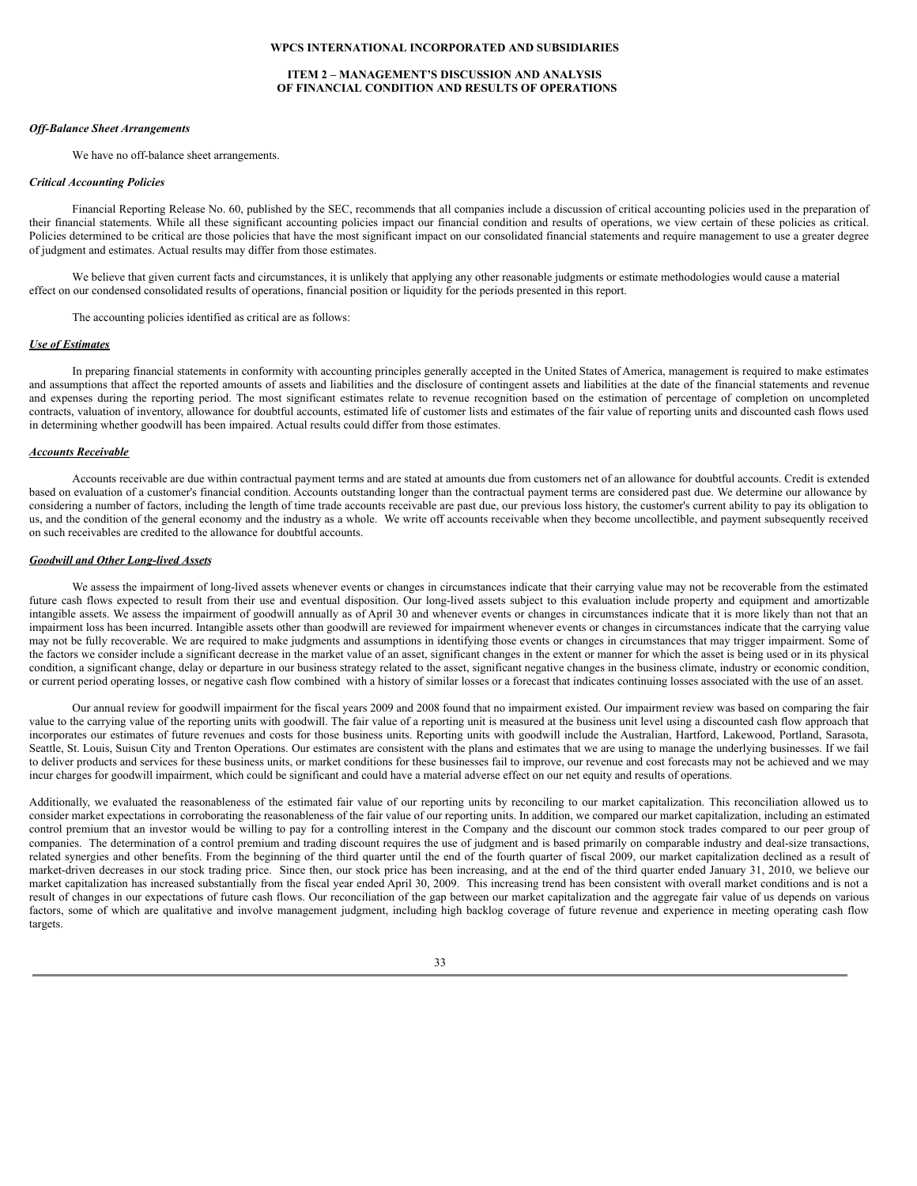### *Off-Balance Sheet Arrangements*

We have no off-balance sheet arrangements.

### *Critical Accounting Policies*

Financial Reporting Release No. 60, published by the SEC, recommends that all companies include a discussion of critical accounting policies used in the preparation of their financial statements. While all these significant accounting policies impact our financial condition and results of operations, we view certain of these policies as critical. Policies determined to be critical are those policies that have the most significant impact on our consolidated financial statements and require management to use a greater degree of judgment and estimates. Actual results may differ from those estimates.

We believe that given current facts and circumstances, it is unlikely that applying any other reasonable judgments or estimate methodologies would cause a material effect on our condensed consolidated results of operations, financial position or liquidity for the periods presented in this report.

The accounting policies identified as critical are as follows:

***Use of Estimates***

In preparing financial statements in conformity with accounting principles generally accepted in the United States of America, management is required to make estimates and assumptions that affect the reported amounts of assets and liabilities and the disclosure of contingent assets and liabilities at the date of the financial statements and revenue and expenses during the reporting period. The most significant estimates relate to revenue recognition based on the estimation of percentage of completion on uncompleted contracts, valuation of inventory, allowance for doubtful accounts, estimated life of customer lists and estimates of the fair value of reporting units and discounted cash flows used in determining whether goodwill has been impaired. Actual results could differ from those estimates.

***Accounts Receivable***

Accounts receivable are due within contractual payment terms and are stated at amounts due from customers net of an allowance for doubtful accounts. Credit is extended based on evaluation of a customer's financial condition. Accounts outstanding longer than the contractual payment terms are considered past due. We determine our allowance by considering a number of factors, including the length of time trade accounts receivable are past due, our previous loss history, the customer's current ability to pay its obligation to us, and the condition of the general economy and the industry as a whole. We write off accounts receivable when they become uncollectible, and payment subsequently received on such receivables are credited to the allowance for doubtful accounts.

***Goodwill and Other Long-lived Assets***

We assess the impairment of long-lived assets whenever events or changes in circumstances indicate that their carrying value may not be recoverable from the estimated future cash flows expected to result from their use and eventual disposition. Our long-lived assets subject to this evaluation include property and equipment and amortizable intangible assets. We assess the impairment of goodwill annually as of April 30 and whenever events or changes in circumstances indicate that it is more likely than not that an impairment loss has been incurred. Intangible assets other than goodwill are reviewed for impairment whenever events or changes in circumstances indicate that the carrying value may not be fully recoverable. We are required to make judgments and assumptions in identifying those events or changes in circumstances that may trigger impairment. Some of the factors we consider include a significant decrease in the market value of an asset, significant changes in the extent or manner for which the asset is being used or in its physical condition, a significant change, delay or departure in our business strategy related to the asset, significant negative changes in the business climate, industry or economic condition, or current period operating losses, or negative cash flow combined with a history of similar losses or a forecast that indicates continuing losses associated with the use of an asset.

Our annual review for goodwill impairment for the fiscal years 2009 and 2008 found that no impairment existed. Our impairment review was based on comparing the fair value to the carrying value of the reporting units with goodwill. The fair value of a reporting unit is measured at the business unit level using a discounted cash flow approach that incorporates our estimates of future revenues and costs for those business units. Reporting units with goodwill include the Australian, Hartford, Lakewood, Portland, Sarasota, Seattle, St. Louis, Suisun City and Trenton Operations. Our estimates are consistent with the plans and estimates that we are using to manage the underlying businesses. If we fail to deliver products and services for these business units, or market conditions for these businesses fail to improve, our revenue and cost forecasts may not be achieved and we may incur charges for goodwill impairment, which could be significant and could have a material adverse effect on our net equity and results of operations.

Additionally, we evaluated the reasonableness of the estimated fair value of our reporting units by reconciling to our market capitalization. This reconciliation allowed us to consider market expectations in corroborating the reasonableness of the fair value of our reporting units. In addition, we compared our market capitalization, including an estimated control premium that an investor would be willing to pay for a controlling interest in the Company and the discount our common stock trades compared to our peer group of companies. The determination of a control premium and trading discount requires the use of judgment and is based primarily on comparable industry and deal-size transactions, related synergies and other benefits. From the beginning of the third quarter until the end of the fourth quarter of fiscal 2009, our market capitalization declined as a result of market-driven decreases in our stock trading price. Since then, our stock price has been increasing, and at the end of the third quarter ended January 31, 2010, we believe our market capitalization has increased substantially from the fiscal year ended April 30, 2009. This increasing trend has been consistent with overall market conditions and is not a result of changes in our expectations of future cash flows. Our reconciliation of the gap between our market capitalization and the aggregate fair value of us depends on various factors, some of which are qualitative and involve management judgment, including high backlog coverage of future revenue and experience in meeting operating cash flow targets.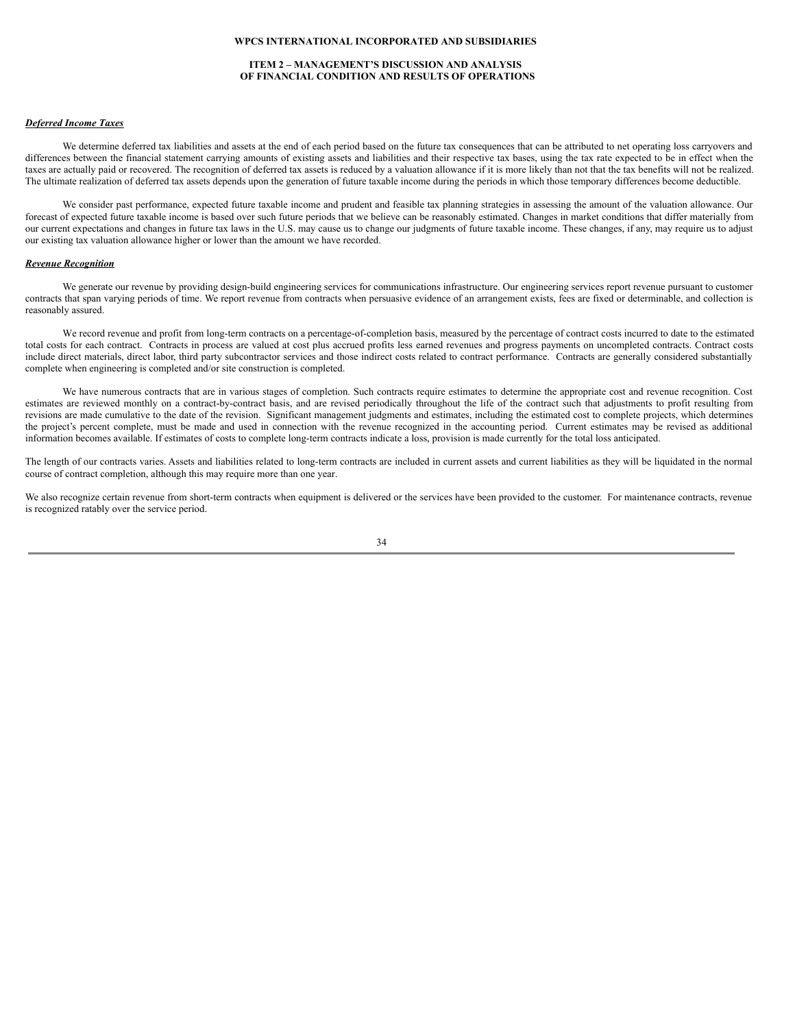#### WPCS INTERNATIONAL INCORPORATED AND SUBSIDIARIES

#### ITEM 2 – MANAGEMENT'S DISCUSSION AND ANALYSIS OF FINANCIAL CONDITION AND RESULTS OF OPERATIONS

***Deferred Income Taxes***

We determine deferred tax liabilities and assets at the end of each period based on the future tax consequences that can be attributed to net operating loss carryovers and differences between the financial statement carrying amounts of existing assets and liabilities and their respective tax bases, using the tax rate expected to be in effect when the taxes are actually paid or recovered. The recognition of deferred tax assets is reduced by a valuation allowance if it is more likely than not that the tax benefits will not be realized. The ultimate realization of deferred tax assets depends upon the generation of future taxable income during the periods in which those temporary differences become deductible.

We consider past performance, expected future taxable income and prudent and feasible tax planning strategies in assessing the amount of the valuation allowance. Our forecast of expected future taxable income is based over such future periods that we believe can be reasonably estimated. Changes in market conditions that differ materially from our current expectations and changes in future tax laws in the U.S. may cause us to change our judgments of future taxable income. These changes, if any, may require us to adjust our existing tax valuation allowance higher or lower than the amount we have recorded.

***Revenue Recognition***

We generate our revenue by providing design-build engineering services for communications infrastructure. Our engineering services report revenue pursuant to customer contracts that span varying periods of time. We report revenue from contracts when persuasive evidence of an arrangement exists, fees are fixed or determinable, and collection is reasonably assured.

We record revenue and profit from long-term contracts on a percentage-of-completion basis, measured by the percentage of contract costs incurred to date to the estimated total costs for each contract. Contracts in process are valued at cost plus accrued profits less earned revenues and progress payments on uncompleted contracts. Contract costs include direct materials, direct labor, third party subcontractor services and those indirect costs related to contract performance. Contracts are generally considered substantially complete when engineering is completed and/or site construction is completed.

We have numerous contracts that are in various stages of completion. Such contracts require estimates to determine the appropriate cost and revenue recognition. Cost estimates are reviewed monthly on a contract-by-contract basis, and are revised periodically throughout the life of the contract such that adjustments to profit resulting from revisions are made cumulative to the date of the revision. Significant management judgments and estimates, including the estimated cost to complete projects, which determines the project's percent complete, must be made and used in connection with the revenue recognized in the accounting period. Current estimates may be revised as additional information becomes available. If estimates of costs to complete long-term contracts indicate a loss, provision is made currently for the total loss anticipated.

The length of our contracts varies. Assets and liabilities related to long-term contracts are included in current assets and current liabilities as they will be liquidated in the normal course of contract completion, although this may require more than one year.

We also recognize certain revenue from short-term contracts when equipment is delivered or the services have been provided to the customer. For maintenance contracts, revenue is recognized ratably over the service period.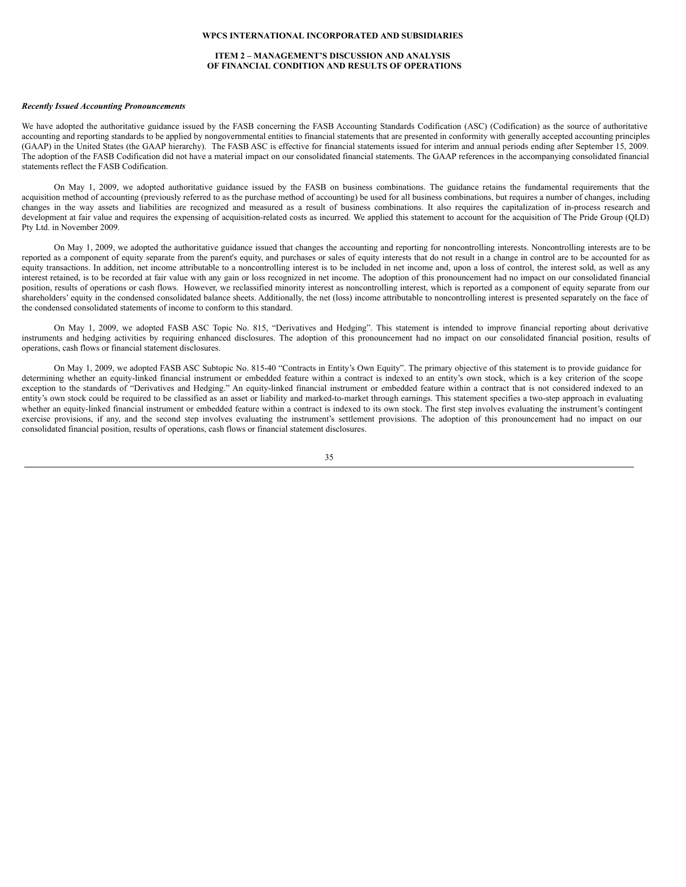*Recently Issued Accounting Pronouncements*

We have adopted the authoritative guidance issued by the FASB concerning the FASB Accounting Standards Codification (ASC) (Codification) as the source of authoritative accounting and reporting standards to be applied by nongovernmental entities to financial statements that are presented in conformity with generally accepted accounting principles (GAAP) in the United States (the GAAP hierarchy). The FASB ASC is effective for financial statements issued for interim and annual periods ending after September 15, 2009. The adoption of the FASB Codification did not have a material impact on our consolidated financial statements. The GAAP references in the accompanying consolidated financial statements reflect the FASB Codification.

On May 1, 2009, we adopted authoritative guidance issued by the FASB on business combinations. The guidance retains the fundamental requirements that the acquisition method of accounting (previously referred to as the purchase method of accounting) be used for all business combinations, but requires a number of changes, including changes in the way assets and liabilities are recognized and measured as a result of business combinations. It also requires the capitalization of in-process research and development at fair value and requires the expensing of acquisition-related costs as incurred. We applied this statement to account for the acquisition of The Pride Group (QLD) Pty Ltd. in November 2009.

On May 1, 2009, we adopted the authoritative guidance issued that changes the accounting and reporting for noncontrolling interests. Noncontrolling interests are to be reported as a component of equity separate from the parent's equity, and purchases or sales of equity interests that do not result in a change in control are to be accounted for as equity transactions. In addition, net income attributable to a noncontrolling interest is to be included in net income and, upon a loss of control, the interest sold, as well as any interest retained, is to be recorded at fair value with any gain or loss recognized in net income. The adoption of this pronouncement had no impact on our consolidated financial position, results of operations or cash flows. However, we reclassified minority interest as noncontrolling interest, which is reported as a component of equity separate from our shareholders' equity in the condensed consolidated balance sheets. Additionally, the net (loss) income attributable to noncontrolling interest is presented separately on the face of the condensed consolidated statements of income to conform to this standard.

On May 1, 2009, we adopted FASB ASC Topic No. 815, "Derivatives and Hedging". This statement is intended to improve financial reporting about derivative instruments and hedging activities by requiring enhanced disclosures. The adoption of this pronouncement had no impact on our consolidated financial position, results of operations, cash flows or financial statement disclosures.

On May 1, 2009, we adopted FASB ASC Subtopic No. 815-40 "Contracts in Entity's Own Equity". The primary objective of this statement is to provide guidance for determining whether an equity-linked financial instrument or embedded feature within a contract is indexed to an entity's own stock, which is a key criterion of the scope exception to the standards of "Derivatives and Hedging." An equity-linked financial instrument or embedded feature within a contract that is not considered indexed to an entity's own stock could be required to be classified as an asset or liability and marked-to-market through earnings. This statement specifies a two-step approach in evaluating whether an equity-linked financial instrument or embedded feature within a contract is indexed to its own stock. The first step involves evaluating the instrument's contingent exercise provisions, if any, and the second step involves evaluating the instrument's settlement provisions. The adoption of this pronouncement had no impact on our consolidated financial position, results of operations, cash flows or financial statement disclosures.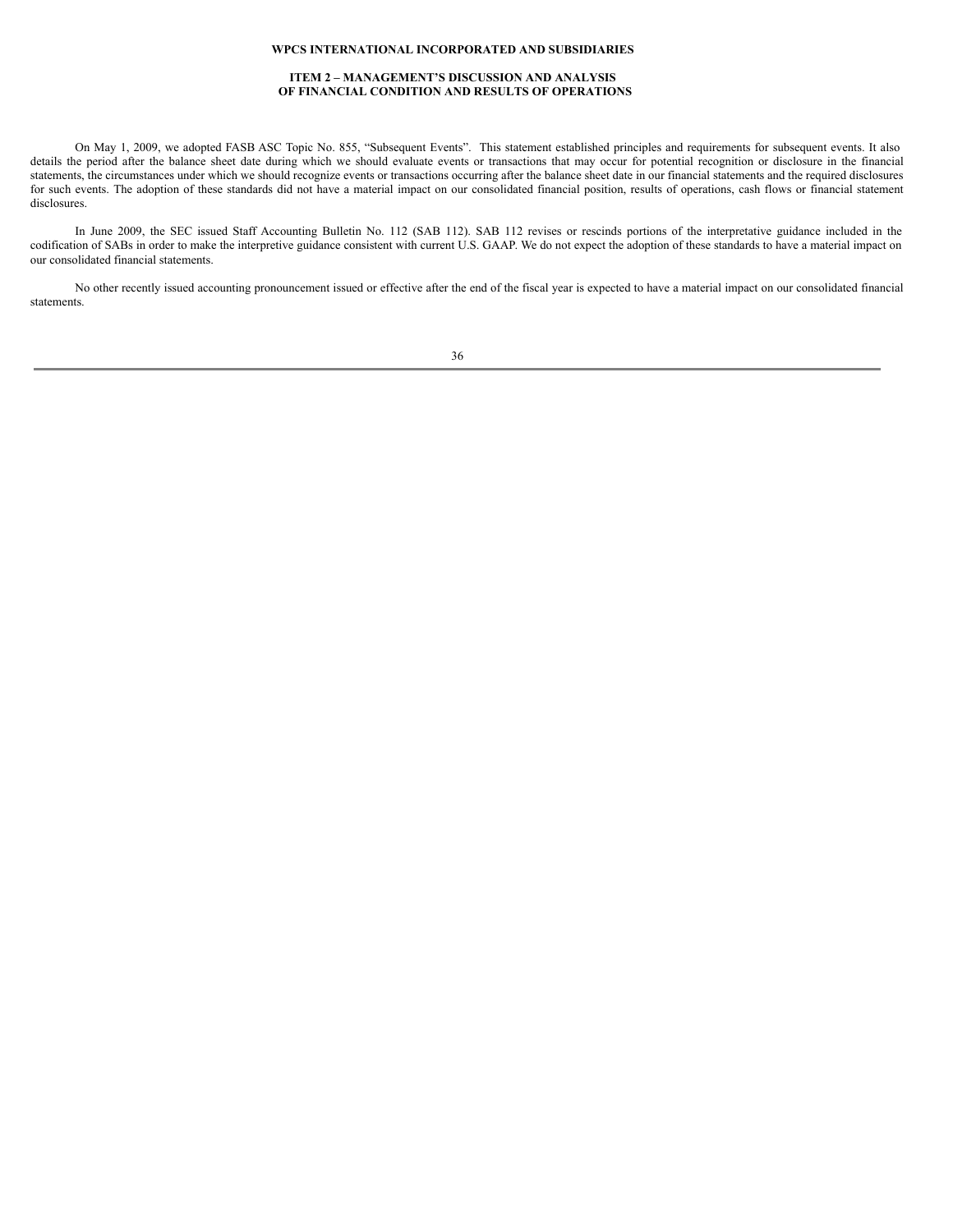On May 1, 2009, we adopted FASB ASC Topic No. 855, "Subsequent Events". This statement established principles and requirements for subsequent events. It also details the period after the balance sheet date during which we should evaluate events or transactions that may occur for potential recognition or disclosure in the financial statements, the circumstances under which we should recognize events or transactions occurring after the balance sheet date in our financial statements and the required disclosures for such events. The adoption of these standards did not have a material impact on our consolidated financial position, results of operations, cash flows or financial statement disclosures.

In June 2009, the SEC issued Staff Accounting Bulletin No. 112 (SAB 112). SAB 112 revises or rescinds portions of the interpretative guidance included in the codification of SABs in order to make the interpretive guidance consistent with current U.S. GAAP. We do not expect the adoption of these standards to have a material impact on our consolidated financial statements.

No other recently issued accounting pronouncement issued or effective after the end of the fiscal year is expected to have a material impact on our consolidated financial statements.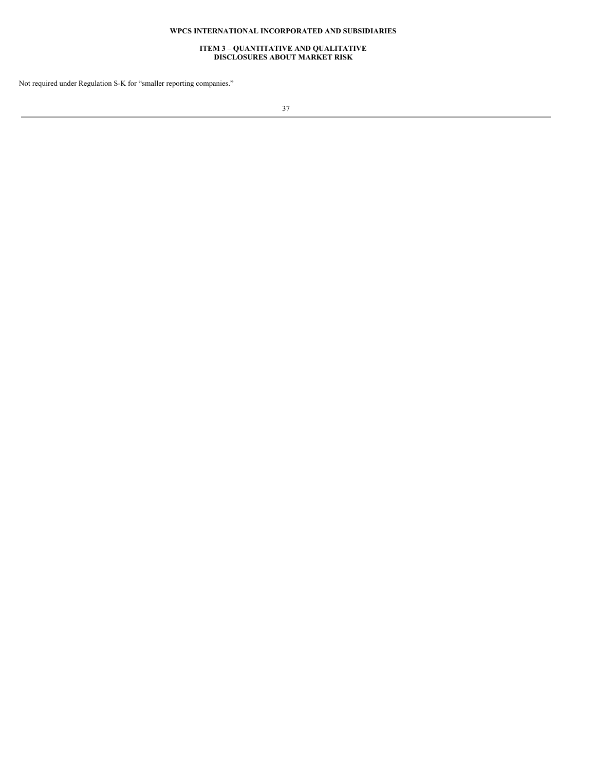**WPCS INTERNATIONAL INCORPORATED AND SUBSIDIARIES**

## ITEM 3 – QUANTITATIVE AND QUALITATIVE DISCLOSURES ABOUT MARKET RISK

Not required under Regulation S-K for "smaller reporting companies."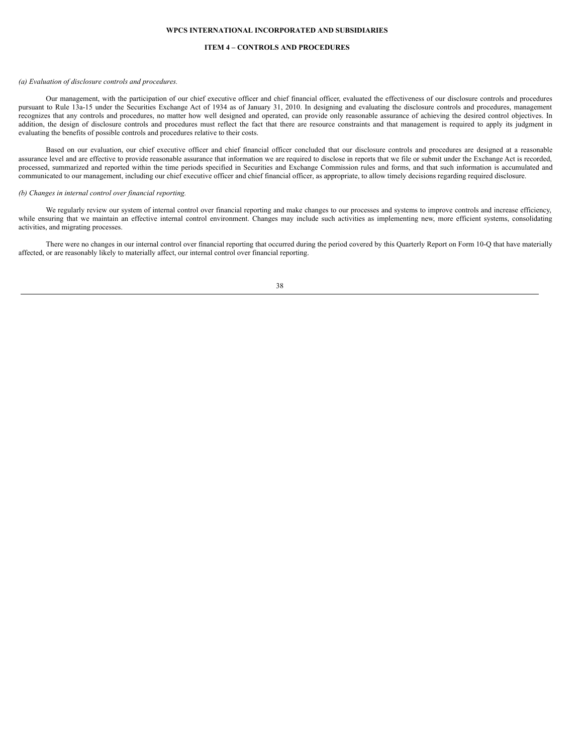**WPCS INTERNATIONAL INCORPORATED AND SUBSIDIARIES**

## ITEM 4 – CONTROLS AND PROCEDURES

*(a) Evaluation of disclosure controls and procedures.*

Our management, with the participation of our chief executive officer and chief financial officer, evaluated the effectiveness of our disclosure controls and procedures pursuant to Rule 13a-15 under the Securities Exchange Act of 1934 as of January 31, 2010. In designing and evaluating the disclosure controls and procedures, management recognizes that any controls and procedures, no matter how well designed and operated, can provide only reasonable assurance of achieving the desired control objectives. In addition, the design of disclosure controls and procedures must reflect the fact that there are resource constraints and that management is required to apply its judgment in evaluating the benefits of possible controls and procedures relative to their costs.

Based on our evaluation, our chief executive officer and chief financial officer concluded that our disclosure controls and procedures are designed at a reasonable assurance level and are effective to provide reasonable assurance that information we are required to disclose in reports that we file or submit under the Exchange Act is recorded, processed, summarized and reported within the time periods specified in Securities and Exchange Commission rules and forms, and that such information is accumulated and communicated to our management, including our chief executive officer and chief financial officer, as appropriate, to allow timely decisions regarding required disclosure.

*(b) Changes in internal control over financial reporting.*

We regularly review our system of internal control over financial reporting and make changes to our processes and systems to improve controls and increase efficiency, while ensuring that we maintain an effective internal control environment. Changes may include such activities as implementing new, more efficient systems, consolidating activities, and migrating processes.

There were no changes in our internal control over financial reporting that occurred during the period covered by this Quarterly Report on Form 10-Q that have materially affected, or are reasonably likely to materially affect, our internal control over financial reporting.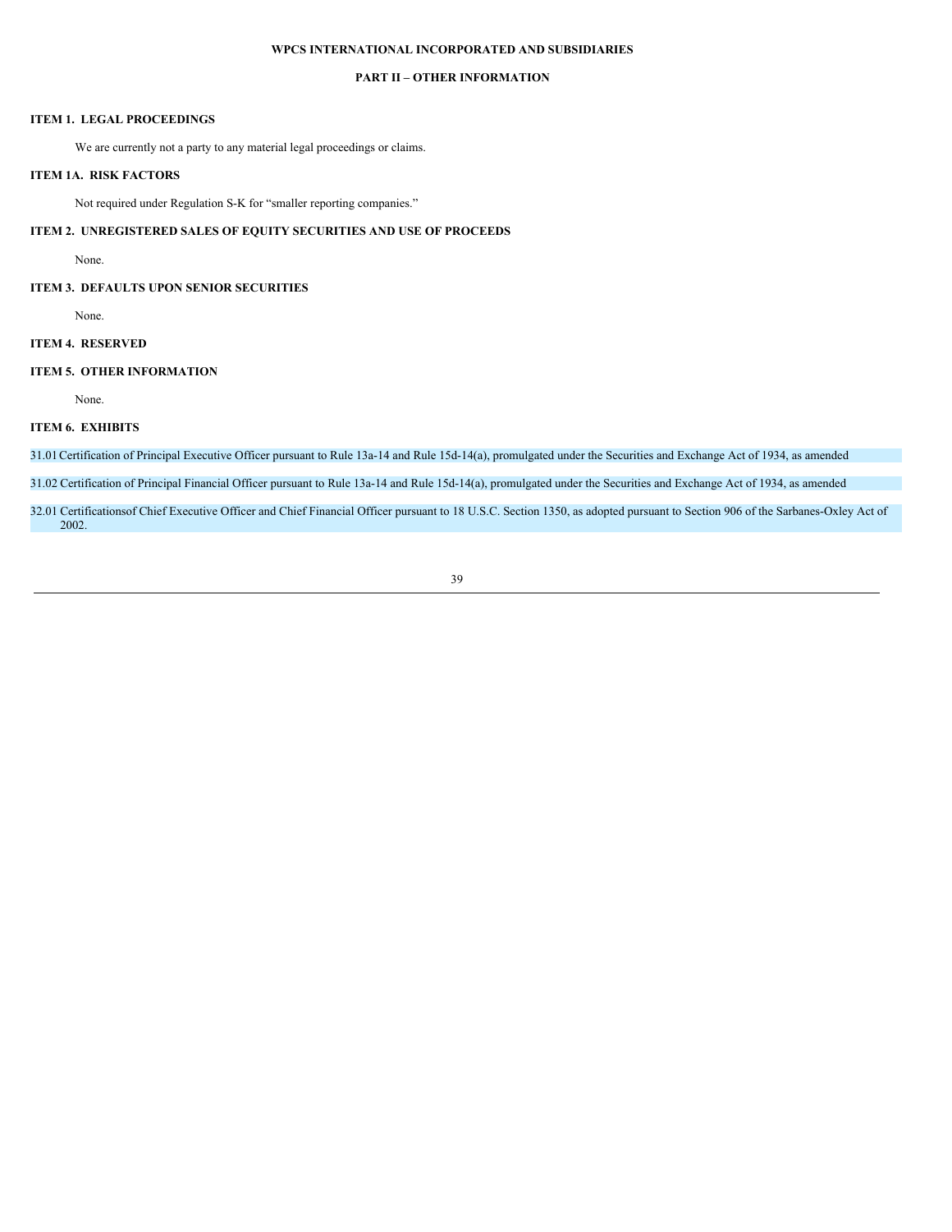**WPCS INTERNATIONAL INCORPORATED AND SUBSIDIARIES**

## PART II – OTHER INFORMATION

### ITEM 1. LEGAL PROCEEDINGS

We are currently not a party to any material legal proceedings or claims.

### ITEM 1A. RISK FACTORS

Not required under Regulation S-K for "smaller reporting companies."

### ITEM 2. UNREGISTERED SALES OF EQUITY SECURITIES AND USE OF PROCEEDS

None.

### ITEM 3. DEFAULTS UPON SENIOR SECURITIES

None.

### ITEM 4. RESERVED

### ITEM 5. OTHER INFORMATION

None.

### ITEM 6. EXHIBITS

31.01 Certification of Principal Executive Officer pursuant to Rule 13a-14 and Rule 15d-14(a), promulgated under the Securities and Exchange Act of 1934, as amended

31.02 Certification of Principal Financial Officer pursuant to Rule 13a-14 and Rule 15d-14(a), promulgated under the Securities and Exchange Act of 1934, as amended

32.01 Certificationsof Chief Executive Officer and Chief Financial Officer pursuant to 18 U.S.C. Section 1350, as adopted pursuant to Section 906 of the Sarbanes-Oxley Act of 2002.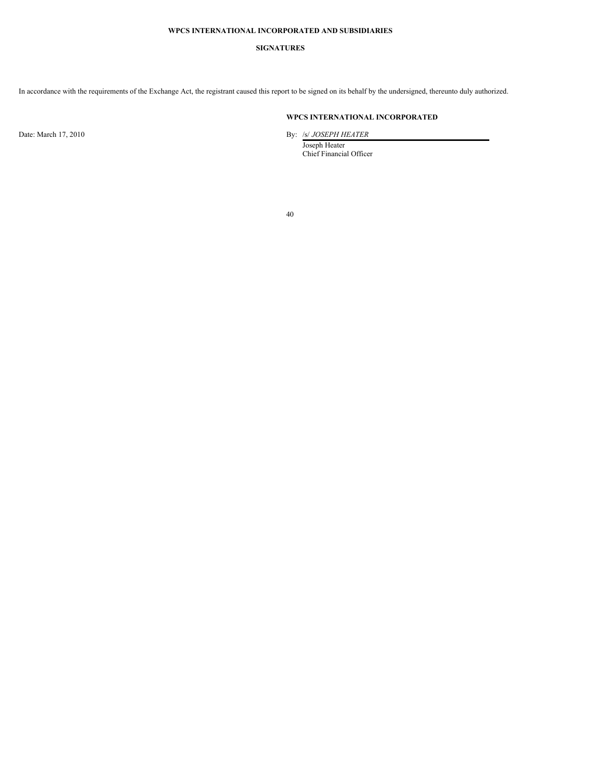**WPCS INTERNATIONAL INCORPORATED AND SUBSIDIARIES**

**SIGNATURES**

In accordance with the requirements of the Exchange Act, the registrant caused this report to be signed on its behalf by the undersigned, thereunto duly authorized.

**WPCS INTERNATIONAL INCORPORATED**

Date: March 17, 2010

By: /s/ *JOSEPH HEATER*

Joseph Heater
Chief Financial Officer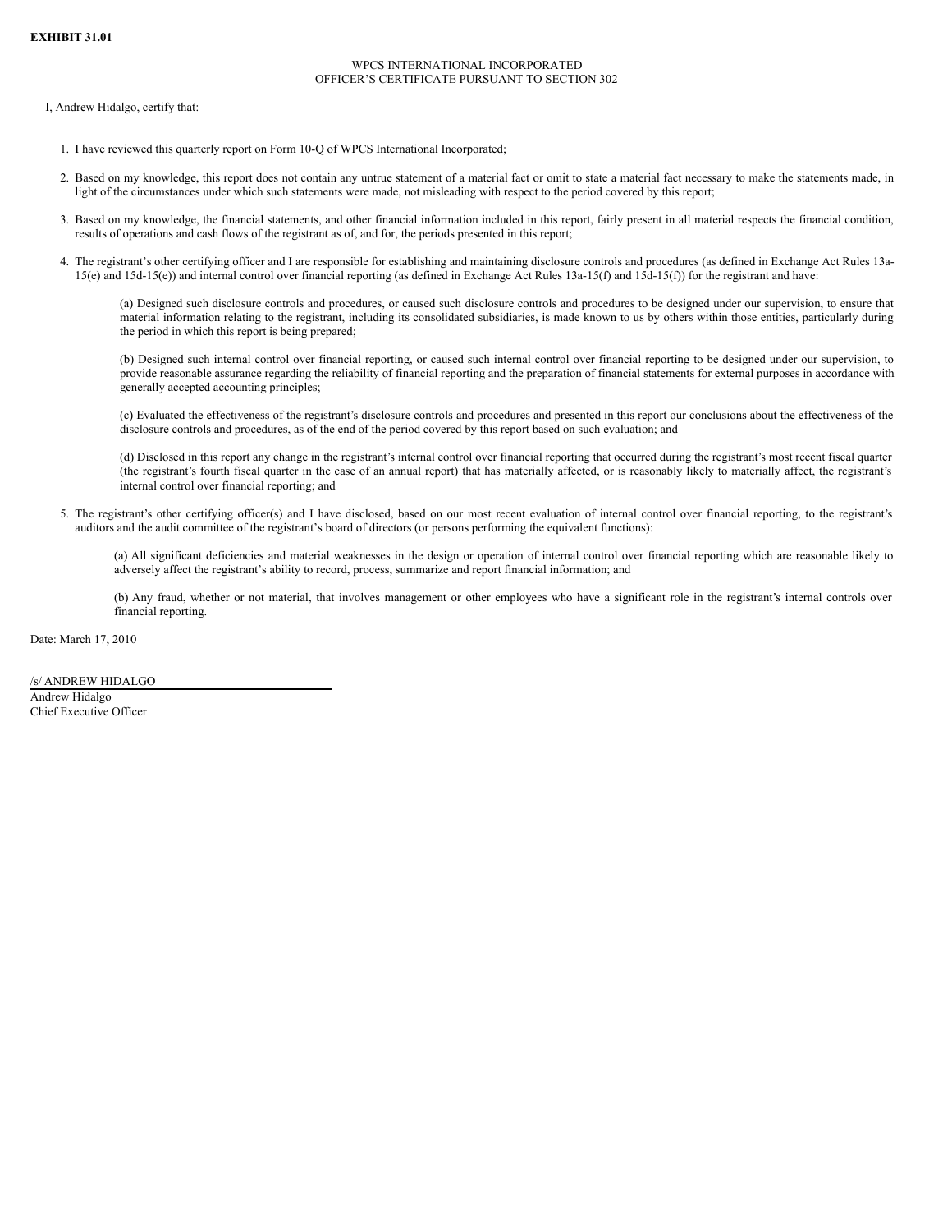**EXHIBIT 31.01**

WPCS INTERNATIONAL INCORPORATED
OFFICER'S CERTIFICATE PURSUANT TO SECTION 302

I, Andrew Hidalgo, certify that:

1. I have reviewed this quarterly report on Form 10-Q of WPCS International Incorporated;

2. Based on my knowledge, this report does not contain any untrue statement of a material fact or omit to state a material fact necessary to make the statements made, in light of the circumstances under which such statements were made, not misleading with respect to the period covered by this report;

3. Based on my knowledge, the financial statements, and other financial information included in this report, fairly present in all material respects the financial condition, results of operations and cash flows of the registrant as of, and for, the periods presented in this report;

4. The registrant's other certifying officer and I are responsible for establishing and maintaining disclosure controls and procedures (as defined in Exchange Act Rules 13a-15(e) and 15d-15(e)) and internal control over financial reporting (as defined in Exchange Act Rules 13a-15(f) and 15d-15(f)) for the registrant and have:

   (a) Designed such disclosure controls and procedures, or caused such disclosure controls and procedures to be designed under our supervision, to ensure that material information relating to the registrant, including its consolidated subsidiaries, is made known to us by others within those entities, particularly during the period in which this report is being prepared;

   (b) Designed such internal control over financial reporting, or caused such internal control over financial reporting to be designed under our supervision, to provide reasonable assurance regarding the reliability of financial reporting and the preparation of financial statements for external purposes in accordance with generally accepted accounting principles;

   (c) Evaluated the effectiveness of the registrant's disclosure controls and procedures and presented in this report our conclusions about the effectiveness of the disclosure controls and procedures, as of the end of the period covered by this report based on such evaluation; and

   (d) Disclosed in this report any change in the registrant's internal control over financial reporting that occurred during the registrant's most recent fiscal quarter (the registrant's fourth fiscal quarter in the case of an annual report) that has materially affected, or is reasonably likely to materially affect, the registrant's internal control over financial reporting; and

5. The registrant's other certifying officer(s) and I have disclosed, based on our most recent evaluation of internal control over financial reporting, to the registrant's auditors and the audit committee of the registrant's board of directors (or persons performing the equivalent functions):

   (a) All significant deficiencies and material weaknesses in the design or operation of internal control over financial reporting which are reasonable likely to adversely affect the registrant's ability to record, process, summarize and report financial information; and

   (b) Any fraud, whether or not material, that involves management or other employees who have a significant role in the registrant's internal controls over financial reporting.

Date: March 17, 2010

/s/ ANDREW HIDALGO
Andrew Hidalgo
Chief Executive Officer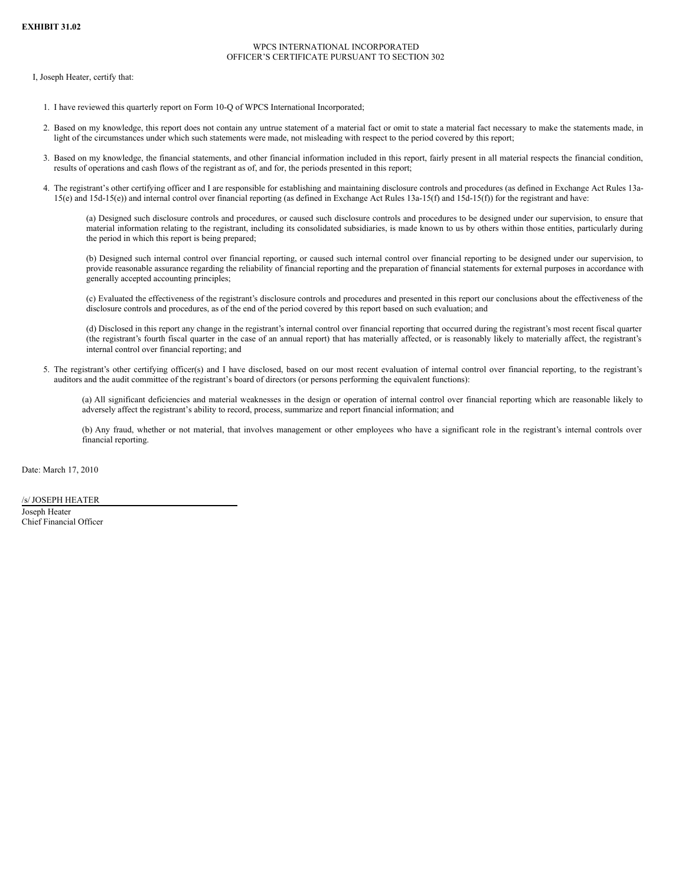**EXHIBIT 31.02**

WPCS INTERNATIONAL INCORPORATED
OFFICER'S CERTIFICATE PURSUANT TO SECTION 302

I, Joseph Heater, certify that:

1. I have reviewed this quarterly report on Form 10-Q of WPCS International Incorporated;

2. Based on my knowledge, this report does not contain any untrue statement of a material fact or omit to state a material fact necessary to make the statements made, in light of the circumstances under which such statements were made, not misleading with respect to the period covered by this report;

3. Based on my knowledge, the financial statements, and other financial information included in this report, fairly present in all material respects the financial condition, results of operations and cash flows of the registrant as of, and for, the periods presented in this report;

4. The registrant's other certifying officer and I are responsible for establishing and maintaining disclosure controls and procedures (as defined in Exchange Act Rules 13a-15(e) and 15d-15(e)) and internal control over financial reporting (as defined in Exchange Act Rules 13a-15(f) and 15d-15(f)) for the registrant and have:

   (a) Designed such disclosure controls and procedures, or caused such disclosure controls and procedures to be designed under our supervision, to ensure that material information relating to the registrant, including its consolidated subsidiaries, is made known to us by others within those entities, particularly during the period in which this report is being prepared;

   (b) Designed such internal control over financial reporting, or caused such internal control over financial reporting to be designed under our supervision, to provide reasonable assurance regarding the reliability of financial reporting and the preparation of financial statements for external purposes in accordance with generally accepted accounting principles;

   (c) Evaluated the effectiveness of the registrant's disclosure controls and procedures and presented in this report our conclusions about the effectiveness of the disclosure controls and procedures, as of the end of the period covered by this report based on such evaluation; and

   (d) Disclosed in this report any change in the registrant's internal control over financial reporting that occurred during the registrant's most recent fiscal quarter (the registrant's fourth fiscal quarter in the case of an annual report) that has materially affected, or is reasonably likely to materially affect, the registrant's internal control over financial reporting; and

5. The registrant's other certifying officer(s) and I have disclosed, based on our most recent evaluation of internal control over financial reporting, to the registrant's auditors and the audit committee of the registrant's board of directors (or persons performing the equivalent functions):

   (a) All significant deficiencies and material weaknesses in the design or operation of internal control over financial reporting which are reasonable likely to adversely affect the registrant's ability to record, process, summarize and report financial information; and

   (b) Any fraud, whether or not material, that involves management or other employees who have a significant role in the registrant's internal controls over financial reporting.

Date: March 17, 2010

/s/ JOSEPH HEATER
Joseph Heater
Chief Financial Officer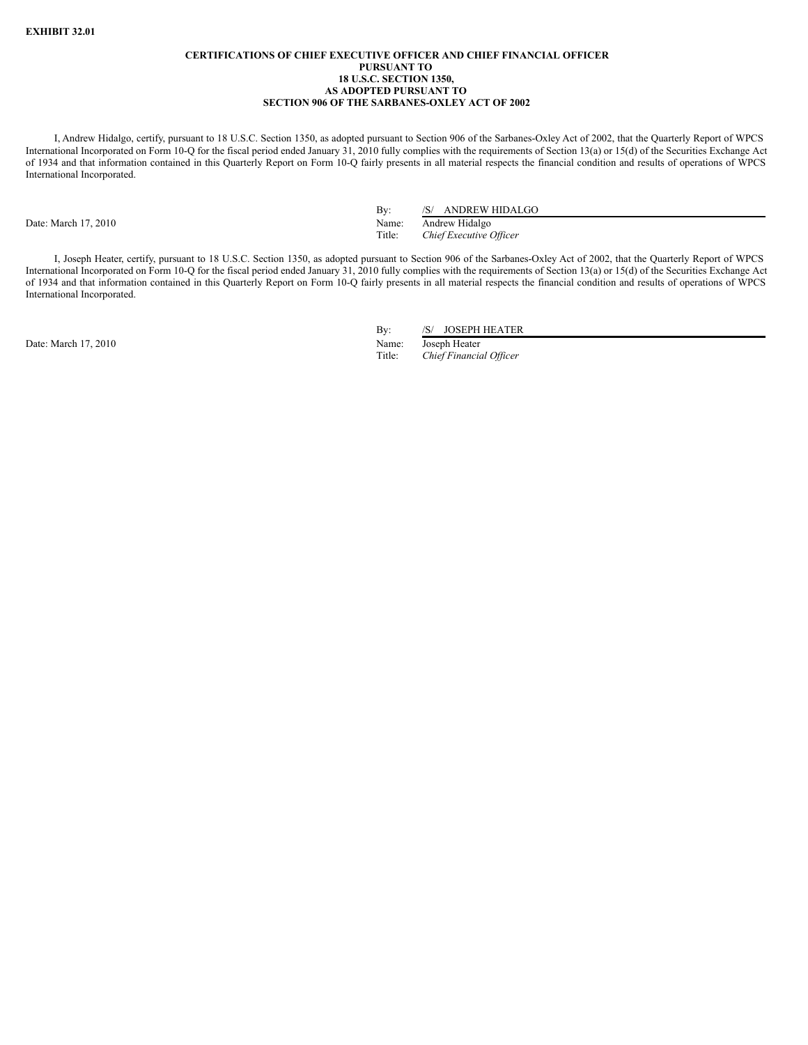**EXHIBIT 32.01**

**CERTIFICATIONS OF CHIEF EXECUTIVE OFFICER AND CHIEF FINANCIAL OFFICER PURSUANT TO 18 U.S.C. SECTION 1350, AS ADOPTED PURSUANT TO SECTION 906 OF THE SARBANES-OXLEY ACT OF 2002**

I, Andrew Hidalgo, certify, pursuant to 18 U.S.C. Section 1350, as adopted pursuant to Section 906 of the Sarbanes-Oxley Act of 2002, that the Quarterly Report of WPCS International Incorporated on Form 10-Q for the fiscal period ended January 31, 2010 fully complies with the requirements of Section 13(a) or 15(d) of the Securities Exchange Act of 1934 and that information contained in this Quarterly Report on Form 10-Q fairly presents in all material respects the financial condition and results of operations of WPCS International Incorporated.

| | | |
|---|---|---|
| | By: | /S/ ANDREW HIDALGO |
| Date: March 17, 2010 | Name: | Andrew Hidalgo |
| | Title: | *Chief Executive Officer* |

I, Joseph Heater, certify, pursuant to 18 U.S.C. Section 1350, as adopted pursuant to Section 906 of the Sarbanes-Oxley Act of 2002, that the Quarterly Report of WPCS International Incorporated on Form 10-Q for the fiscal period ended January 31, 2010 fully complies with the requirements of Section 13(a) or 15(d) of the Securities Exchange Act of 1934 and that information contained in this Quarterly Report on Form 10-Q fairly presents in all material respects the financial condition and results of operations of WPCS International Incorporated.

| | | |
|---|---|---|
| | By: | /S/ JOSEPH HEATER |
| Date: March 17, 2010 | Name: | Joseph Heater |
| | Title: | *Chief Financial Officer* |